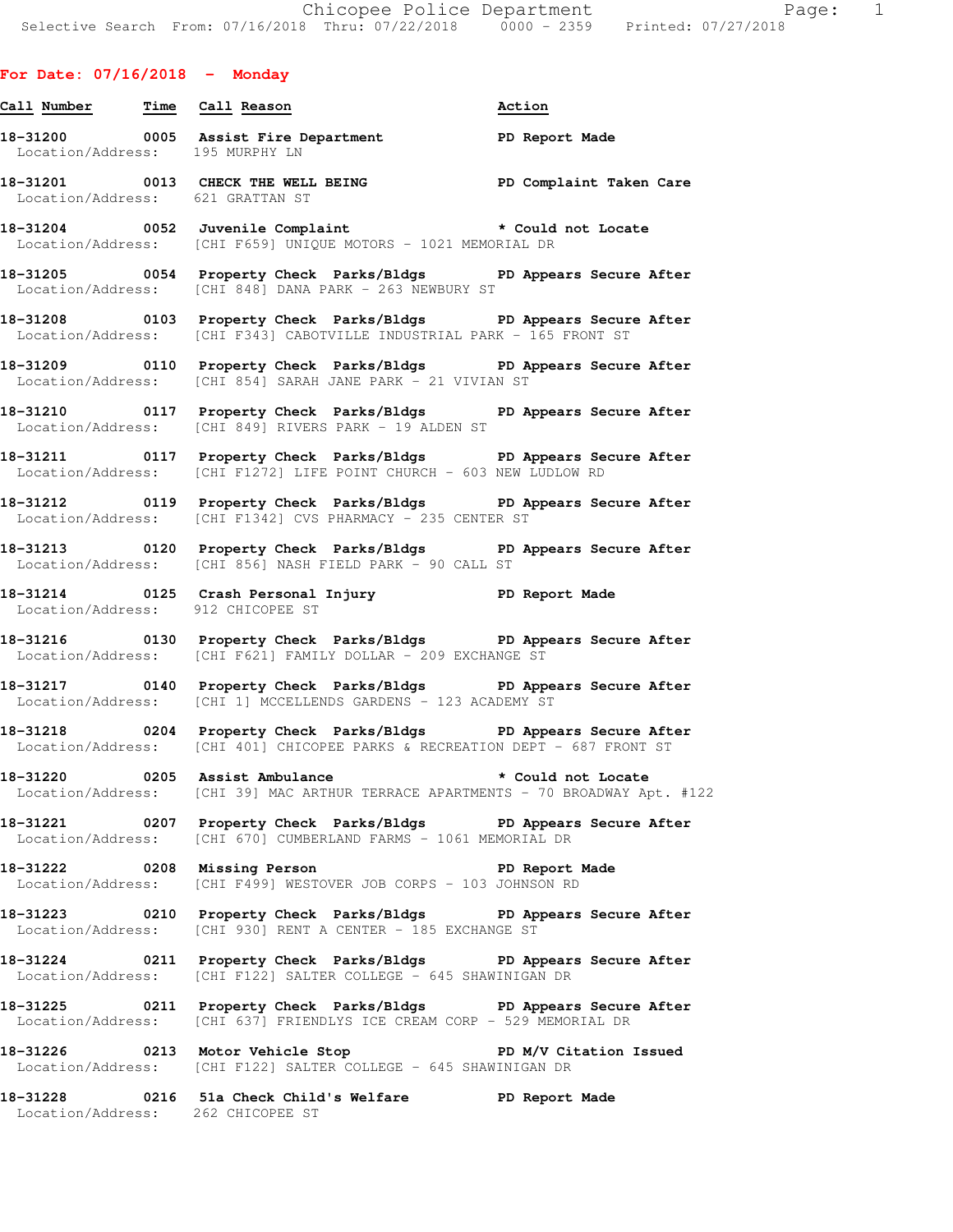Chicopee Police Department
Selective Search From: 07/16/2018 Thru: 07/22/2018 0000 - 2359 Printed: 07/27/2018

**For Date: 07/16/2018 - Monday**

| Call Number | Time | Call Reason | Action |
|---|---|---|---|
| 18-31200 | 0005 | Assist Fire Department | PD Report Made |
| Location/Address: 195 MURPHY LN | | | |
| 18-31201 | 0013 | CHECK THE WELL BEING | PD Complaint Taken Care |
| Location/Address: 621 GRATTAN ST | | | |
| 18-31204 | 0052 | Juvenile Complaint | * Could not Locate |
| Location/Address: [CHI F659] UNIQUE MOTORS - 1021 MEMORIAL DR | | | |
| 18-31205 | 0054 | Property Check Parks/Bldgs | PD Appears Secure After |
| Location/Address: [CHI 848] DANA PARK - 263 NEWBURY ST | | | |
| 18-31208 | 0103 | Property Check Parks/Bldgs | PD Appears Secure After |
| Location/Address: [CHI F343] CABOTVILLE INDUSTRIAL PARK - 165 FRONT ST | | | |
| 18-31209 | 0110 | Property Check Parks/Bldgs | PD Appears Secure After |
| Location/Address: [CHI 854] SARAH JANE PARK - 21 VIVIAN ST | | | |
| 18-31210 | 0117 | Property Check Parks/Bldgs | PD Appears Secure After |
| Location/Address: [CHI 849] RIVERS PARK - 19 ALDEN ST | | | |
| 18-31211 | 0117 | Property Check Parks/Bldgs | PD Appears Secure After |
| Location/Address: [CHI F1272] LIFE POINT CHURCH - 603 NEW LUDLOW RD | | | |
| 18-31212 | 0119 | Property Check Parks/Bldgs | PD Appears Secure After |
| Location/Address: [CHI F1342] CVS PHARMACY - 235 CENTER ST | | | |
| 18-31213 | 0120 | Property Check Parks/Bldgs | PD Appears Secure After |
| Location/Address: [CHI 856] NASH FIELD PARK - 90 CALL ST | | | |
| 18-31214 | 0125 | Crash Personal Injury | PD Report Made |
| Location/Address: 912 CHICOPEE ST | | | |
| 18-31216 | 0130 | Property Check Parks/Bldgs | PD Appears Secure After |
| Location/Address: [CHI F621] FAMILY DOLLAR - 209 EXCHANGE ST | | | |
| 18-31217 | 0140 | Property Check Parks/Bldgs | PD Appears Secure After |
| Location/Address: [CHI 1] MCCELLENDS GARDENS - 123 ACADEMY ST | | | |
| 18-31218 | 0204 | Property Check Parks/Bldgs | PD Appears Secure After |
| Location/Address: [CHI 401] CHICOPEE PARKS & RECREATION DEPT - 687 FRONT ST | | | |
| 18-31220 | 0205 | Assist Ambulance | * Could not Locate |
| Location/Address: [CHI 39] MAC ARTHUR TERRACE APARTMENTS - 70 BROADWAY Apt. #122 | | | |
| 18-31221 | 0207 | Property Check Parks/Bldgs | PD Appears Secure After |
| Location/Address: [CHI 670] CUMBERLAND FARMS - 1061 MEMORIAL DR | | | |
| 18-31222 | 0208 | Missing Person | PD Report Made |
| Location/Address: [CHI F499] WESTOVER JOB CORPS - 103 JOHNSON RD | | | |
| 18-31223 | 0210 | Property Check Parks/Bldgs | PD Appears Secure After |
| Location/Address: [CHI 930] RENT A CENTER - 185 EXCHANGE ST | | | |
| 18-31224 | 0211 | Property Check Parks/Bldgs | PD Appears Secure After |
| Location/Address: [CHI F122] SALTER COLLEGE - 645 SHAWINIGAN DR | | | |
| 18-31225 | 0211 | Property Check Parks/Bldgs | PD Appears Secure After |
| Location/Address: [CHI 637] FRIENDLYS ICE CREAM CORP - 529 MEMORIAL DR | | | |
| 18-31226 | 0213 | Motor Vehicle Stop | PD M/V Citation Issued |
| Location/Address: [CHI F122] SALTER COLLEGE - 645 SHAWINIGAN DR | | | |
| 18-31228 | 0216 | 51a Check Child's Welfare | PD Report Made |
| Location/Address: 262 CHICOPEE ST | | | |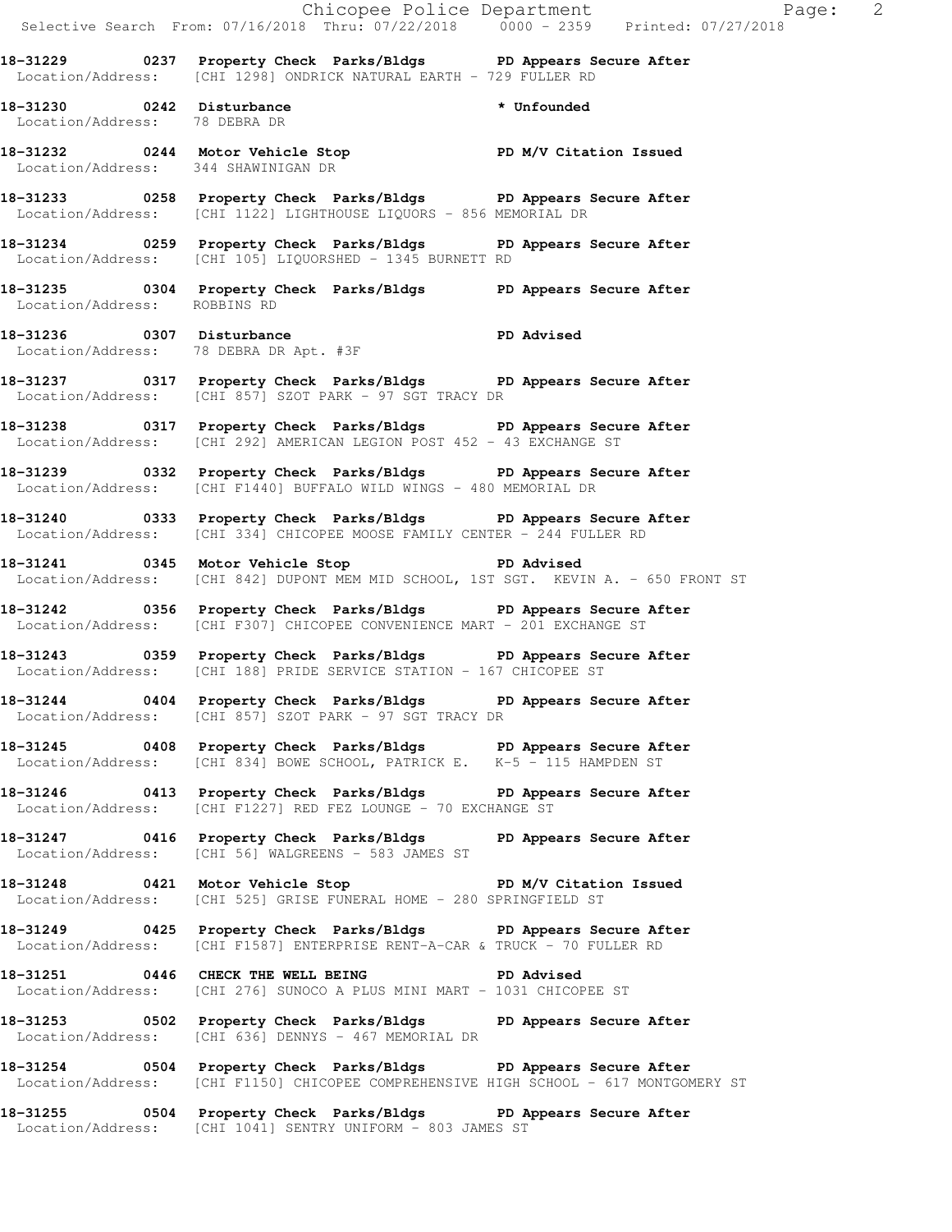18-31229 0237 Property Check Parks/Bldgs PD Appears Secure After
Location/Address: [CHI 1298] ONDRICK NATURAL EARTH - 729 FULLER RD

18-31230 0242 Disturbance * Unfounded
Location/Address: 78 DEBRA DR

18-31232 0244 Motor Vehicle Stop PD M/V Citation Issued
Location/Address: 344 SHAWINIGAN DR

18-31233 0258 Property Check Parks/Bldgs PD Appears Secure After
Location/Address: [CHI 1122] LIGHTHOUSE LIQUORS - 856 MEMORIAL DR

18-31234 0259 Property Check Parks/Bldgs PD Appears Secure After
Location/Address: [CHI 105] LIQUORSHED - 1345 BURNETT RD

18-31235 0304 Property Check Parks/Bldgs PD Appears Secure After
Location/Address: ROBBINS RD

18-31236 0307 Disturbance PD Advised
Location/Address: 78 DEBRA DR Apt. #3F

18-31237 0317 Property Check Parks/Bldgs PD Appears Secure After
Location/Address: [CHI 857] SZOT PARK - 97 SGT TRACY DR

18-31238 0317 Property Check Parks/Bldgs PD Appears Secure After
Location/Address: [CHI 292] AMERICAN LEGION POST 452 - 43 EXCHANGE ST

18-31239 0332 Property Check Parks/Bldgs PD Appears Secure After
Location/Address: [CHI F1440] BUFFALO WILD WINGS - 480 MEMORIAL DR

18-31240 0333 Property Check Parks/Bldgs PD Appears Secure After
Location/Address: [CHI 334] CHICOPEE MOOSE FAMILY CENTER - 244 FULLER RD

18-31241 0345 Motor Vehicle Stop PD Advised
Location/Address: [CHI 842] DUPONT MEM MID SCHOOL, 1ST SGT. KEVIN A. - 650 FRONT ST

18-31242 0356 Property Check Parks/Bldgs PD Appears Secure After
Location/Address: [CHI F307] CHICOPEE CONVENIENCE MART - 201 EXCHANGE ST

18-31243 0359 Property Check Parks/Bldgs PD Appears Secure After
Location/Address: [CHI 188] PRIDE SERVICE STATION - 167 CHICOPEE ST

18-31244 0404 Property Check Parks/Bldgs PD Appears Secure After
Location/Address: [CHI 857] SZOT PARK - 97 SGT TRACY DR

18-31245 0408 Property Check Parks/Bldgs PD Appears Secure After
Location/Address: [CHI 834] BOWE SCHOOL, PATRICK E. K-5 - 115 HAMPDEN ST

18-31246 0413 Property Check Parks/Bldgs PD Appears Secure After
Location/Address: [CHI F1227] RED FEZ LOUNGE - 70 EXCHANGE ST

18-31247 0416 Property Check Parks/Bldgs PD Appears Secure After
Location/Address: [CHI 56] WALGREENS - 583 JAMES ST

18-31248 0421 Motor Vehicle Stop PD M/V Citation Issued
Location/Address: [CHI 525] GRISE FUNERAL HOME - 280 SPRINGFIELD ST

18-31249 0425 Property Check Parks/Bldgs PD Appears Secure After
Location/Address: [CHI F1587] ENTERPRISE RENT-A-CAR & TRUCK - 70 FULLER RD

18-31251 0446 CHECK THE WELL BEING PD Advised
Location/Address: [CHI 276] SUNOCO A PLUS MINI MART - 1031 CHICOPEE ST

18-31253 0502 Property Check Parks/Bldgs PD Appears Secure After
Location/Address: [CHI 636] DENNYS - 467 MEMORIAL DR

18-31254 0504 Property Check Parks/Bldgs PD Appears Secure After
Location/Address: [CHI F1150] CHICOPEE COMPREHENSIVE HIGH SCHOOL - 617 MONTGOMERY ST

18-31255 0504 Property Check Parks/Bldgs PD Appears Secure After
Location/Address: [CHI 1041] SENTRY UNIFORM - 803 JAMES ST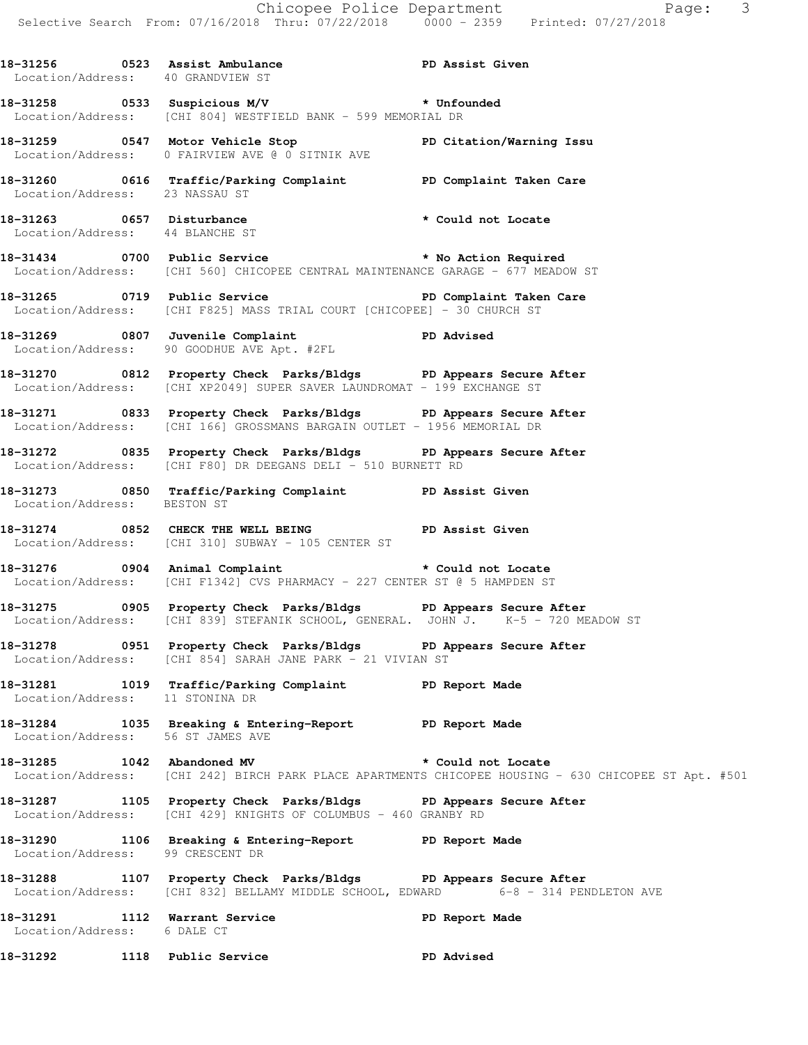18-31256 0523 **Assist Ambulance** **PD Assist Given**
Location/Address: 40 GRANDVIEW ST

18-31258 0533 **Suspicious M/V** *** Unfounded**
Location/Address: [CHI 804] WESTFIELD BANK - 599 MEMORIAL DR

18-31259 0547 **Motor Vehicle Stop** **PD Citation/Warning Issu**
Location/Address: 0 FAIRVIEW AVE @ 0 SITNIK AVE

18-31260 0616 **Traffic/Parking Complaint** **PD Complaint Taken Care**
Location/Address: 23 NASSAU ST

18-31263 0657 **Disturbance** *** Could not Locate**
Location/Address: 44 BLANCHE ST

18-31434 0700 **Public Service** *** No Action Required**
Location/Address: [CHI 560] CHICOPEE CENTRAL MAINTENANCE GARAGE - 677 MEADOW ST

18-31265 0719 **Public Service** **PD Complaint Taken Care**
Location/Address: [CHI F825] MASS TRIAL COURT [CHICOPEE] - 30 CHURCH ST

18-31269 0807 **Juvenile Complaint** **PD Advised**
Location/Address: 90 GOODHUE AVE Apt. #2FL

18-31270 0812 **Property Check Parks/Bldgs** **PD Appears Secure After**
Location/Address: [CHI XP2049] SUPER SAVER LAUNDROMAT - 199 EXCHANGE ST

18-31271 0833 **Property Check Parks/Bldgs** **PD Appears Secure After**
Location/Address: [CHI 166] GROSSMANS BARGAIN OUTLET - 1956 MEMORIAL DR

18-31272 0835 **Property Check Parks/Bldgs** **PD Appears Secure After**
Location/Address: [CHI F80] DR DEEGANS DELI - 510 BURNETT RD

18-31273 0850 **Traffic/Parking Complaint** **PD Assist Given**
Location/Address: BESTON ST

18-31274 0852 **CHECK THE WELL BEING** **PD Assist Given**
Location/Address: [CHI 310] SUBWAY - 105 CENTER ST

18-31276 0904 **Animal Complaint** *** Could not Locate**
Location/Address: [CHI F1342] CVS PHARMACY - 227 CENTER ST @ 5 HAMPDEN ST

18-31275 0905 **Property Check Parks/Bldgs** **PD Appears Secure After**
Location/Address: [CHI 839] STEFANIK SCHOOL, GENERAL. JOHN J. K-5 - 720 MEADOW ST

18-31278 0951 **Property Check Parks/Bldgs** **PD Appears Secure After**
Location/Address: [CHI 854] SARAH JANE PARK - 21 VIVIAN ST

18-31281 1019 **Traffic/Parking Complaint** **PD Report Made**
Location/Address: 11 STONINA DR

18-31284 1035 **Breaking & Entering-Report** **PD Report Made**
Location/Address: 56 ST JAMES AVE

18-31285 1042 **Abandoned MV** *** Could not Locate**
Location/Address: [CHI 242] BIRCH PARK PLACE APARTMENTS CHICOPEE HOUSING - 630 CHICOPEE ST Apt. #501

18-31287 1105 **Property Check Parks/Bldgs** **PD Appears Secure After**
Location/Address: [CHI 429] KNIGHTS OF COLUMBUS - 460 GRANBY RD

18-31290 1106 **Breaking & Entering-Report** **PD Report Made**
Location/Address: 99 CRESCENT DR

18-31288 1107 **Property Check Parks/Bldgs** **PD Appears Secure After**
Location/Address: [CHI 832] BELLAMY MIDDLE SCHOOL, EDWARD 6-8 - 314 PENDLETON AVE

18-31291 1112 **Warrant Service** **PD Report Made**
Location/Address: 6 DALE CT

18-31292 1118 **Public Service** **PD Advised**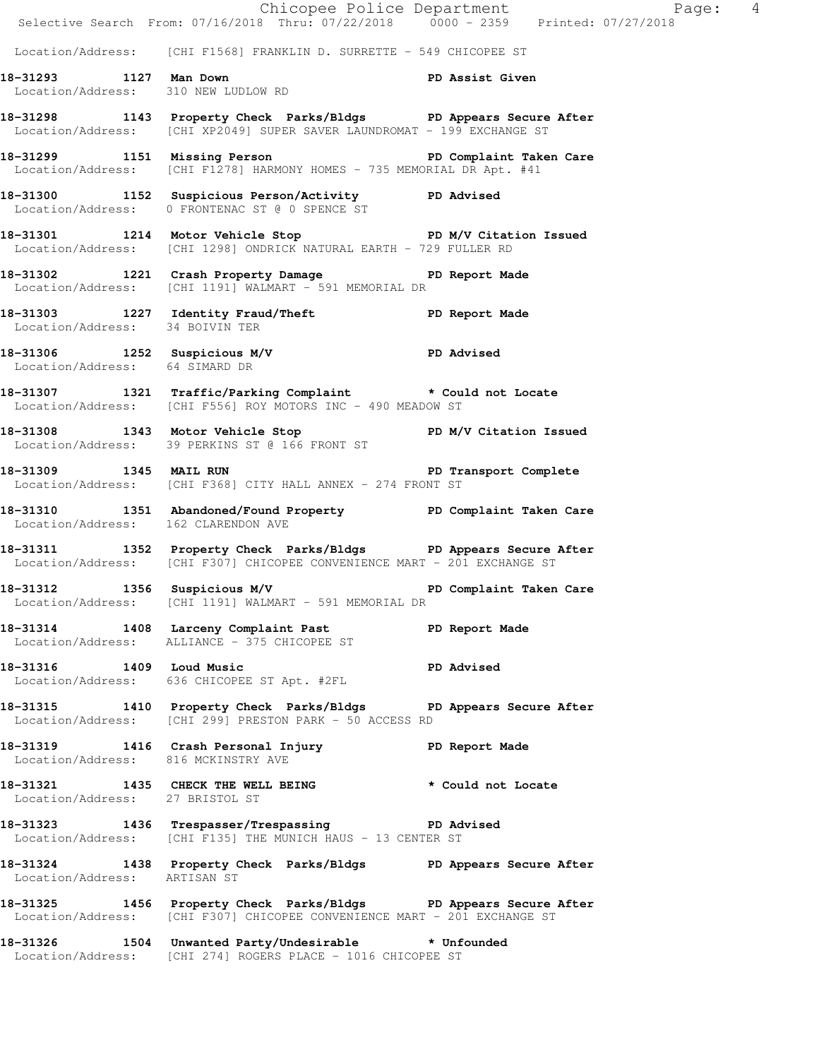Location/Address: [CHI F1568] FRANKLIN D. SURRETTE - 549 CHICOPEE ST

**18-31293 1127 Man Down** **PD Assist Given**
Location/Address: 310 NEW LUDLOW RD

**18-31298 1143 Property Check Parks/Bldgs** **PD Appears Secure After**
Location/Address: [CHI XP2049] SUPER SAVER LAUNDROMAT - 199 EXCHANGE ST

**18-31299 1151 Missing Person** **PD Complaint Taken Care**
Location/Address: [CHI F1278] HARMONY HOMES - 735 MEMORIAL DR Apt. #41

**18-31300 1152 Suspicious Person/Activity** **PD Advised**
Location/Address: 0 FRONTENAC ST @ 0 SPENCE ST

**18-31301 1214 Motor Vehicle Stop** **PD M/V Citation Issued**
Location/Address: [CHI 1298] ONDRICK NATURAL EARTH - 729 FULLER RD

**18-31302 1221 Crash Property Damage** **PD Report Made**
Location/Address: [CHI 1191] WALMART - 591 MEMORIAL DR

**18-31303 1227 Identity Fraud/Theft** **PD Report Made**
Location/Address: 34 BOIVIN TER

**18-31306 1252 Suspicious M/V** **PD Advised**
Location/Address: 64 SIMARD DR

**18-31307 1321 Traffic/Parking Complaint** **\* Could not Locate**
Location/Address: [CHI F556] ROY MOTORS INC - 490 MEADOW ST

**18-31308 1343 Motor Vehicle Stop** **PD M/V Citation Issued**
Location/Address: 39 PERKINS ST @ 166 FRONT ST

**18-31309 1345 MAIL RUN** **PD Transport Complete**
Location/Address: [CHI F368] CITY HALL ANNEX - 274 FRONT ST

**18-31310 1351 Abandoned/Found Property** **PD Complaint Taken Care**
Location/Address: 162 CLARENDON AVE

**18-31311 1352 Property Check Parks/Bldgs** **PD Appears Secure After**
Location/Address: [CHI F307] CHICOPEE CONVENIENCE MART - 201 EXCHANGE ST

**18-31312 1356 Suspicious M/V** **PD Complaint Taken Care**
Location/Address: [CHI 1191] WALMART - 591 MEMORIAL DR

**18-31314 1408 Larceny Complaint Past** **PD Report Made**
Location/Address: ALLIANCE - 375 CHICOPEE ST

**18-31316 1409 Loud Music** **PD Advised**
Location/Address: 636 CHICOPEE ST Apt. #2FL

**18-31315 1410 Property Check Parks/Bldgs** **PD Appears Secure After**
Location/Address: [CHI 299] PRESTON PARK - 50 ACCESS RD

**18-31319 1416 Crash Personal Injury** **PD Report Made**
Location/Address: 816 MCKINSTRY AVE

**18-31321 1435 CHECK THE WELL BEING** **\* Could not Locate**
Location/Address: 27 BRISTOL ST

**18-31323 1436 Trespasser/Trespassing** **PD Advised**
Location/Address: [CHI F135] THE MUNICH HAUS - 13 CENTER ST

**18-31324 1438 Property Check Parks/Bldgs** **PD Appears Secure After**
Location/Address: ARTISAN ST

**18-31325 1456 Property Check Parks/Bldgs** **PD Appears Secure After**
Location/Address: [CHI F307] CHICOPEE CONVENIENCE MART - 201 EXCHANGE ST

**18-31326 1504 Unwanted Party/Undesirable** **\* Unfounded**
Location/Address: [CHI 274] ROGERS PLACE - 1016 CHICOPEE ST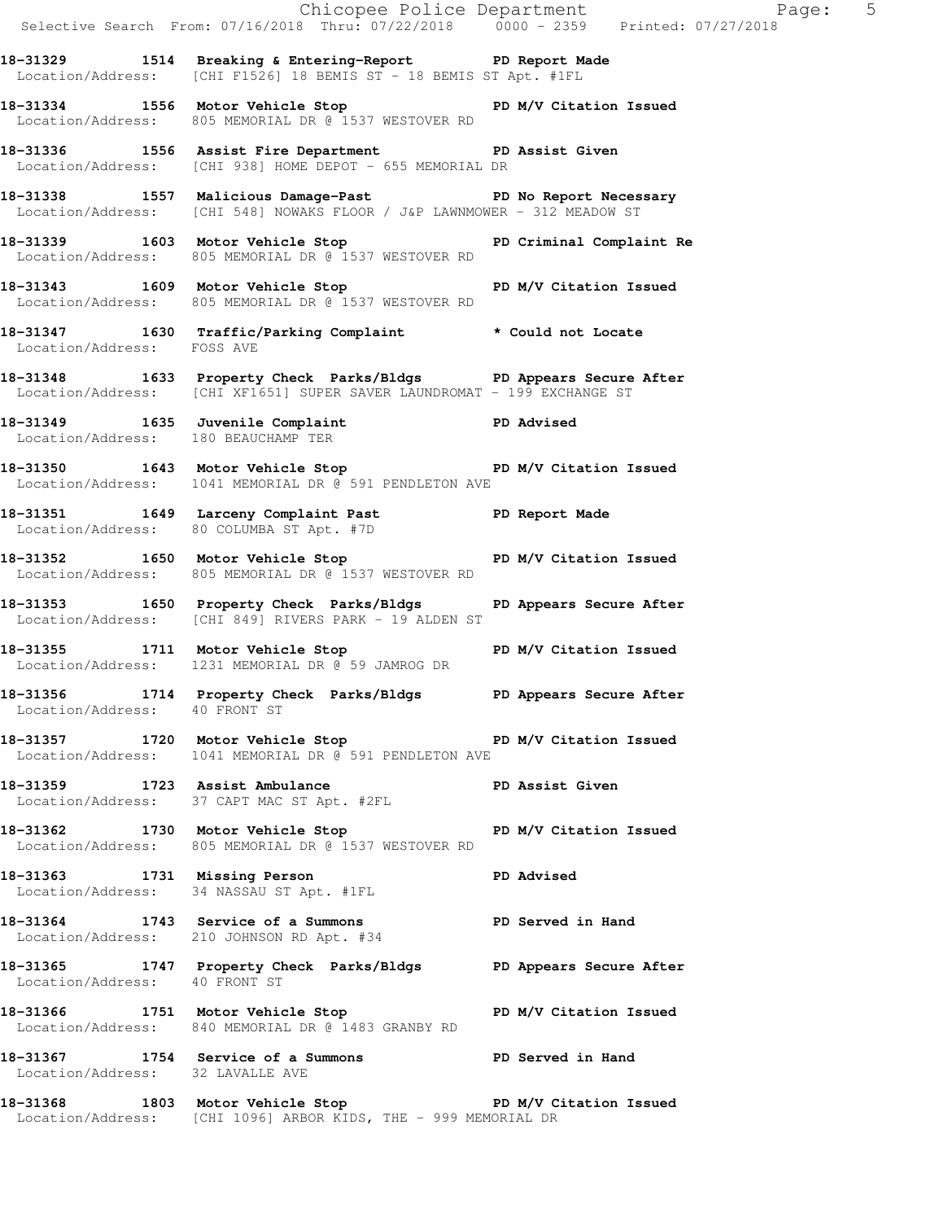**18-31329 1514 Breaking & Entering-Report PD Report Made**
Location/Address: [CHI F1526] 18 BEMIS ST - 18 BEMIS ST Apt. #1FL

**18-31334 1556 Motor Vehicle Stop PD M/V Citation Issued**
Location/Address: 805 MEMORIAL DR @ 1537 WESTOVER RD

**18-31336 1556 Assist Fire Department PD Assist Given**
Location/Address: [CHI 938] HOME DEPOT - 655 MEMORIAL DR

**18-31338 1557 Malicious Damage-Past PD No Report Necessary**
Location/Address: [CHI 548] NOWAKS FLOOR / J&P LAWNMOWER - 312 MEADOW ST

**18-31339 1603 Motor Vehicle Stop PD Criminal Complaint Re**
Location/Address: 805 MEMORIAL DR @ 1537 WESTOVER RD

**18-31343 1609 Motor Vehicle Stop PD M/V Citation Issued**
Location/Address: 805 MEMORIAL DR @ 1537 WESTOVER RD

**18-31347 1630 Traffic/Parking Complaint * Could not Locate**
Location/Address: FOSS AVE

**18-31348 1633 Property Check Parks/Bldgs PD Appears Secure After**
Location/Address: [CHI XF1651] SUPER SAVER LAUNDROMAT - 199 EXCHANGE ST

**18-31349 1635 Juvenile Complaint PD Advised**
Location/Address: 180 BEAUCHAMP TER

**18-31350 1643 Motor Vehicle Stop PD M/V Citation Issued**
Location/Address: 1041 MEMORIAL DR @ 591 PENDLETON AVE

**18-31351 1649 Larceny Complaint Past PD Report Made**
Location/Address: 80 COLUMBA ST Apt. #7D

**18-31352 1650 Motor Vehicle Stop PD M/V Citation Issued**
Location/Address: 805 MEMORIAL DR @ 1537 WESTOVER RD

**18-31353 1650 Property Check Parks/Bldgs PD Appears Secure After**
Location/Address: [CHI 849] RIVERS PARK - 19 ALDEN ST

**18-31355 1711 Motor Vehicle Stop PD M/V Citation Issued**
Location/Address: 1231 MEMORIAL DR @ 59 JAMROG DR

**18-31356 1714 Property Check Parks/Bldgs PD Appears Secure After**
Location/Address: 40 FRONT ST

**18-31357 1720 Motor Vehicle Stop PD M/V Citation Issued**
Location/Address: 1041 MEMORIAL DR @ 591 PENDLETON AVE

**18-31359 1723 Assist Ambulance PD Assist Given**
Location/Address: 37 CAPT MAC ST Apt. #2FL

**18-31362 1730 Motor Vehicle Stop PD M/V Citation Issued**
Location/Address: 805 MEMORIAL DR @ 1537 WESTOVER RD

**18-31363 1731 Missing Person PD Advised**
Location/Address: 34 NASSAU ST Apt. #1FL

**18-31364 1743 Service of a Summons PD Served in Hand**
Location/Address: 210 JOHNSON RD Apt. #34

**18-31365 1747 Property Check Parks/Bldgs PD Appears Secure After**
Location/Address: 40 FRONT ST

**18-31366 1751 Motor Vehicle Stop PD M/V Citation Issued**
Location/Address: 840 MEMORIAL DR @ 1483 GRANBY RD

**18-31367 1754 Service of a Summons PD Served in Hand**
Location/Address: 32 LAVALLE AVE

**18-31368 1803 Motor Vehicle Stop PD M/V Citation Issued**
Location/Address: [CHI 1096] ARBOR KIDS, THE - 999 MEMORIAL DR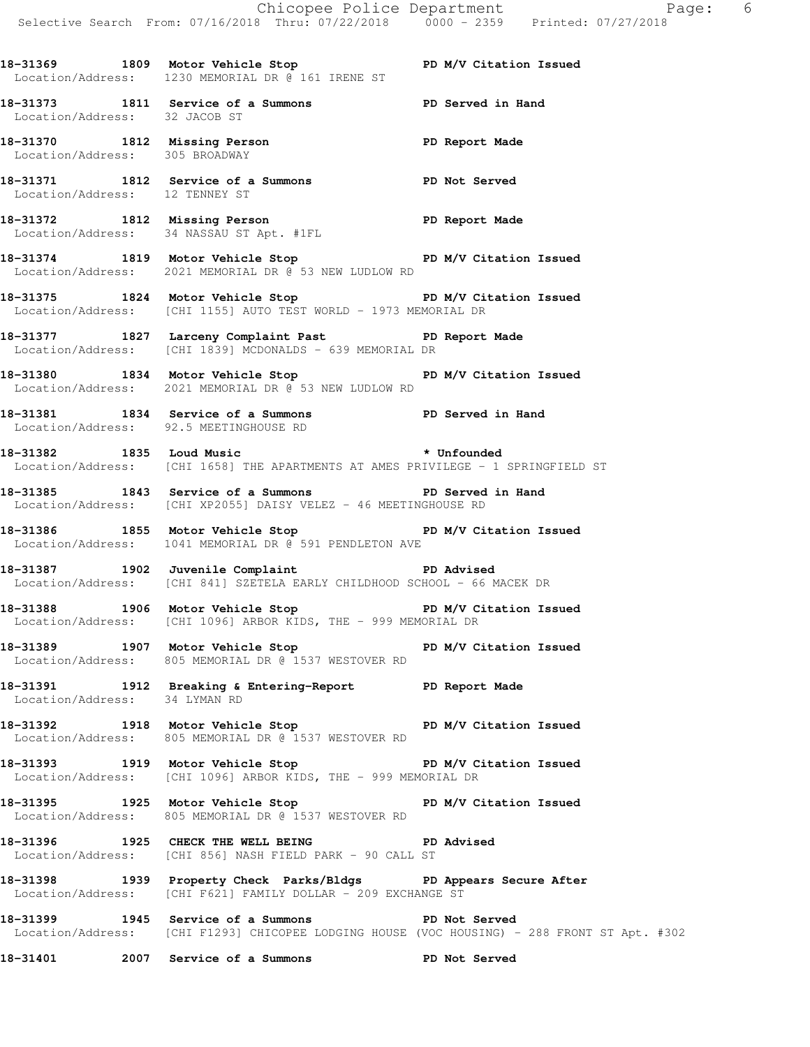18-31369 1809 Motor Vehicle Stop PD M/V Citation Issued
Location/Address: 1230 MEMORIAL DR @ 161 IRENE ST

18-31373 1811 Service of a Summons PD Served in Hand
Location/Address: 32 JACOB ST

18-31370 1812 Missing Person PD Report Made
Location/Address: 305 BROADWAY

18-31371 1812 Service of a Summons PD Not Served
Location/Address: 12 TENNEY ST

18-31372 1812 Missing Person PD Report Made
Location/Address: 34 NASSAU ST Apt. #1FL

18-31374 1819 Motor Vehicle Stop PD M/V Citation Issued
Location/Address: 2021 MEMORIAL DR @ 53 NEW LUDLOW RD

18-31375 1824 Motor Vehicle Stop PD M/V Citation Issued
Location/Address: [CHI 1155] AUTO TEST WORLD - 1973 MEMORIAL DR

18-31377 1827 Larceny Complaint Past PD Report Made
Location/Address: [CHI 1839] MCDONALDS - 639 MEMORIAL DR

18-31380 1834 Motor Vehicle Stop PD M/V Citation Issued
Location/Address: 2021 MEMORIAL DR @ 53 NEW LUDLOW RD

18-31381 1834 Service of a Summons PD Served in Hand
Location/Address: 92.5 MEETINGHOUSE RD

18-31382 1835 Loud Music * Unfounded
Location/Address: [CHI 1658] THE APARTMENTS AT AMES PRIVILEGE - 1 SPRINGFIELD ST

18-31385 1843 Service of a Summons PD Served in Hand
Location/Address: [CHI XP2055] DAISY VELEZ - 46 MEETINGHOUSE RD

18-31386 1855 Motor Vehicle Stop PD M/V Citation Issued
Location/Address: 1041 MEMORIAL DR @ 591 PENDLETON AVE

18-31387 1902 Juvenile Complaint PD Advised
Location/Address: [CHI 841] SZETELA EARLY CHILDHOOD SCHOOL - 66 MACEK DR

18-31388 1906 Motor Vehicle Stop PD M/V Citation Issued
Location/Address: [CHI 1096] ARBOR KIDS, THE - 999 MEMORIAL DR

18-31389 1907 Motor Vehicle Stop PD M/V Citation Issued
Location/Address: 805 MEMORIAL DR @ 1537 WESTOVER RD

18-31391 1912 Breaking & Entering-Report PD Report Made
Location/Address: 34 LYMAN RD

18-31392 1918 Motor Vehicle Stop PD M/V Citation Issued
Location/Address: 805 MEMORIAL DR @ 1537 WESTOVER RD

18-31393 1919 Motor Vehicle Stop PD M/V Citation Issued
Location/Address: [CHI 1096] ARBOR KIDS, THE - 999 MEMORIAL DR

18-31395 1925 Motor Vehicle Stop PD M/V Citation Issued
Location/Address: 805 MEMORIAL DR @ 1537 WESTOVER RD

18-31396 1925 CHECK THE WELL BEING PD Advised
Location/Address: [CHI 856] NASH FIELD PARK - 90 CALL ST

18-31398 1939 Property Check Parks/Bldgs PD Appears Secure After
Location/Address: [CHI F621] FAMILY DOLLAR - 209 EXCHANGE ST

18-31399 1945 Service of a Summons PD Not Served
Location/Address: [CHI F1293] CHICOPEE LODGING HOUSE (VOC HOUSING) - 288 FRONT ST Apt. #302

18-31401 2007 Service of a Summons PD Not Served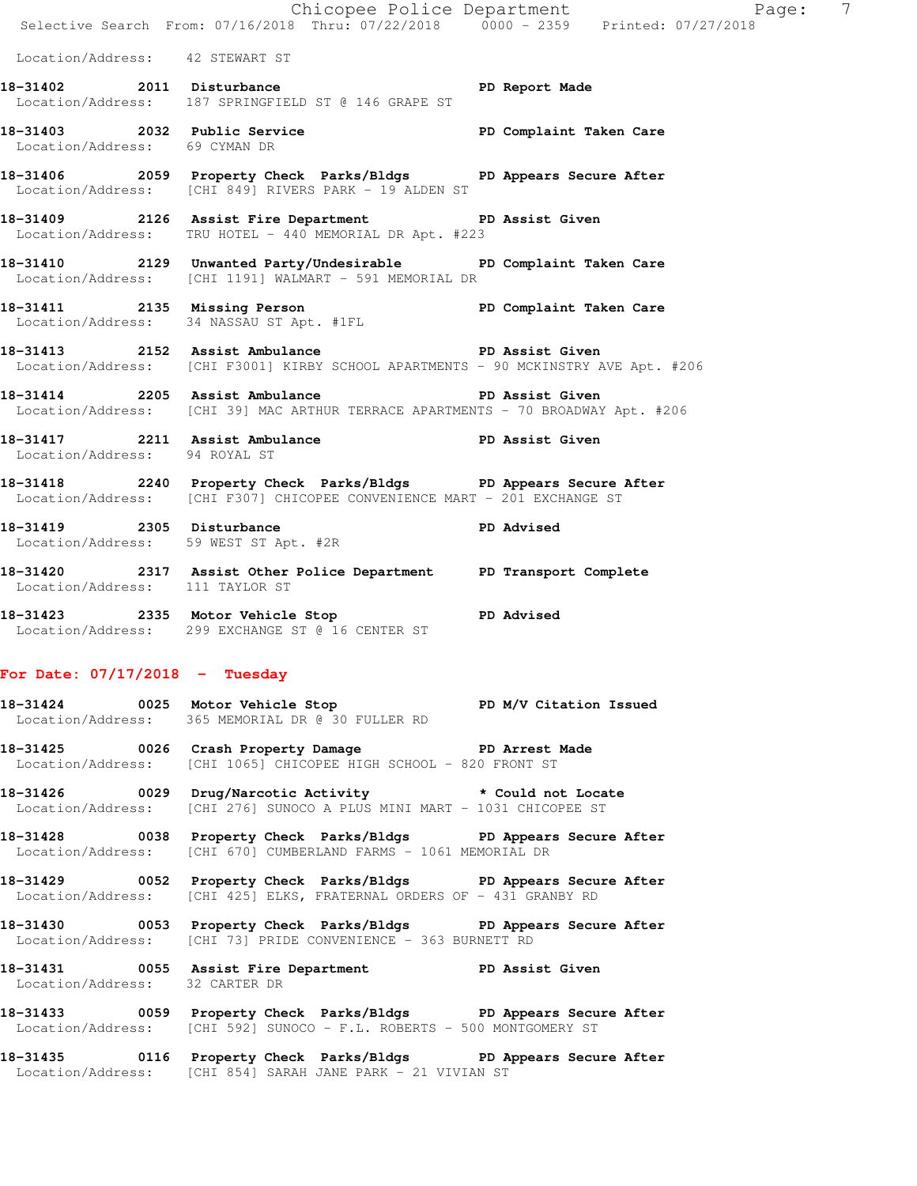Location/Address: 42 STEWART ST

**18-31402 2011 Disturbance** **PD Report Made**
Location/Address: 187 SPRINGFIELD ST @ 146 GRAPE ST

**18-31403 2032 Public Service** **PD Complaint Taken Care**
Location/Address: 69 CYMAN DR

**18-31406 2059 Property Check Parks/Bldgs** **PD Appears Secure After**
Location/Address: [CHI 849] RIVERS PARK - 19 ALDEN ST

**18-31409 2126 Assist Fire Department** **PD Assist Given**
Location/Address: TRU HOTEL - 440 MEMORIAL DR Apt. #223

**18-31410 2129 Unwanted Party/Undesirable** **PD Complaint Taken Care**
Location/Address: [CHI 1191] WALMART - 591 MEMORIAL DR

**18-31411 2135 Missing Person** **PD Complaint Taken Care**
Location/Address: 34 NASSAU ST Apt. #1FL

**18-31413 2152 Assist Ambulance** **PD Assist Given**
Location/Address: [CHI F3001] KIRBY SCHOOL APARTMENTS - 90 MCKINSTRY AVE Apt. #206

**18-31414 2205 Assist Ambulance** **PD Assist Given**
Location/Address: [CHI 39] MAC ARTHUR TERRACE APARTMENTS - 70 BROADWAY Apt. #206

**18-31417 2211 Assist Ambulance** **PD Assist Given**
Location/Address: 94 ROYAL ST

**18-31418 2240 Property Check Parks/Bldgs** **PD Appears Secure After**
Location/Address: [CHI F307] CHICOPEE CONVENIENCE MART - 201 EXCHANGE ST

**18-31419 2305 Disturbance** **PD Advised**
Location/Address: 59 WEST ST Apt. #2R

**18-31420 2317 Assist Other Police Department** **PD Transport Complete**
Location/Address: 111 TAYLOR ST

**18-31423 2335 Motor Vehicle Stop** **PD Advised**
Location/Address: 299 EXCHANGE ST @ 16 CENTER ST

## For Date: 07/17/2018 - Tuesday

**18-31424 0025 Motor Vehicle Stop** **PD M/V Citation Issued**
Location/Address: 365 MEMORIAL DR @ 30 FULLER RD

**18-31425 0026 Crash Property Damage** **PD Arrest Made**
Location/Address: [CHI 1065] CHICOPEE HIGH SCHOOL - 820 FRONT ST

**18-31426 0029 Drug/Narcotic Activity** **\* Could not Locate**
Location/Address: [CHI 276] SUNOCO A PLUS MINI MART - 1031 CHICOPEE ST

**18-31428 0038 Property Check Parks/Bldgs** **PD Appears Secure After**
Location/Address: [CHI 670] CUMBERLAND FARMS - 1061 MEMORIAL DR

**18-31429 0052 Property Check Parks/Bldgs** **PD Appears Secure After**
Location/Address: [CHI 425] ELKS, FRATERNAL ORDERS OF - 431 GRANBY RD

**18-31430 0053 Property Check Parks/Bldgs** **PD Appears Secure After**
Location/Address: [CHI 73] PRIDE CONVENIENCE - 363 BURNETT RD

**18-31431 0055 Assist Fire Department** **PD Assist Given**
Location/Address: 32 CARTER DR

**18-31433 0059 Property Check Parks/Bldgs** **PD Appears Secure After**
Location/Address: [CHI 592] SUNOCO - F.L. ROBERTS - 500 MONTGOMERY ST

**18-31435 0116 Property Check Parks/Bldgs** **PD Appears Secure After**
Location/Address: [CHI 854] SARAH JANE PARK - 21 VIVIAN ST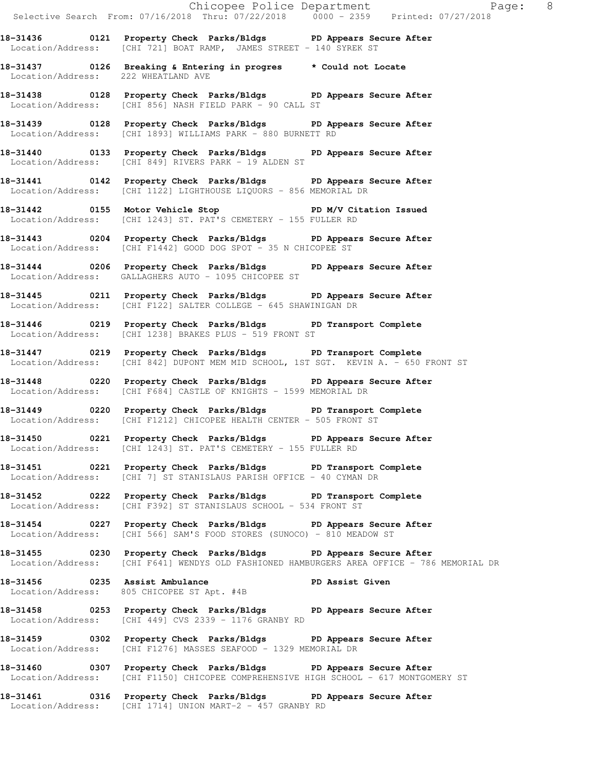**18-31436 0121 Property Check Parks/Bldgs PD Appears Secure After**
Location/Address: [CHI 721] BOAT RAMP, JAMES STREET - 140 SYREK ST

**18-31437 0126 Breaking & Entering in progres * Could not Locate**
Location/Address: 222 WHEATLAND AVE

**18-31438 0128 Property Check Parks/Bldgs PD Appears Secure After**
Location/Address: [CHI 856] NASH FIELD PARK - 90 CALL ST

**18-31439 0128 Property Check Parks/Bldgs PD Appears Secure After**
Location/Address: [CHI 1893] WILLIAMS PARK - 880 BURNETT RD

**18-31440 0133 Property Check Parks/Bldgs PD Appears Secure After**
Location/Address: [CHI 849] RIVERS PARK - 19 ALDEN ST

**18-31441 0142 Property Check Parks/Bldgs PD Appears Secure After**
Location/Address: [CHI 1122] LIGHTHOUSE LIQUORS - 856 MEMORIAL DR

**18-31442 0155 Motor Vehicle Stop PD M/V Citation Issued**
Location/Address: [CHI 1243] ST. PAT'S CEMETERY - 155 FULLER RD

**18-31443 0204 Property Check Parks/Bldgs PD Appears Secure After**
Location/Address: [CHI F1442] GOOD DOG SPOT - 35 N CHICOPEE ST

**18-31444 0206 Property Check Parks/Bldgs PD Appears Secure After**
Location/Address: GALLAGHERS AUTO - 1095 CHICOPEE ST

**18-31445 0211 Property Check Parks/Bldgs PD Appears Secure After**
Location/Address: [CHI F122] SALTER COLLEGE - 645 SHAWINIGAN DR

**18-31446 0219 Property Check Parks/Bldgs PD Transport Complete**
Location/Address: [CHI 1238] BRAKES PLUS - 519 FRONT ST

**18-31447 0219 Property Check Parks/Bldgs PD Transport Complete**
Location/Address: [CHI 842] DUPONT MEM MID SCHOOL, 1ST SGT. KEVIN A. - 650 FRONT ST

**18-31448 0220 Property Check Parks/Bldgs PD Appears Secure After**
Location/Address: [CHI F684] CASTLE OF KNIGHTS - 1599 MEMORIAL DR

**18-31449 0220 Property Check Parks/Bldgs PD Transport Complete**
Location/Address: [CHI F1212] CHICOPEE HEALTH CENTER - 505 FRONT ST

**18-31450 0221 Property Check Parks/Bldgs PD Appears Secure After**
Location/Address: [CHI 1243] ST. PAT'S CEMETERY - 155 FULLER RD

**18-31451 0221 Property Check Parks/Bldgs PD Transport Complete**
Location/Address: [CHI 7] ST STANISLAUS PARISH OFFICE - 40 CYMAN DR

**18-31452 0222 Property Check Parks/Bldgs PD Transport Complete**
Location/Address: [CHI F392] ST STANISLAUS SCHOOL - 534 FRONT ST

**18-31454 0227 Property Check Parks/Bldgs PD Appears Secure After**
Location/Address: [CHI 566] SAM'S FOOD STORES (SUNOCO) - 810 MEADOW ST

**18-31455 0230 Property Check Parks/Bldgs PD Appears Secure After**
Location/Address: [CHI F641] WENDYS OLD FASHIONED HAMBURGERS AREA OFFICE - 786 MEMORIAL DR

**18-31456 0235 Assist Ambulance PD Assist Given**
Location/Address: 805 CHICOPEE ST Apt. #4B

**18-31458 0253 Property Check Parks/Bldgs PD Appears Secure After**
Location/Address: [CHI 449] CVS 2339 - 1176 GRANBY RD

**18-31459 0302 Property Check Parks/Bldgs PD Appears Secure After**
Location/Address: [CHI F1276] MASSES SEAFOOD - 1329 MEMORIAL DR

**18-31460 0307 Property Check Parks/Bldgs PD Appears Secure After**
Location/Address: [CHI F1150] CHICOPEE COMPREHENSIVE HIGH SCHOOL - 617 MONTGOMERY ST

**18-31461 0316 Property Check Parks/Bldgs PD Appears Secure After**
Location/Address: [CHI 1714] UNION MART-2 - 457 GRANBY RD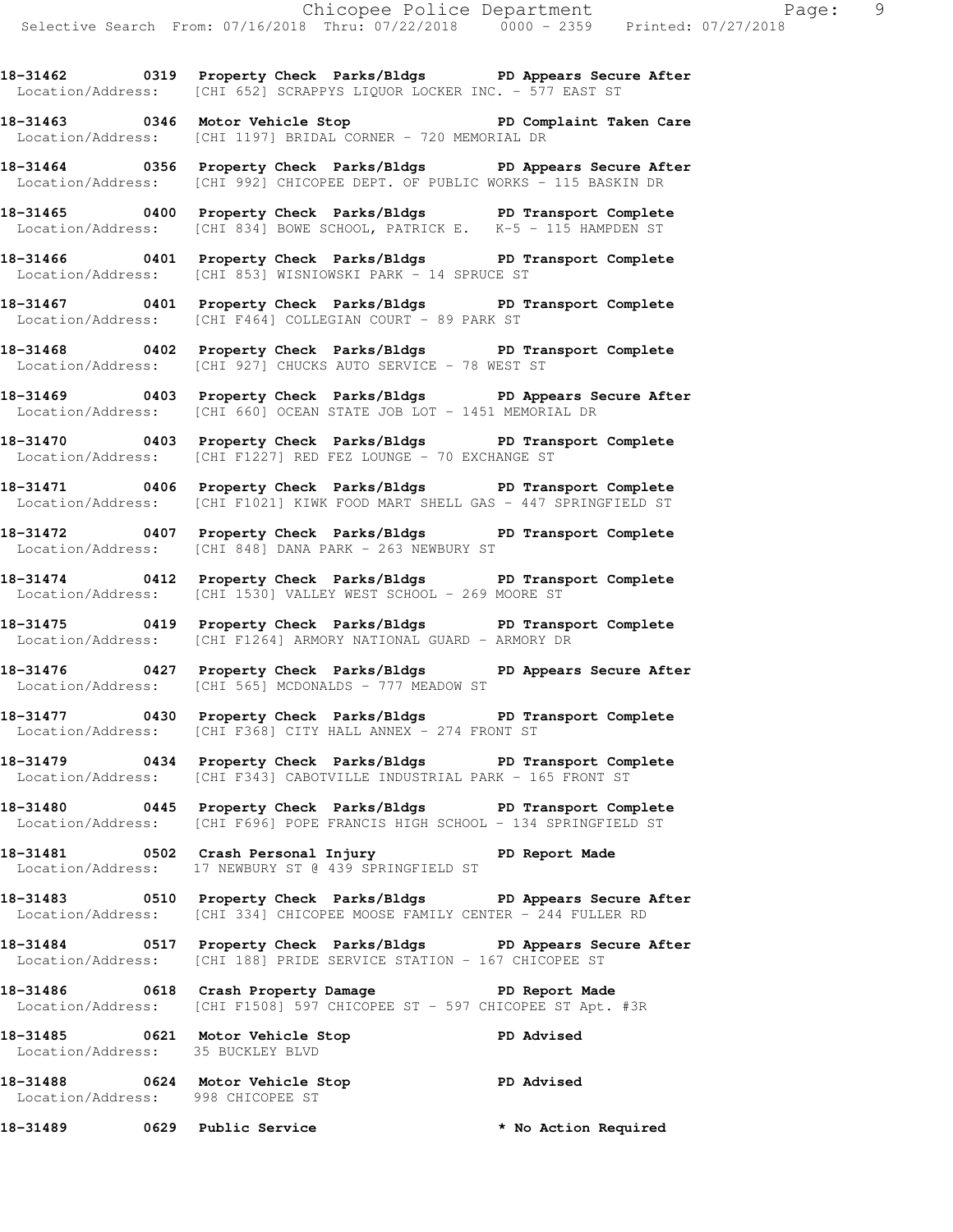**18-31462 0319 Property Check Parks/Bldgs PD Appears Secure After**
Location/Address: [CHI 652] SCRAPPYS LIQUOR LOCKER INC. - 577 EAST ST

**18-31463 0346 Motor Vehicle Stop PD Complaint Taken Care**
Location/Address: [CHI 1197] BRIDAL CORNER - 720 MEMORIAL DR

**18-31464 0356 Property Check Parks/Bldgs PD Appears Secure After**
Location/Address: [CHI 992] CHICOPEE DEPT. OF PUBLIC WORKS - 115 BASKIN DR

**18-31465 0400 Property Check Parks/Bldgs PD Transport Complete**
Location/Address: [CHI 834] BOWE SCHOOL, PATRICK E. K-5 - 115 HAMPDEN ST

**18-31466 0401 Property Check Parks/Bldgs PD Transport Complete**
Location/Address: [CHI 853] WISNIOWSKI PARK - 14 SPRUCE ST

**18-31467 0401 Property Check Parks/Bldgs PD Transport Complete**
Location/Address: [CHI F464] COLLEGIAN COURT - 89 PARK ST

**18-31468 0402 Property Check Parks/Bldgs PD Transport Complete**
Location/Address: [CHI 927] CHUCKS AUTO SERVICE - 78 WEST ST

**18-31469 0403 Property Check Parks/Bldgs PD Appears Secure After**
Location/Address: [CHI 660] OCEAN STATE JOB LOT - 1451 MEMORIAL DR

**18-31470 0403 Property Check Parks/Bldgs PD Transport Complete**
Location/Address: [CHI F1227] RED FEZ LOUNGE - 70 EXCHANGE ST

**18-31471 0406 Property Check Parks/Bldgs PD Transport Complete**
Location/Address: [CHI F1021] KIWK FOOD MART SHELL GAS - 447 SPRINGFIELD ST

**18-31472 0407 Property Check Parks/Bldgs PD Transport Complete**
Location/Address: [CHI 848] DANA PARK - 263 NEWBURY ST

**18-31474 0412 Property Check Parks/Bldgs PD Transport Complete**
Location/Address: [CHI 1530] VALLEY WEST SCHOOL - 269 MOORE ST

**18-31475 0419 Property Check Parks/Bldgs PD Transport Complete**
Location/Address: [CHI F1264] ARMORY NATIONAL GUARD - ARMORY DR

**18-31476 0427 Property Check Parks/Bldgs PD Appears Secure After**
Location/Address: [CHI 565] MCDONALDS - 777 MEADOW ST

**18-31477 0430 Property Check Parks/Bldgs PD Transport Complete**
Location/Address: [CHI F368] CITY HALL ANNEX - 274 FRONT ST

**18-31479 0434 Property Check Parks/Bldgs PD Transport Complete**
Location/Address: [CHI F343] CABOTVILLE INDUSTRIAL PARK - 165 FRONT ST

**18-31480 0445 Property Check Parks/Bldgs PD Transport Complete**
Location/Address: [CHI F696] POPE FRANCIS HIGH SCHOOL - 134 SPRINGFIELD ST

**18-31481 0502 Crash Personal Injury PD Report Made**
Location/Address: 17 NEWBURY ST @ 439 SPRINGFIELD ST

**18-31483 0510 Property Check Parks/Bldgs PD Appears Secure After**
Location/Address: [CHI 334] CHICOPEE MOOSE FAMILY CENTER - 244 FULLER RD

**18-31484 0517 Property Check Parks/Bldgs PD Appears Secure After**
Location/Address: [CHI 188] PRIDE SERVICE STATION - 167 CHICOPEE ST

**18-31486 0618 Crash Property Damage PD Report Made**
Location/Address: [CHI F1508] 597 CHICOPEE ST - 597 CHICOPEE ST Apt. #3R

**18-31485 0621 Motor Vehicle Stop PD Advised**
Location/Address: 35 BUCKLEY BLVD

**18-31488 0624 Motor Vehicle Stop PD Advised**
Location/Address: 998 CHICOPEE ST

**18-31489 0629 Public Service * No Action Required**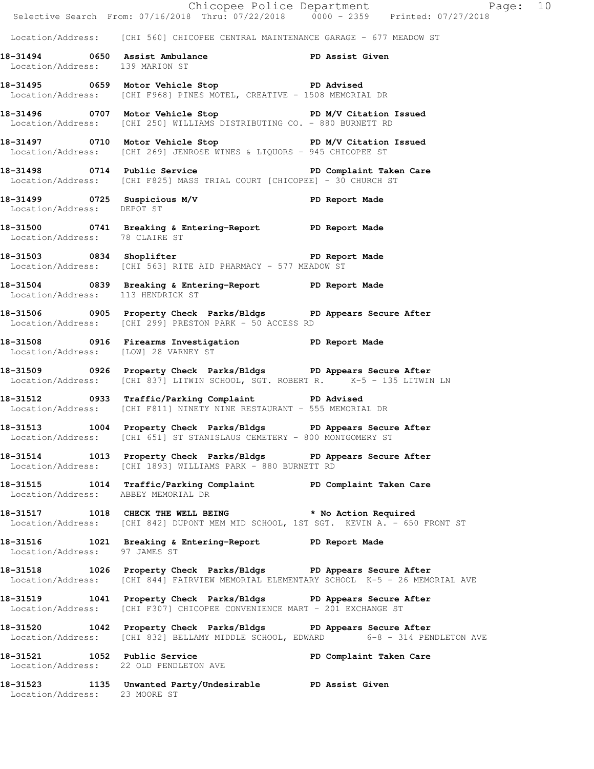Location/Address: [CHI 560] CHICOPEE CENTRAL MAINTENANCE GARAGE - 677 MEADOW ST

**18-31494 0650 Assist Ambulance PD Assist Given**
Location/Address: 139 MARION ST

**18-31495 0659 Motor Vehicle Stop PD Advised**
Location/Address: [CHI F968] PINES MOTEL, CREATIVE - 1508 MEMORIAL DR

**18-31496 0707 Motor Vehicle Stop PD M/V Citation Issued**
Location/Address: [CHI 250] WILLIAMS DISTRIBUTING CO. - 880 BURNETT RD

**18-31497 0710 Motor Vehicle Stop PD M/V Citation Issued**
Location/Address: [CHI 269] JENROSE WINES & LIQUORS - 945 CHICOPEE ST

**18-31498 0714 Public Service PD Complaint Taken Care**
Location/Address: [CHI F825] MASS TRIAL COURT [CHICOPEE] - 30 CHURCH ST

**18-31499 0725 Suspicious M/V PD Report Made**
Location/Address: DEPOT ST

**18-31500 0741 Breaking & Entering-Report PD Report Made**
Location/Address: 78 CLAIRE ST

**18-31503 0834 Shoplifter PD Report Made**
Location/Address: [CHI 563] RITE AID PHARMACY - 577 MEADOW ST

**18-31504 0839 Breaking & Entering-Report PD Report Made**
Location/Address: 113 HENDRICK ST

**18-31506 0905 Property Check Parks/Bldgs PD Appears Secure After**
Location/Address: [CHI 299] PRESTON PARK - 50 ACCESS RD

**18-31508 0916 Firearms Investigation PD Report Made**
Location/Address: [LOW] 28 VARNEY ST

**18-31509 0926 Property Check Parks/Bldgs PD Appears Secure After**
Location/Address: [CHI 837] LITWIN SCHOOL, SGT. ROBERT R. K-5 - 135 LITWIN LN

**18-31512 0933 Traffic/Parking Complaint PD Advised**
Location/Address: [CHI F811] NINETY NINE RESTAURANT - 555 MEMORIAL DR

**18-31513 1004 Property Check Parks/Bldgs PD Appears Secure After**
Location/Address: [CHI 651] ST STANISLAUS CEMETERY - 800 MONTGOMERY ST

**18-31514 1013 Property Check Parks/Bldgs PD Appears Secure After**
Location/Address: [CHI 1893] WILLIAMS PARK - 880 BURNETT RD

**18-31515 1014 Traffic/Parking Complaint PD Complaint Taken Care**
Location/Address: ABBEY MEMORIAL DR

**18-31517 1018 CHECK THE WELL BEING * No Action Required**
Location/Address: [CHI 842] DUPONT MEM MID SCHOOL, 1ST SGT. KEVIN A. - 650 FRONT ST

**18-31516 1021 Breaking & Entering-Report PD Report Made**
Location/Address: 97 JAMES ST

**18-31518 1026 Property Check Parks/Bldgs PD Appears Secure After**
Location/Address: [CHI 844] FAIRVIEW MEMORIAL ELEMENTARY SCHOOL K-5 - 26 MEMORIAL AVE

**18-31519 1041 Property Check Parks/Bldgs PD Appears Secure After**
Location/Address: [CHI F307] CHICOPEE CONVENIENCE MART - 201 EXCHANGE ST

**18-31520 1042 Property Check Parks/Bldgs PD Appears Secure After**
Location/Address: [CHI 832] BELLAMY MIDDLE SCHOOL, EDWARD 6-8 - 314 PENDLETON AVE

**18-31521 1052 Public Service PD Complaint Taken Care**
Location/Address: 22 OLD PENDLETON AVE

**18-31523 1135 Unwanted Party/Undesirable PD Assist Given**
Location/Address: 23 MOORE ST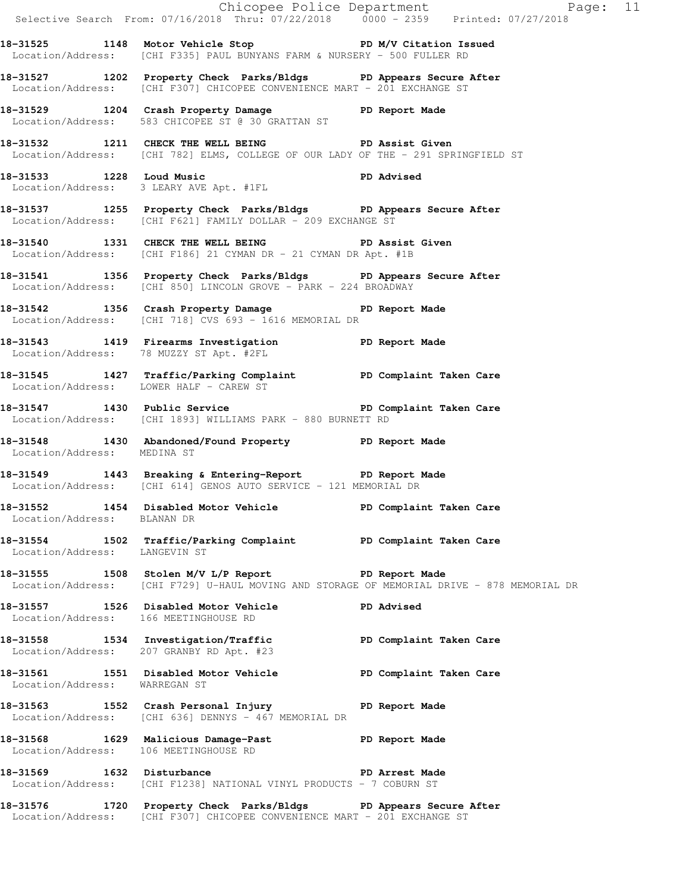**18-31525 1148 Motor Vehicle Stop PD M/V Citation Issued**
Location/Address: [CHI F335] PAUL BUNYANS FARM & NURSERY - 500 FULLER RD

**18-31527 1202 Property Check Parks/Bldgs PD Appears Secure After**
Location/Address: [CHI F307] CHICOPEE CONVENIENCE MART - 201 EXCHANGE ST

**18-31529 1204 Crash Property Damage PD Report Made**
Location/Address: 583 CHICOPEE ST @ 30 GRATTAN ST

**18-31532 1211 CHECK THE WELL BEING PD Assist Given**
Location/Address: [CHI 782] ELMS, COLLEGE OF OUR LADY OF THE - 291 SPRINGFIELD ST

**18-31533 1228 Loud Music PD Advised**
Location/Address: 3 LEARY AVE Apt. #1FL

**18-31537 1255 Property Check Parks/Bldgs PD Appears Secure After**
Location/Address: [CHI F621] FAMILY DOLLAR - 209 EXCHANGE ST

**18-31540 1331 CHECK THE WELL BEING PD Assist Given**
Location/Address: [CHI F186] 21 CYMAN DR - 21 CYMAN DR Apt. #1B

**18-31541 1356 Property Check Parks/Bldgs PD Appears Secure After**
Location/Address: [CHI 850] LINCOLN GROVE - PARK - 224 BROADWAY

**18-31542 1356 Crash Property Damage PD Report Made**
Location/Address: [CHI 718] CVS 693 - 1616 MEMORIAL DR

**18-31543 1419 Firearms Investigation PD Report Made**
Location/Address: 78 MUZZY ST Apt. #2FL

**18-31545 1427 Traffic/Parking Complaint PD Complaint Taken Care**
Location/Address: LOWER HALF - CAREW ST

**18-31547 1430 Public Service PD Complaint Taken Care**
Location/Address: [CHI 1893] WILLIAMS PARK - 880 BURNETT RD

**18-31548 1430 Abandoned/Found Property PD Report Made**
Location/Address: MEDINA ST

**18-31549 1443 Breaking & Entering-Report PD Report Made**
Location/Address: [CHI 614] GENOS AUTO SERVICE - 121 MEMORIAL DR

**18-31552 1454 Disabled Motor Vehicle PD Complaint Taken Care**
Location/Address: BLANAN DR

**18-31554 1502 Traffic/Parking Complaint PD Complaint Taken Care**
Location/Address: LANGEVIN ST

**18-31555 1508 Stolen M/V L/P Report PD Report Made**
Location/Address: [CHI F729] U-HAUL MOVING AND STORAGE OF MEMORIAL DRIVE - 878 MEMORIAL DR

**18-31557 1526 Disabled Motor Vehicle PD Advised**
Location/Address: 166 MEETINGHOUSE RD

**18-31558 1534 Investigation/Traffic PD Complaint Taken Care**
Location/Address: 207 GRANBY RD Apt. #23

**18-31561 1551 Disabled Motor Vehicle PD Complaint Taken Care**
Location/Address: WARREGAN ST

**18-31563 1552 Crash Personal Injury PD Report Made**
Location/Address: [CHI 636] DENNYS - 467 MEMORIAL DR

**18-31568 1629 Malicious Damage-Past PD Report Made**
Location/Address: 106 MEETINGHOUSE RD

**18-31569 1632 Disturbance PD Arrest Made**
Location/Address: [CHI F1238] NATIONAL VINYL PRODUCTS - 7 COBURN ST

**18-31576 1720 Property Check Parks/Bldgs PD Appears Secure After**
Location/Address: [CHI F307] CHICOPEE CONVENIENCE MART - 201 EXCHANGE ST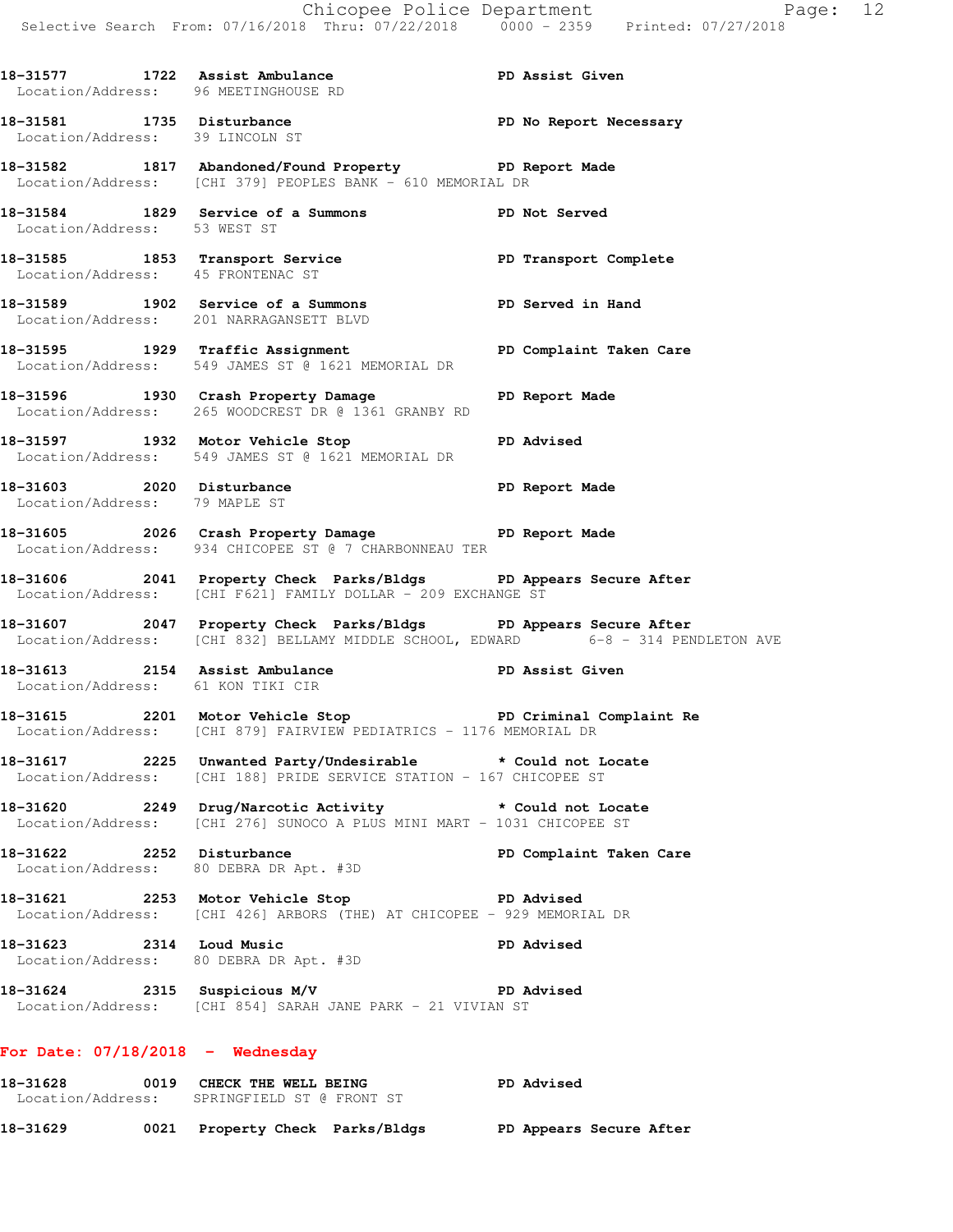**18-31577 1722 Assist Ambulance PD Assist Given**
Location/Address: 96 MEETINGHOUSE RD

**18-31581 1735 Disturbance PD No Report Necessary**
Location/Address: 39 LINCOLN ST

**18-31582 1817 Abandoned/Found Property PD Report Made**
Location/Address: [CHI 379] PEOPLES BANK - 610 MEMORIAL DR

**18-31584 1829 Service of a Summons PD Not Served**
Location/Address: 53 WEST ST

**18-31585 1853 Transport Service PD Transport Complete**
Location/Address: 45 FRONTENAC ST

**18-31589 1902 Service of a Summons PD Served in Hand**
Location/Address: 201 NARRAGANSETT BLVD

**18-31595 1929 Traffic Assignment PD Complaint Taken Care**
Location/Address: 549 JAMES ST @ 1621 MEMORIAL DR

**18-31596 1930 Crash Property Damage PD Report Made**
Location/Address: 265 WOODCREST DR @ 1361 GRANBY RD

**18-31597 1932 Motor Vehicle Stop PD Advised**
Location/Address: 549 JAMES ST @ 1621 MEMORIAL DR

**18-31603 2020 Disturbance PD Report Made**
Location/Address: 79 MAPLE ST

**18-31605 2026 Crash Property Damage PD Report Made**
Location/Address: 934 CHICOPEE ST @ 7 CHARBONNEAU TER

**18-31606 2041 Property Check Parks/Bldgs PD Appears Secure After**
Location/Address: [CHI F621] FAMILY DOLLAR - 209 EXCHANGE ST

**18-31607 2047 Property Check Parks/Bldgs PD Appears Secure After**
Location/Address: [CHI 832] BELLAMY MIDDLE SCHOOL, EDWARD 6-8 - 314 PENDLETON AVE

**18-31613 2154 Assist Ambulance PD Assist Given**
Location/Address: 61 KON TIKI CIR

**18-31615 2201 Motor Vehicle Stop PD Criminal Complaint Re**
Location/Address: [CHI 879] FAIRVIEW PEDIATRICS - 1176 MEMORIAL DR

**18-31617 2225 Unwanted Party/Undesirable * Could not Locate**
Location/Address: [CHI 188] PRIDE SERVICE STATION - 167 CHICOPEE ST

**18-31620 2249 Drug/Narcotic Activity * Could not Locate**
Location/Address: [CHI 276] SUNOCO A PLUS MINI MART - 1031 CHICOPEE ST

**18-31622 2252 Disturbance PD Complaint Taken Care**
Location/Address: 80 DEBRA DR Apt. #3D

**18-31621 2253 Motor Vehicle Stop PD Advised**
Location/Address: [CHI 426] ARBORS (THE) AT CHICOPEE - 929 MEMORIAL DR

**18-31623 2314 Loud Music PD Advised**
Location/Address: 80 DEBRA DR Apt. #3D

**18-31624 2315 Suspicious M/V PD Advised**
Location/Address: [CHI 854] SARAH JANE PARK - 21 VIVIAN ST

## For Date: 07/18/2018 - Wednesday

**18-31628 0019 CHECK THE WELL BEING PD Advised**
Location/Address: SPRINGFIELD ST @ FRONT ST

**18-31629 0021 Property Check Parks/Bldgs PD Appears Secure After**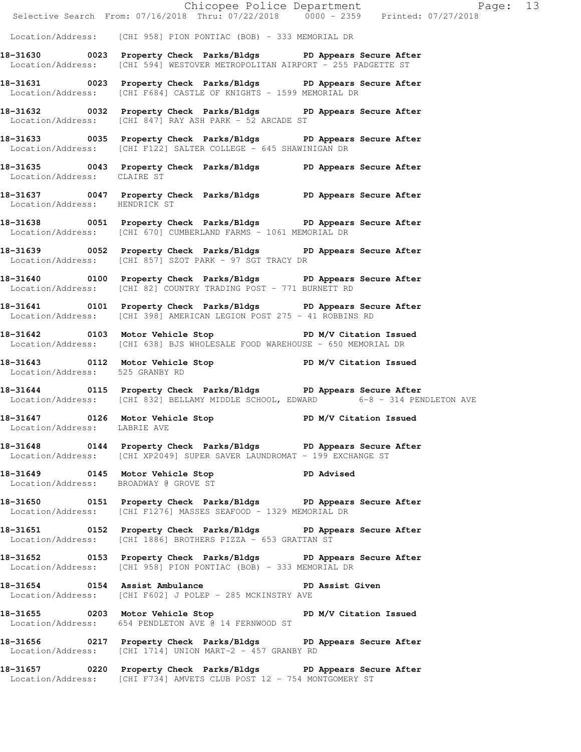Location/Address: [CHI 958] PION PONTIAC (BOB) - 333 MEMORIAL DR

**18-31630 0023 Property Check Parks/Bldgs PD Appears Secure After**
Location/Address: [CHI 594] WESTOVER METROPOLITAN AIRPORT - 255 PADGETTE ST

**18-31631 0023 Property Check Parks/Bldgs PD Appears Secure After**
Location/Address: [CHI F684] CASTLE OF KNIGHTS - 1599 MEMORIAL DR

**18-31632 0032 Property Check Parks/Bldgs PD Appears Secure After**
Location/Address: [CHI 847] RAY ASH PARK - 52 ARCADE ST

**18-31633 0035 Property Check Parks/Bldgs PD Appears Secure After**
Location/Address: [CHI F122] SALTER COLLEGE - 645 SHAWINIGAN DR

**18-31635 0043 Property Check Parks/Bldgs PD Appears Secure After**
Location/Address: CLAIRE ST

**18-31637 0047 Property Check Parks/Bldgs PD Appears Secure After**
Location/Address: HENDRICK ST

**18-31638 0051 Property Check Parks/Bldgs PD Appears Secure After**
Location/Address: [CHI 670] CUMBERLAND FARMS - 1061 MEMORIAL DR

**18-31639 0052 Property Check Parks/Bldgs PD Appears Secure After**
Location/Address: [CHI 857] SZOT PARK - 97 SGT TRACY DR

**18-31640 0100 Property Check Parks/Bldgs PD Appears Secure After**
Location/Address: [CHI 82] COUNTRY TRADING POST - 771 BURNETT RD

**18-31641 0101 Property Check Parks/Bldgs PD Appears Secure After**
Location/Address: [CHI 398] AMERICAN LEGION POST 275 - 41 ROBBINS RD

**18-31642 0103 Motor Vehicle Stop PD M/V Citation Issued**
Location/Address: [CHI 638] BJS WHOLESALE FOOD WAREHOUSE - 650 MEMORIAL DR

**18-31643 0112 Motor Vehicle Stop PD M/V Citation Issued**
Location/Address: 525 GRANBY RD

**18-31644 0115 Property Check Parks/Bldgs PD Appears Secure After**
Location/Address: [CHI 832] BELLAMY MIDDLE SCHOOL, EDWARD 6-8 - 314 PENDLETON AVE

**18-31647 0126 Motor Vehicle Stop PD M/V Citation Issued**
Location/Address: LABRIE AVE

**18-31648 0144 Property Check Parks/Bldgs PD Appears Secure After**
Location/Address: [CHI XP2049] SUPER SAVER LAUNDROMAT - 199 EXCHANGE ST

**18-31649 0145 Motor Vehicle Stop PD Advised**
Location/Address: BROADWAY @ GROVE ST

**18-31650 0151 Property Check Parks/Bldgs PD Appears Secure After**
Location/Address: [CHI F1276] MASSES SEAFOOD - 1329 MEMORIAL DR

**18-31651 0152 Property Check Parks/Bldgs PD Appears Secure After**
Location/Address: [CHI 1886] BROTHERS PIZZA - 653 GRATTAN ST

**18-31652 0153 Property Check Parks/Bldgs PD Appears Secure After**
Location/Address: [CHI 958] PION PONTIAC (BOB) - 333 MEMORIAL DR

**18-31654 0154 Assist Ambulance PD Assist Given**
Location/Address: [CHI F602] J POLEP - 285 MCKINSTRY AVE

**18-31655 0203 Motor Vehicle Stop PD M/V Citation Issued**
Location/Address: 654 PENDLETON AVE @ 14 FERNWOOD ST

**18-31656 0217 Property Check Parks/Bldgs PD Appears Secure After**
Location/Address: [CHI 1714] UNION MART-2 - 457 GRANBY RD

**18-31657 0220 Property Check Parks/Bldgs PD Appears Secure After**
Location/Address: [CHI F734] AMVETS CLUB POST 12 - 754 MONTGOMERY ST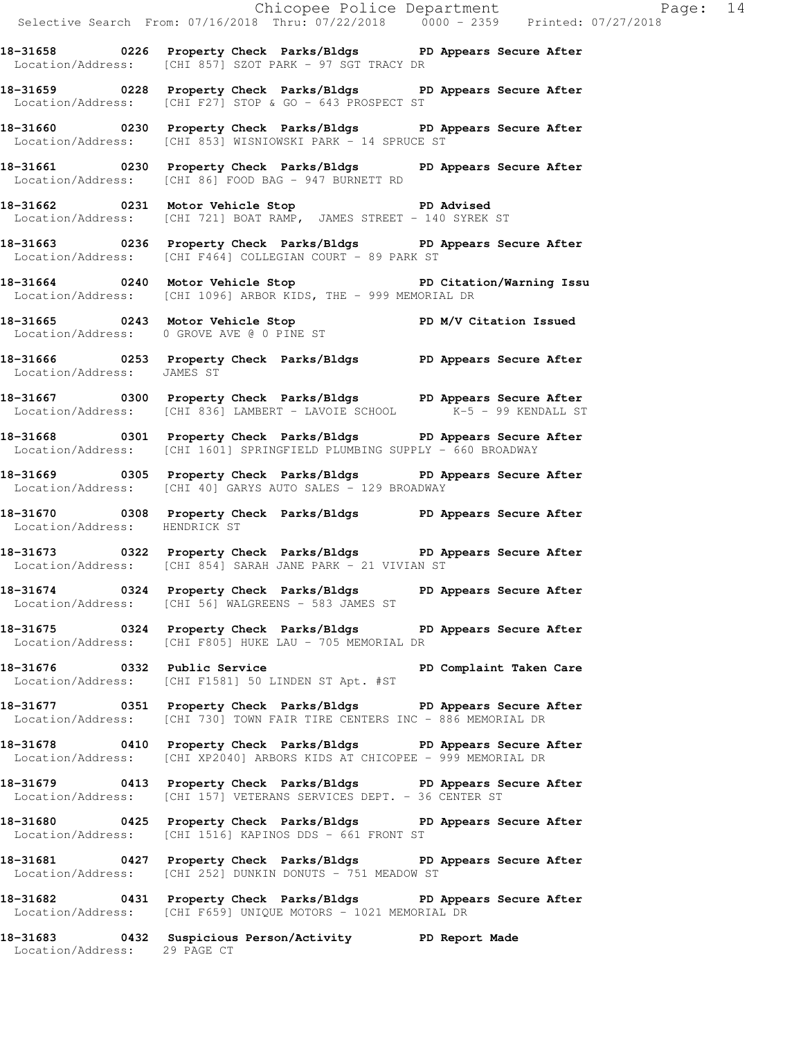**18-31658 0226 Property Check Parks/Bldgs PD Appears Secure After**
Location/Address: [CHI 857] SZOT PARK - 97 SGT TRACY DR

**18-31659 0228 Property Check Parks/Bldgs PD Appears Secure After**
Location/Address: [CHI F27] STOP & GO - 643 PROSPECT ST

**18-31660 0230 Property Check Parks/Bldgs PD Appears Secure After**
Location/Address: [CHI 853] WISNIOWSKI PARK - 14 SPRUCE ST

**18-31661 0230 Property Check Parks/Bldgs PD Appears Secure After**
Location/Address: [CHI 86] FOOD BAG - 947 BURNETT RD

**18-31662 0231 Motor Vehicle Stop PD Advised**
Location/Address: [CHI 721] BOAT RAMP, JAMES STREET - 140 SYREK ST

**18-31663 0236 Property Check Parks/Bldgs PD Appears Secure After**
Location/Address: [CHI F464] COLLEGIAN COURT - 89 PARK ST

**18-31664 0240 Motor Vehicle Stop PD Citation/Warning Issu**
Location/Address: [CHI 1096] ARBOR KIDS, THE - 999 MEMORIAL DR

**18-31665 0243 Motor Vehicle Stop PD M/V Citation Issued**
Location/Address: 0 GROVE AVE @ 0 PINE ST

**18-31666 0253 Property Check Parks/Bldgs PD Appears Secure After**
Location/Address: JAMES ST

**18-31667 0300 Property Check Parks/Bldgs PD Appears Secure After**
Location/Address: [CHI 836] LAMBERT - LAVOIE SCHOOL K-5 - 99 KENDALL ST

**18-31668 0301 Property Check Parks/Bldgs PD Appears Secure After**
Location/Address: [CHI 1601] SPRINGFIELD PLUMBING SUPPLY - 660 BROADWAY

**18-31669 0305 Property Check Parks/Bldgs PD Appears Secure After**
Location/Address: [CHI 40] GARYS AUTO SALES - 129 BROADWAY

**18-31670 0308 Property Check Parks/Bldgs PD Appears Secure After**
Location/Address: HENDRICK ST

**18-31673 0322 Property Check Parks/Bldgs PD Appears Secure After**
Location/Address: [CHI 854] SARAH JANE PARK - 21 VIVIAN ST

**18-31674 0324 Property Check Parks/Bldgs PD Appears Secure After**
Location/Address: [CHI 56] WALGREENS - 583 JAMES ST

**18-31675 0324 Property Check Parks/Bldgs PD Appears Secure After**
Location/Address: [CHI F805] HUKE LAU - 705 MEMORIAL DR

**18-31676 0332 Public Service PD Complaint Taken Care**
Location/Address: [CHI F1581] 50 LINDEN ST Apt. #ST

**18-31677 0351 Property Check Parks/Bldgs PD Appears Secure After**
Location/Address: [CHI 730] TOWN FAIR TIRE CENTERS INC - 886 MEMORIAL DR

**18-31678 0410 Property Check Parks/Bldgs PD Appears Secure After**
Location/Address: [CHI XP2040] ARBORS KIDS AT CHICOPEE - 999 MEMORIAL DR

**18-31679 0413 Property Check Parks/Bldgs PD Appears Secure After**
Location/Address: [CHI 157] VETERANS SERVICES DEPT. - 36 CENTER ST

**18-31680 0425 Property Check Parks/Bldgs PD Appears Secure After**
Location/Address: [CHI 1516] KAPINOS DDS - 661 FRONT ST

**18-31681 0427 Property Check Parks/Bldgs PD Appears Secure After**
Location/Address: [CHI 252] DUNKIN DONUTS - 751 MEADOW ST

**18-31682 0431 Property Check Parks/Bldgs PD Appears Secure After**
Location/Address: [CHI F659] UNIQUE MOTORS - 1021 MEMORIAL DR

**18-31683 0432 Suspicious Person/Activity PD Report Made**
Location/Address: 29 PAGE CT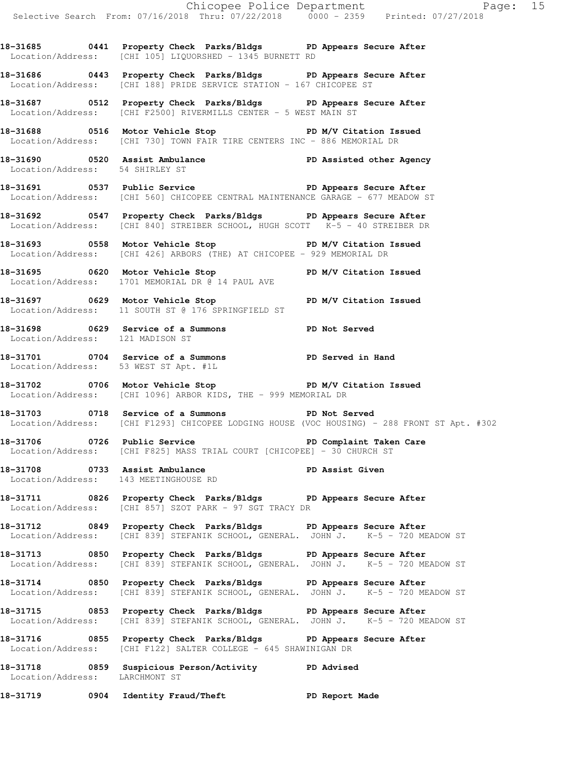**18-31685 0441 Property Check Parks/Bldgs PD Appears Secure After**
Location/Address: [CHI 105] LIQUORSHED - 1345 BURNETT RD

**18-31686 0443 Property Check Parks/Bldgs PD Appears Secure After**
Location/Address: [CHI 188] PRIDE SERVICE STATION - 167 CHICOPEE ST

**18-31687 0512 Property Check Parks/Bldgs PD Appears Secure After**
Location/Address: [CHI F2500] RIVERMILLS CENTER - 5 WEST MAIN ST

**18-31688 0516 Motor Vehicle Stop PD M/V Citation Issued**
Location/Address: [CHI 730] TOWN FAIR TIRE CENTERS INC - 886 MEMORIAL DR

**18-31690 0520 Assist Ambulance PD Assisted other Agency**
Location/Address: 54 SHIRLEY ST

**18-31691 0537 Public Service PD Appears Secure After**
Location/Address: [CHI 560] CHICOPEE CENTRAL MAINTENANCE GARAGE - 677 MEADOW ST

**18-31692 0547 Property Check Parks/Bldgs PD Appears Secure After**
Location/Address: [CHI 840] STREIBER SCHOOL, HUGH SCOTT K-5 - 40 STREIBER DR

**18-31693 0558 Motor Vehicle Stop PD M/V Citation Issued**
Location/Address: [CHI 426] ARBORS (THE) AT CHICOPEE - 929 MEMORIAL DR

**18-31695 0620 Motor Vehicle Stop PD M/V Citation Issued**
Location/Address: 1701 MEMORIAL DR @ 14 PAUL AVE

**18-31697 0629 Motor Vehicle Stop PD M/V Citation Issued**
Location/Address: 11 SOUTH ST @ 176 SPRINGFIELD ST

**18-31698 0629 Service of a Summons PD Not Served**
Location/Address: 121 MADISON ST

**18-31701 0704 Service of a Summons PD Served in Hand**
Location/Address: 53 WEST ST Apt. #1L

**18-31702 0706 Motor Vehicle Stop PD M/V Citation Issued**
Location/Address: [CHI 1096] ARBOR KIDS, THE - 999 MEMORIAL DR

**18-31703 0718 Service of a Summons PD Not Served**
Location/Address: [CHI F1293] CHICOPEE LODGING HOUSE (VOC HOUSING) - 288 FRONT ST Apt. #302

**18-31706 0726 Public Service PD Complaint Taken Care**
Location/Address: [CHI F825] MASS TRIAL COURT [CHICOPEE] - 30 CHURCH ST

**18-31708 0733 Assist Ambulance PD Assist Given**
Location/Address: 143 MEETINGHOUSE RD

**18-31711 0826 Property Check Parks/Bldgs PD Appears Secure After**
Location/Address: [CHI 857] SZOT PARK - 97 SGT TRACY DR

**18-31712 0849 Property Check Parks/Bldgs PD Appears Secure After**
Location/Address: [CHI 839] STEFANIK SCHOOL, GENERAL. JOHN J. K-5 - 720 MEADOW ST

**18-31713 0850 Property Check Parks/Bldgs PD Appears Secure After**
Location/Address: [CHI 839] STEFANIK SCHOOL, GENERAL. JOHN J. K-5 - 720 MEADOW ST

**18-31714 0850 Property Check Parks/Bldgs PD Appears Secure After**
Location/Address: [CHI 839] STEFANIK SCHOOL, GENERAL. JOHN J. K-5 - 720 MEADOW ST

**18-31715 0853 Property Check Parks/Bldgs PD Appears Secure After**
Location/Address: [CHI 839] STEFANIK SCHOOL, GENERAL. JOHN J. K-5 - 720 MEADOW ST

**18-31716 0855 Property Check Parks/Bldgs PD Appears Secure After**
Location/Address: [CHI F122] SALTER COLLEGE - 645 SHAWINIGAN DR

**18-31718 0859 Suspicious Person/Activity PD Advised**
Location/Address: LARCHMONT ST

**18-31719 0904 Identity Fraud/Theft PD Report Made**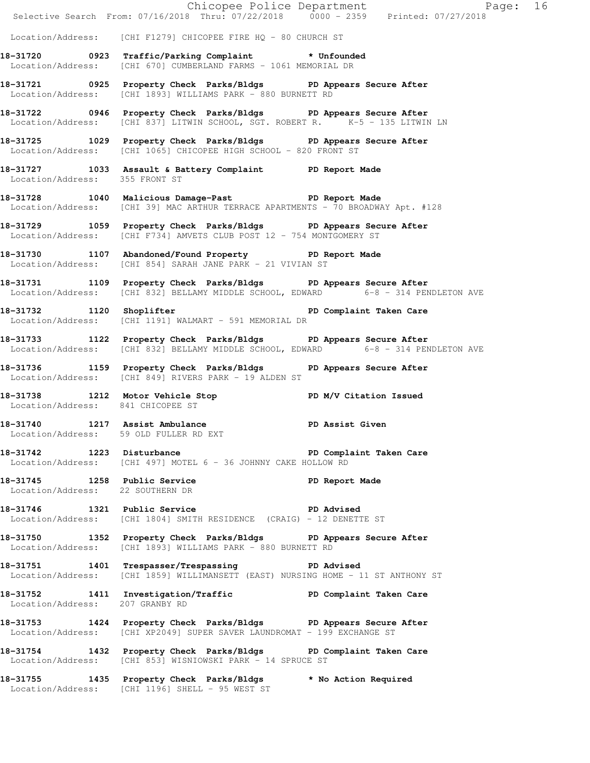Location/Address: [CHI F1279] CHICOPEE FIRE HQ - 80 CHURCH ST

**18-31720 0923 Traffic/Parking Complaint * Unfounded**
Location/Address: [CHI 670] CUMBERLAND FARMS - 1061 MEMORIAL DR

**18-31721 0925 Property Check Parks/Bldgs PD Appears Secure After**
Location/Address: [CHI 1893] WILLIAMS PARK - 880 BURNETT RD

**18-31722 0946 Property Check Parks/Bldgs PD Appears Secure After**
Location/Address: [CHI 837] LITWIN SCHOOL, SGT. ROBERT R. K-5 - 135 LITWIN LN

**18-31725 1029 Property Check Parks/Bldgs PD Appears Secure After**
Location/Address: [CHI 1065] CHICOPEE HIGH SCHOOL - 820 FRONT ST

**18-31727 1033 Assault & Battery Complaint PD Report Made**
Location/Address: 355 FRONT ST

**18-31728 1040 Malicious Damage-Past PD Report Made**
Location/Address: [CHI 39] MAC ARTHUR TERRACE APARTMENTS - 70 BROADWAY Apt. #128

**18-31729 1059 Property Check Parks/Bldgs PD Appears Secure After**
Location/Address: [CHI F734] AMVETS CLUB POST 12 - 754 MONTGOMERY ST

**18-31730 1107 Abandoned/Found Property PD Report Made**
Location/Address: [CHI 854] SARAH JANE PARK - 21 VIVIAN ST

**18-31731 1109 Property Check Parks/Bldgs PD Appears Secure After**
Location/Address: [CHI 832] BELLAMY MIDDLE SCHOOL, EDWARD 6-8 - 314 PENDLETON AVE

**18-31732 1120 Shoplifter PD Complaint Taken Care**
Location/Address: [CHI 1191] WALMART - 591 MEMORIAL DR

**18-31733 1122 Property Check Parks/Bldgs PD Appears Secure After**
Location/Address: [CHI 832] BELLAMY MIDDLE SCHOOL, EDWARD 6-8 - 314 PENDLETON AVE

**18-31736 1159 Property Check Parks/Bldgs PD Appears Secure After**
Location/Address: [CHI 849] RIVERS PARK - 19 ALDEN ST

**18-31738 1212 Motor Vehicle Stop PD M/V Citation Issued**
Location/Address: 841 CHICOPEE ST

**18-31740 1217 Assist Ambulance PD Assist Given**
Location/Address: 59 OLD FULLER RD EXT

**18-31742 1223 Disturbance PD Complaint Taken Care**
Location/Address: [CHI 497] MOTEL 6 - 36 JOHNNY CAKE HOLLOW RD

**18-31745 1258 Public Service PD Report Made**
Location/Address: 22 SOUTHERN DR

**18-31746 1321 Public Service PD Advised**
Location/Address: [CHI 1804] SMITH RESIDENCE (CRAIG) - 12 DENETTE ST

**18-31750 1352 Property Check Parks/Bldgs PD Appears Secure After**
Location/Address: [CHI 1893] WILLIAMS PARK - 880 BURNETT RD

**18-31751 1401 Trespasser/Trespassing PD Advised**
Location/Address: [CHI 1859] WILLIMANSETT (EAST) NURSING HOME - 11 ST ANTHONY ST

**18-31752 1411 Investigation/Traffic PD Complaint Taken Care**
Location/Address: 207 GRANBY RD

**18-31753 1424 Property Check Parks/Bldgs PD Appears Secure After**
Location/Address: [CHI XP2049] SUPER SAVER LAUNDROMAT - 199 EXCHANGE ST

**18-31754 1432 Property Check Parks/Bldgs PD Complaint Taken Care**
Location/Address: [CHI 853] WISNIOWSKI PARK - 14 SPRUCE ST

**18-31755 1435 Property Check Parks/Bldgs * No Action Required**
Location/Address: [CHI 1196] SHELL - 95 WEST ST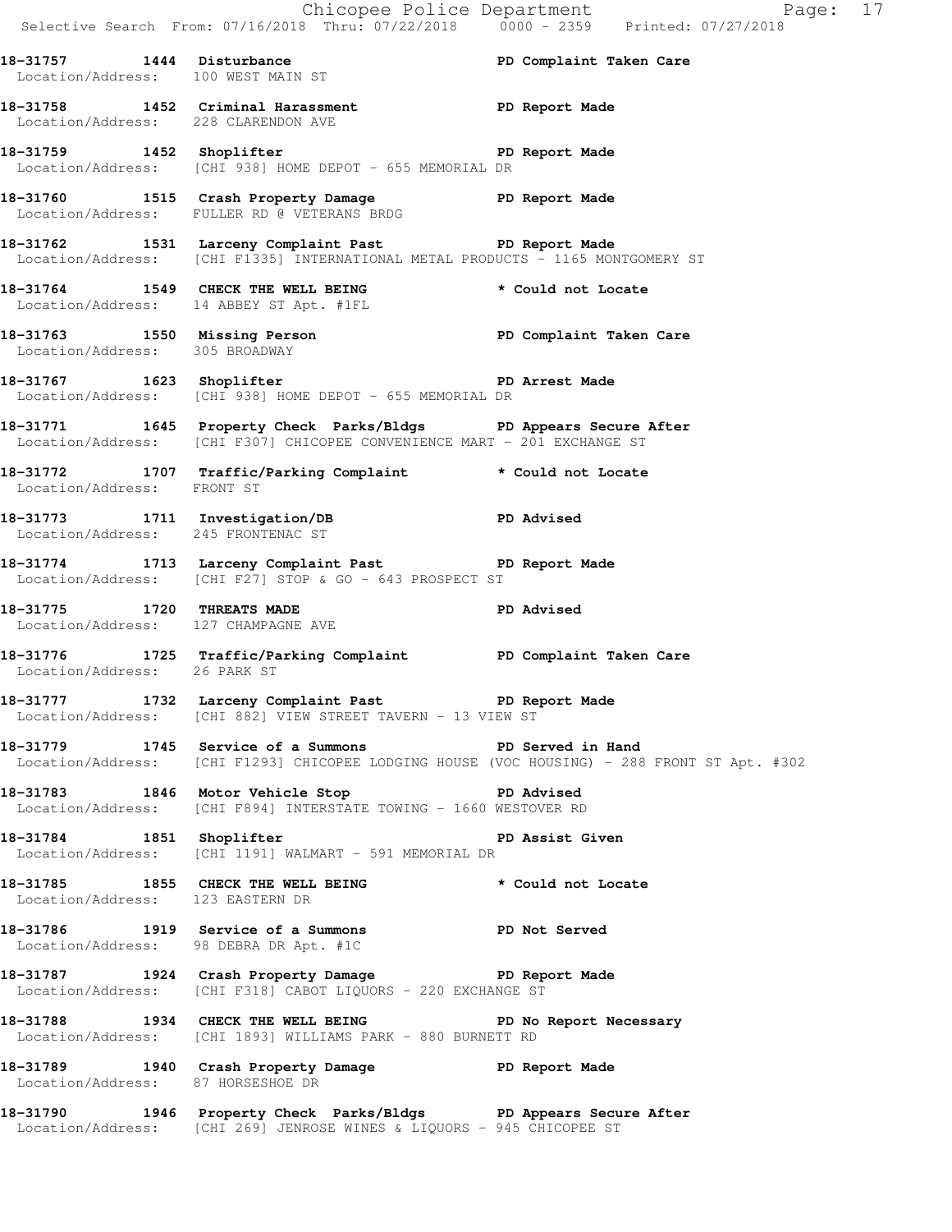**18-31757 1444 Disturbance** **PD Complaint Taken Care**
Location/Address: 100 WEST MAIN ST

**18-31758 1452 Criminal Harassment** **PD Report Made**
Location/Address: 228 CLARENDON AVE

**18-31759 1452 Shoplifter** **PD Report Made**
Location/Address: [CHI 938] HOME DEPOT - 655 MEMORIAL DR

**18-31760 1515 Crash Property Damage** **PD Report Made**
Location/Address: FULLER RD @ VETERANS BRDG

**18-31762 1531 Larceny Complaint Past** **PD Report Made**
Location/Address: [CHI F1335] INTERNATIONAL METAL PRODUCTS - 1165 MONTGOMERY ST

**18-31764 1549 CHECK THE WELL BEING** **\* Could not Locate**
Location/Address: 14 ABBEY ST Apt. #1FL

**18-31763 1550 Missing Person** **PD Complaint Taken Care**
Location/Address: 305 BROADWAY

**18-31767 1623 Shoplifter** **PD Arrest Made**
Location/Address: [CHI 938] HOME DEPOT - 655 MEMORIAL DR

**18-31771 1645 Property Check Parks/Bldgs** **PD Appears Secure After**
Location/Address: [CHI F307] CHICOPEE CONVENIENCE MART - 201 EXCHANGE ST

**18-31772 1707 Traffic/Parking Complaint** **\* Could not Locate**
Location/Address: FRONT ST

**18-31773 1711 Investigation/DB** **PD Advised**
Location/Address: 245 FRONTENAC ST

**18-31774 1713 Larceny Complaint Past** **PD Report Made**
Location/Address: [CHI F27] STOP & GO - 643 PROSPECT ST

**18-31775 1720 THREATS MADE** **PD Advised**
Location/Address: 127 CHAMPAGNE AVE

**18-31776 1725 Traffic/Parking Complaint** **PD Complaint Taken Care**
Location/Address: 26 PARK ST

**18-31777 1732 Larceny Complaint Past** **PD Report Made**
Location/Address: [CHI 882] VIEW STREET TAVERN - 13 VIEW ST

**18-31779 1745 Service of a Summons** **PD Served in Hand**
Location/Address: [CHI F1293] CHICOPEE LODGING HOUSE (VOC HOUSING) - 288 FRONT ST Apt. #302

**18-31783 1846 Motor Vehicle Stop** **PD Advised**
Location/Address: [CHI F894] INTERSTATE TOWING - 1660 WESTOVER RD

**18-31784 1851 Shoplifter** **PD Assist Given**
Location/Address: [CHI 1191] WALMART - 591 MEMORIAL DR

**18-31785 1855 CHECK THE WELL BEING** **\* Could not Locate**
Location/Address: 123 EASTERN DR

**18-31786 1919 Service of a Summons** **PD Not Served**
Location/Address: 98 DEBRA DR Apt. #1C

**18-31787 1924 Crash Property Damage** **PD Report Made**
Location/Address: [CHI F318] CABOT LIQUORS - 220 EXCHANGE ST

**18-31788 1934 CHECK THE WELL BEING** **PD No Report Necessary**
Location/Address: [CHI 1893] WILLIAMS PARK - 880 BURNETT RD

**18-31789 1940 Crash Property Damage** **PD Report Made**
Location/Address: 87 HORSESHOE DR

**18-31790 1946 Property Check Parks/Bldgs** **PD Appears Secure After**
Location/Address: [CHI 269] JENROSE WINES & LIQUORS - 945 CHICOPEE ST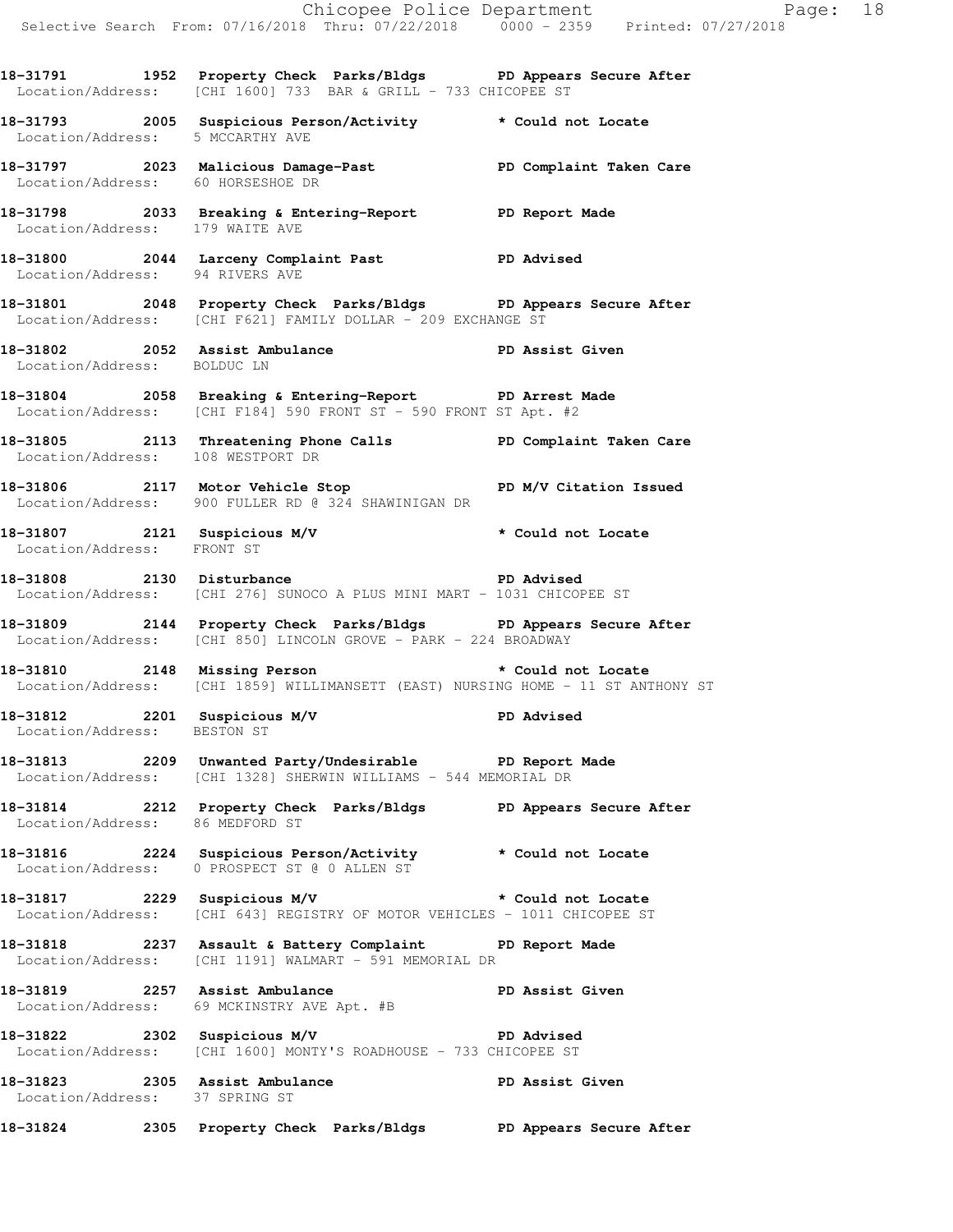**18-31791 1952 Property Check Parks/Bldgs PD Appears Secure After**
Location/Address: [CHI 1600] 733 BAR & GRILL - 733 CHICOPEE ST

**18-31793 2005 Suspicious Person/Activity * Could not Locate**
Location/Address: 5 MCCARTHY AVE

**18-31797 2023 Malicious Damage-Past PD Complaint Taken Care**
Location/Address: 60 HORSESHOE DR

**18-31798 2033 Breaking & Entering-Report PD Report Made**
Location/Address: 179 WAITE AVE

**18-31800 2044 Larceny Complaint Past PD Advised**
Location/Address: 94 RIVERS AVE

**18-31801 2048 Property Check Parks/Bldgs PD Appears Secure After**
Location/Address: [CHI F621] FAMILY DOLLAR - 209 EXCHANGE ST

**18-31802 2052 Assist Ambulance PD Assist Given**
Location/Address: BOLDUC LN

**18-31804 2058 Breaking & Entering-Report PD Arrest Made**
Location/Address: [CHI F184] 590 FRONT ST - 590 FRONT ST Apt. #2

**18-31805 2113 Threatening Phone Calls PD Complaint Taken Care**
Location/Address: 108 WESTPORT DR

**18-31806 2117 Motor Vehicle Stop PD M/V Citation Issued**
Location/Address: 900 FULLER RD @ 324 SHAWINIGAN DR

**18-31807 2121 Suspicious M/V * Could not Locate**
Location/Address: FRONT ST

**18-31808 2130 Disturbance PD Advised**
Location/Address: [CHI 276] SUNOCO A PLUS MINI MART - 1031 CHICOPEE ST

**18-31809 2144 Property Check Parks/Bldgs PD Appears Secure After**
Location/Address: [CHI 850] LINCOLN GROVE - PARK - 224 BROADWAY

**18-31810 2148 Missing Person * Could not Locate**
Location/Address: [CHI 1859] WILLIMANSETT (EAST) NURSING HOME - 11 ST ANTHONY ST

**18-31812 2201 Suspicious M/V PD Advised**
Location/Address: BESTON ST

**18-31813 2209 Unwanted Party/Undesirable PD Report Made**
Location/Address: [CHI 1328] SHERWIN WILLIAMS - 544 MEMORIAL DR

**18-31814 2212 Property Check Parks/Bldgs PD Appears Secure After**
Location/Address: 86 MEDFORD ST

**18-31816 2224 Suspicious Person/Activity * Could not Locate**
Location/Address: 0 PROSPECT ST @ 0 ALLEN ST

**18-31817 2229 Suspicious M/V * Could not Locate**
Location/Address: [CHI 643] REGISTRY OF MOTOR VEHICLES - 1011 CHICOPEE ST

**18-31818 2237 Assault & Battery Complaint PD Report Made**
Location/Address: [CHI 1191] WALMART - 591 MEMORIAL DR

**18-31819 2257 Assist Ambulance PD Assist Given**
Location/Address: 69 MCKINSTRY AVE Apt. #B

**18-31822 2302 Suspicious M/V PD Advised**
Location/Address: [CHI 1600] MONTY'S ROADHOUSE - 733 CHICOPEE ST

**18-31823 2305 Assist Ambulance PD Assist Given**
Location/Address: 37 SPRING ST

**18-31824 2305 Property Check Parks/Bldgs PD Appears Secure After**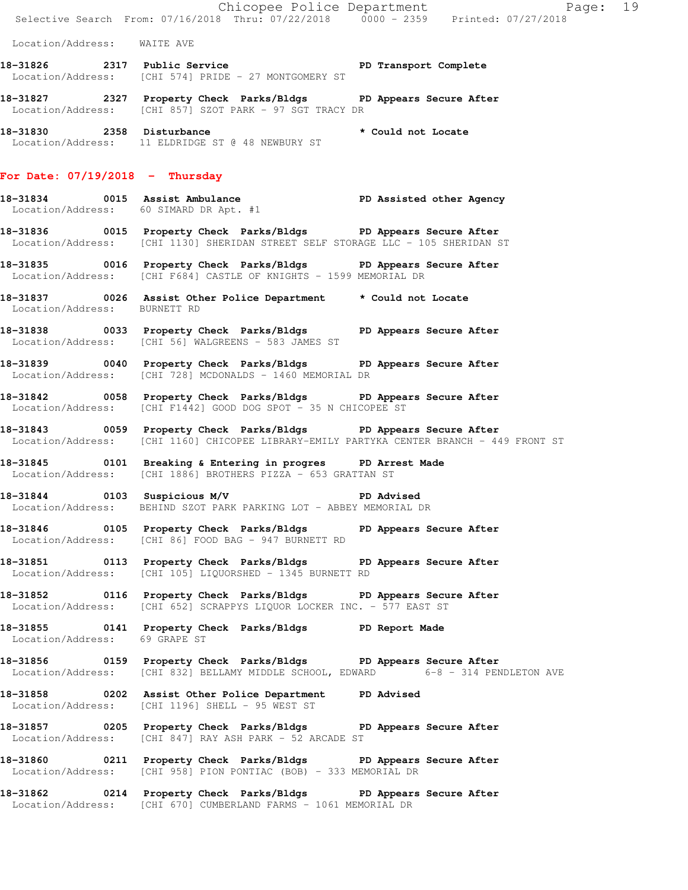Location/Address: WAITE AVE

**18-31826 2317 Public Service** PD Transport Complete
Location/Address: [CHI 574] PRIDE - 27 MONTGOMERY ST

**18-31827 2327 Property Check Parks/Bldgs** PD Appears Secure After
Location/Address: [CHI 857] SZOT PARK - 97 SGT TRACY DR

**18-31830 2358 Disturbance** * Could not Locate
Location/Address: 11 ELDRIDGE ST @ 48 NEWBURY ST

## For Date: 07/19/2018 - Thursday

**18-31834 0015 Assist Ambulance** PD Assisted other Agency
Location/Address: 60 SIMARD DR Apt. #1

**18-31836 0015 Property Check Parks/Bldgs** PD Appears Secure After
Location/Address: [CHI 1130] SHERIDAN STREET SELF STORAGE LLC - 105 SHERIDAN ST

**18-31835 0016 Property Check Parks/Bldgs** PD Appears Secure After
Location/Address: [CHI F684] CASTLE OF KNIGHTS - 1599 MEMORIAL DR

**18-31837 0026 Assist Other Police Department** * Could not Locate
Location/Address: BURNETT RD

**18-31838 0033 Property Check Parks/Bldgs** PD Appears Secure After
Location/Address: [CHI 56] WALGREENS - 583 JAMES ST

**18-31839 0040 Property Check Parks/Bldgs** PD Appears Secure After
Location/Address: [CHI 728] MCDONALDS - 1460 MEMORIAL DR

**18-31842 0058 Property Check Parks/Bldgs** PD Appears Secure After
Location/Address: [CHI F1442] GOOD DOG SPOT - 35 N CHICOPEE ST

**18-31843 0059 Property Check Parks/Bldgs** PD Appears Secure After
Location/Address: [CHI 1160] CHICOPEE LIBRARY-EMILY PARTYKA CENTER BRANCH - 449 FRONT ST

**18-31845 0101 Breaking & Entering in progres** PD Arrest Made
Location/Address: [CHI 1886] BROTHERS PIZZA - 653 GRATTAN ST

**18-31844 0103 Suspicious M/V** PD Advised
Location/Address: BEHIND SZOT PARK PARKING LOT - ABBEY MEMORIAL DR

**18-31846 0105 Property Check Parks/Bldgs** PD Appears Secure After
Location/Address: [CHI 86] FOOD BAG - 947 BURNETT RD

**18-31851 0113 Property Check Parks/Bldgs** PD Appears Secure After
Location/Address: [CHI 105] LIQUORSHED - 1345 BURNETT RD

**18-31852 0116 Property Check Parks/Bldgs** PD Appears Secure After
Location/Address: [CHI 652] SCRAPPYS LIQUOR LOCKER INC. - 577 EAST ST

**18-31855 0141 Property Check Parks/Bldgs** PD Report Made
Location/Address: 69 GRAPE ST

**18-31856 0159 Property Check Parks/Bldgs** PD Appears Secure After
Location/Address: [CHI 832] BELLAMY MIDDLE SCHOOL, EDWARD 6-8 - 314 PENDLETON AVE

**18-31858 0202 Assist Other Police Department** PD Advised
Location/Address: [CHI 1196] SHELL - 95 WEST ST

**18-31857 0205 Property Check Parks/Bldgs** PD Appears Secure After
Location/Address: [CHI 847] RAY ASH PARK - 52 ARCADE ST

**18-31860 0211 Property Check Parks/Bldgs** PD Appears Secure After
Location/Address: [CHI 958] PION PONTIAC (BOB) - 333 MEMORIAL DR

**18-31862 0214 Property Check Parks/Bldgs** PD Appears Secure After
Location/Address: [CHI 670] CUMBERLAND FARMS - 1061 MEMORIAL DR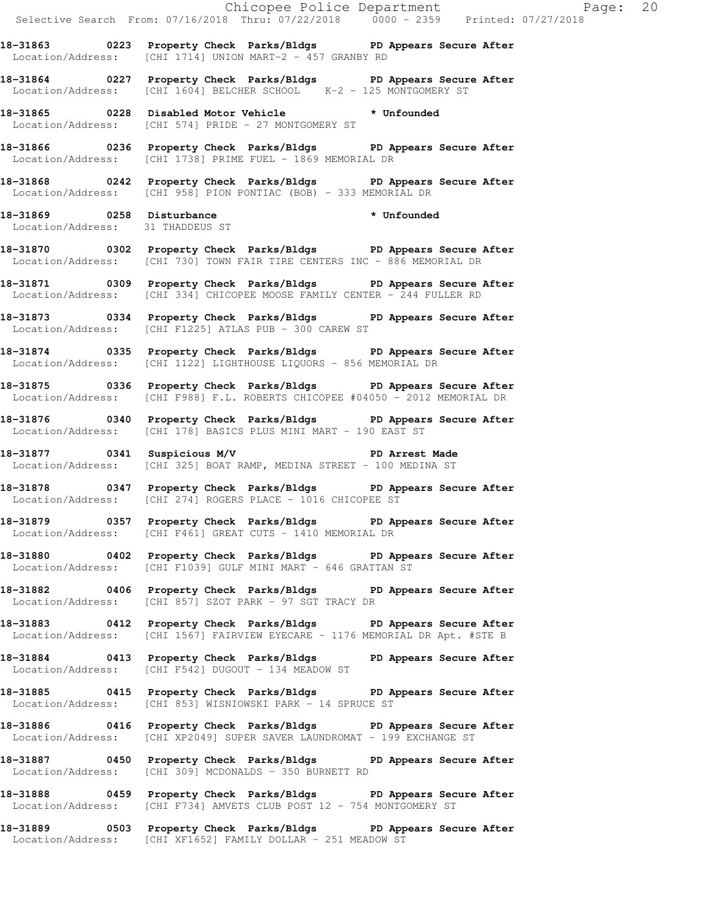**18-31863 0223 Property Check Parks/Bldgs PD Appears Secure After**
Location/Address: [CHI 1714] UNION MART-2 - 457 GRANBY RD

**18-31864 0227 Property Check Parks/Bldgs PD Appears Secure After**
Location/Address: [CHI 1604] BELCHER SCHOOL K-2 - 125 MONTGOMERY ST

**18-31865 0228 Disabled Motor Vehicle * Unfounded**
Location/Address: [CHI 574] PRIDE - 27 MONTGOMERY ST

**18-31866 0236 Property Check Parks/Bldgs PD Appears Secure After**
Location/Address: [CHI 1738] PRIME FUEL - 1869 MEMORIAL DR

**18-31868 0242 Property Check Parks/Bldgs PD Appears Secure After**
Location/Address: [CHI 958] PION PONTIAC (BOB) - 333 MEMORIAL DR

**18-31869 0258 Disturbance * Unfounded**
Location/Address: 31 THADDEUS ST

**18-31870 0302 Property Check Parks/Bldgs PD Appears Secure After**
Location/Address: [CHI 730] TOWN FAIR TIRE CENTERS INC - 886 MEMORIAL DR

**18-31871 0309 Property Check Parks/Bldgs PD Appears Secure After**
Location/Address: [CHI 334] CHICOPEE MOOSE FAMILY CENTER - 244 FULLER RD

**18-31873 0334 Property Check Parks/Bldgs PD Appears Secure After**
Location/Address: [CHI F1225] ATLAS PUB - 300 CAREW ST

**18-31874 0335 Property Check Parks/Bldgs PD Appears Secure After**
Location/Address: [CHI 1122] LIGHTHOUSE LIQUORS - 856 MEMORIAL DR

**18-31875 0336 Property Check Parks/Bldgs PD Appears Secure After**
Location/Address: [CHI F988] F.L. ROBERTS CHICOPEE #04050 - 2012 MEMORIAL DR

**18-31876 0340 Property Check Parks/Bldgs PD Appears Secure After**
Location/Address: [CHI 178] BASICS PLUS MINI MART - 190 EAST ST

**18-31877 0341 Suspicious M/V PD Arrest Made**
Location/Address: [CHI 325] BOAT RAMP, MEDINA STREET - 100 MEDINA ST

**18-31878 0347 Property Check Parks/Bldgs PD Appears Secure After**
Location/Address: [CHI 274] ROGERS PLACE - 1016 CHICOPEE ST

**18-31879 0357 Property Check Parks/Bldgs PD Appears Secure After**
Location/Address: [CHI F461] GREAT CUTS - 1410 MEMORIAL DR

**18-31880 0402 Property Check Parks/Bldgs PD Appears Secure After**
Location/Address: [CHI F1039] GULF MINI MART - 646 GRATTAN ST

**18-31882 0406 Property Check Parks/Bldgs PD Appears Secure After**
Location/Address: [CHI 857] SZOT PARK - 97 SGT TRACY DR

**18-31883 0412 Property Check Parks/Bldgs PD Appears Secure After**
Location/Address: [CHI 1567] FAIRVIEW EYECARE - 1176 MEMORIAL DR Apt. #STE B

**18-31884 0413 Property Check Parks/Bldgs PD Appears Secure After**
Location/Address: [CHI F542] DUGOUT - 134 MEADOW ST

**18-31885 0415 Property Check Parks/Bldgs PD Appears Secure After**
Location/Address: [CHI 853] WISNIOWSKI PARK - 14 SPRUCE ST

**18-31886 0416 Property Check Parks/Bldgs PD Appears Secure After**
Location/Address: [CHI XP2049] SUPER SAVER LAUNDROMAT - 199 EXCHANGE ST

**18-31887 0450 Property Check Parks/Bldgs PD Appears Secure After**
Location/Address: [CHI 309] MCDONALDS - 350 BURNETT RD

**18-31888 0459 Property Check Parks/Bldgs PD Appears Secure After**
Location/Address: [CHI F734] AMVETS CLUB POST 12 - 754 MONTGOMERY ST

**18-31889 0503 Property Check Parks/Bldgs PD Appears Secure After**
Location/Address: [CHI XF1652] FAMILY DOLLAR - 251 MEADOW ST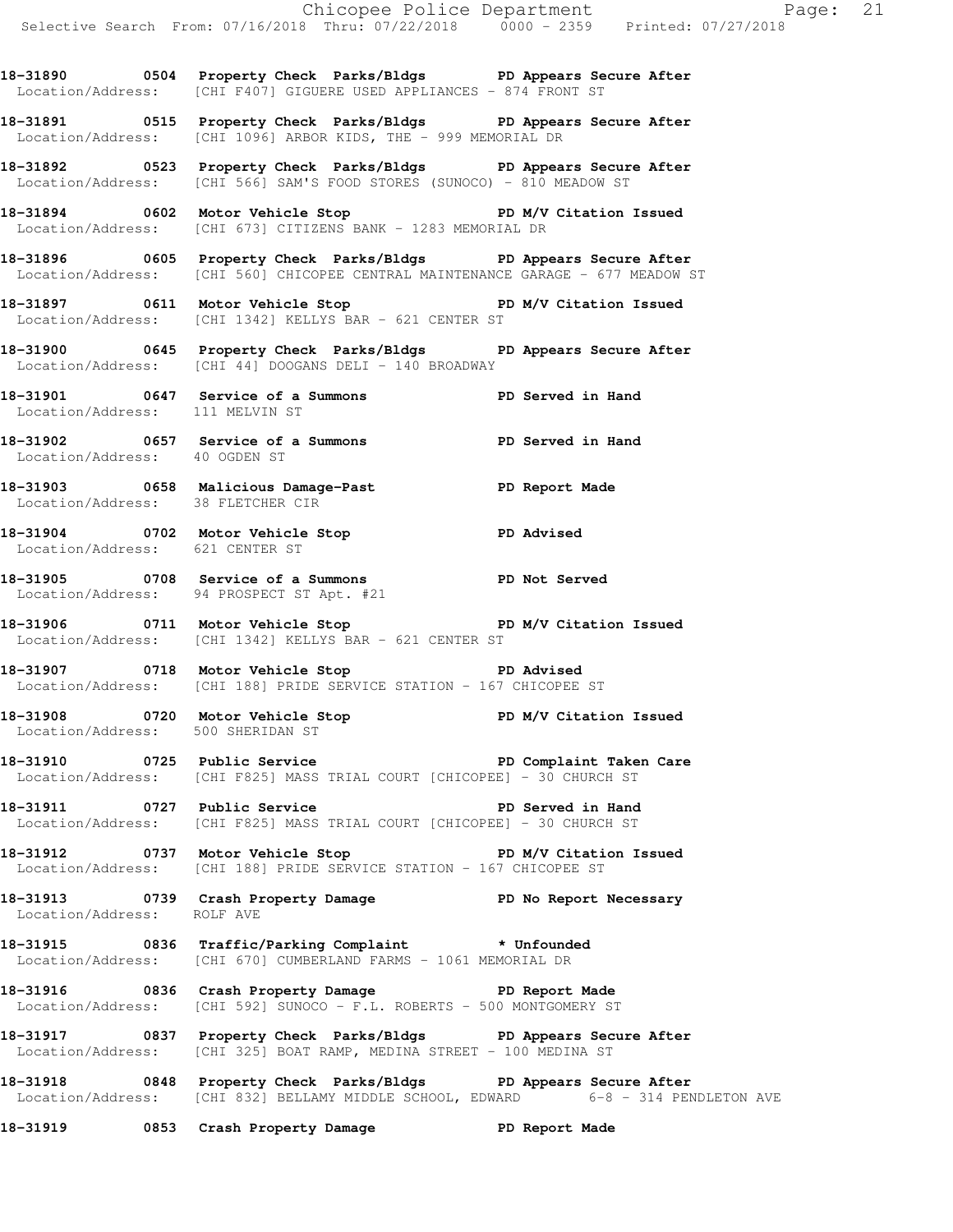**18-31890 0504 Property Check Parks/Bldgs PD Appears Secure After**
Location/Address: [CHI F407] GIGUERE USED APPLIANCES - 874 FRONT ST

**18-31891 0515 Property Check Parks/Bldgs PD Appears Secure After**
Location/Address: [CHI 1096] ARBOR KIDS, THE - 999 MEMORIAL DR

**18-31892 0523 Property Check Parks/Bldgs PD Appears Secure After**
Location/Address: [CHI 566] SAM'S FOOD STORES (SUNOCO) - 810 MEADOW ST

**18-31894 0602 Motor Vehicle Stop PD M/V Citation Issued**
Location/Address: [CHI 673] CITIZENS BANK - 1283 MEMORIAL DR

**18-31896 0605 Property Check Parks/Bldgs PD Appears Secure After**
Location/Address: [CHI 560] CHICOPEE CENTRAL MAINTENANCE GARAGE - 677 MEADOW ST

**18-31897 0611 Motor Vehicle Stop PD M/V Citation Issued**
Location/Address: [CHI 1342] KELLYS BAR - 621 CENTER ST

**18-31900 0645 Property Check Parks/Bldgs PD Appears Secure After**
Location/Address: [CHI 44] DOOGANS DELI - 140 BROADWAY

**18-31901 0647 Service of a Summons PD Served in Hand**
Location/Address: 111 MELVIN ST

**18-31902 0657 Service of a Summons PD Served in Hand**
Location/Address: 40 OGDEN ST

**18-31903 0658 Malicious Damage-Past PD Report Made**
Location/Address: 38 FLETCHER CIR

**18-31904 0702 Motor Vehicle Stop PD Advised**
Location/Address: 621 CENTER ST

**18-31905 0708 Service of a Summons PD Not Served**
Location/Address: 94 PROSPECT ST Apt. #21

**18-31906 0711 Motor Vehicle Stop PD M/V Citation Issued**
Location/Address: [CHI 1342] KELLYS BAR - 621 CENTER ST

**18-31907 0718 Motor Vehicle Stop PD Advised**
Location/Address: [CHI 188] PRIDE SERVICE STATION - 167 CHICOPEE ST

**18-31908 0720 Motor Vehicle Stop PD M/V Citation Issued**
Location/Address: 500 SHERIDAN ST

**18-31910 0725 Public Service PD Complaint Taken Care**
Location/Address: [CHI F825] MASS TRIAL COURT [CHICOPEE] - 30 CHURCH ST

**18-31911 0727 Public Service PD Served in Hand**
Location/Address: [CHI F825] MASS TRIAL COURT [CHICOPEE] - 30 CHURCH ST

**18-31912 0737 Motor Vehicle Stop PD M/V Citation Issued**
Location/Address: [CHI 188] PRIDE SERVICE STATION - 167 CHICOPEE ST

**18-31913 0739 Crash Property Damage PD No Report Necessary**
Location/Address: ROLF AVE

**18-31915 0836 Traffic/Parking Complaint * Unfounded**
Location/Address: [CHI 670] CUMBERLAND FARMS - 1061 MEMORIAL DR

**18-31916 0836 Crash Property Damage PD Report Made**
Location/Address: [CHI 592] SUNOCO - F.L. ROBERTS - 500 MONTGOMERY ST

**18-31917 0837 Property Check Parks/Bldgs PD Appears Secure After**
Location/Address: [CHI 325] BOAT RAMP, MEDINA STREET - 100 MEDINA ST

**18-31918 0848 Property Check Parks/Bldgs PD Appears Secure After**
Location/Address: [CHI 832] BELLAMY MIDDLE SCHOOL, EDWARD 6-8 - 314 PENDLETON AVE

**18-31919 0853 Crash Property Damage PD Report Made**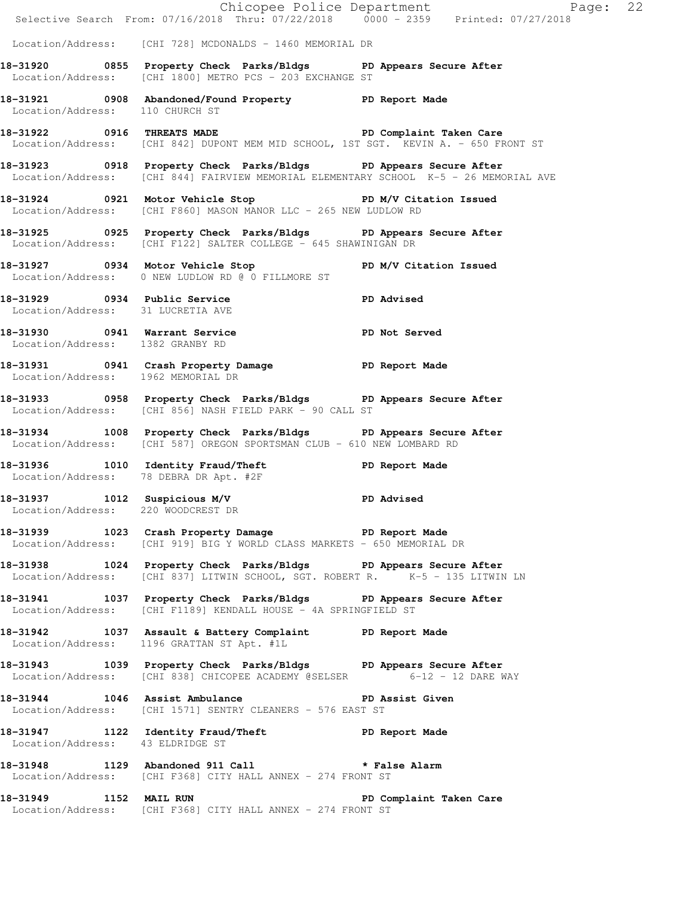Location/Address: [CHI 728] MCDONALDS - 1460 MEMORIAL DR

**18-31920 0855 Property Check Parks/Bldgs PD Appears Secure After**
Location/Address: [CHI 1800] METRO PCS - 203 EXCHANGE ST

**18-31921 0908 Abandoned/Found Property PD Report Made**
Location/Address: 110 CHURCH ST

**18-31922 0916 THREATS MADE PD Complaint Taken Care**
Location/Address: [CHI 842] DUPONT MEM MID SCHOOL, 1ST SGT. KEVIN A. - 650 FRONT ST

**18-31923 0918 Property Check Parks/Bldgs PD Appears Secure After**
Location/Address: [CHI 844] FAIRVIEW MEMORIAL ELEMENTARY SCHOOL K-5 - 26 MEMORIAL AVE

**18-31924 0921 Motor Vehicle Stop PD M/V Citation Issued**
Location/Address: [CHI F860] MASON MANOR LLC - 265 NEW LUDLOW RD

**18-31925 0925 Property Check Parks/Bldgs PD Appears Secure After**
Location/Address: [CHI F122] SALTER COLLEGE - 645 SHAWINIGAN DR

**18-31927 0934 Motor Vehicle Stop PD M/V Citation Issued**
Location/Address: 0 NEW LUDLOW RD @ 0 FILLMORE ST

**18-31929 0934 Public Service PD Advised**
Location/Address: 31 LUCRETIA AVE

**18-31930 0941 Warrant Service PD Not Served**
Location/Address: 1382 GRANBY RD

**18-31931 0941 Crash Property Damage PD Report Made**
Location/Address: 1962 MEMORIAL DR

**18-31933 0958 Property Check Parks/Bldgs PD Appears Secure After**
Location/Address: [CHI 856] NASH FIELD PARK - 90 CALL ST

**18-31934 1008 Property Check Parks/Bldgs PD Appears Secure After**
Location/Address: [CHI 587] OREGON SPORTSMAN CLUB - 610 NEW LOMBARD RD

**18-31936 1010 Identity Fraud/Theft PD Report Made**
Location/Address: 78 DEBRA DR Apt. #2F

**18-31937 1012 Suspicious M/V PD Advised**
Location/Address: 220 WOODCREST DR

**18-31939 1023 Crash Property Damage PD Report Made**
Location/Address: [CHI 919] BIG Y WORLD CLASS MARKETS - 650 MEMORIAL DR

**18-31938 1024 Property Check Parks/Bldgs PD Appears Secure After**
Location/Address: [CHI 837] LITWIN SCHOOL, SGT. ROBERT R. K-5 - 135 LITWIN LN

**18-31941 1037 Property Check Parks/Bldgs PD Appears Secure After**
Location/Address: [CHI F1189] KENDALL HOUSE - 4A SPRINGFIELD ST

**18-31942 1037 Assault & Battery Complaint PD Report Made**
Location/Address: 1196 GRATTAN ST Apt. #1L

**18-31943 1039 Property Check Parks/Bldgs PD Appears Secure After**
Location/Address: [CHI 838] CHICOPEE ACADEMY @SELSER 6-12 - 12 DARE WAY

**18-31944 1046 Assist Ambulance PD Assist Given**
Location/Address: [CHI 1571] SENTRY CLEANERS - 576 EAST ST

**18-31947 1122 Identity Fraud/Theft PD Report Made**
Location/Address: 43 ELDRIDGE ST

**18-31948 1129 Abandoned 911 Call * False Alarm**
Location/Address: [CHI F368] CITY HALL ANNEX - 274 FRONT ST

**18-31949 1152 MAIL RUN PD Complaint Taken Care**
Location/Address: [CHI F368] CITY HALL ANNEX - 274 FRONT ST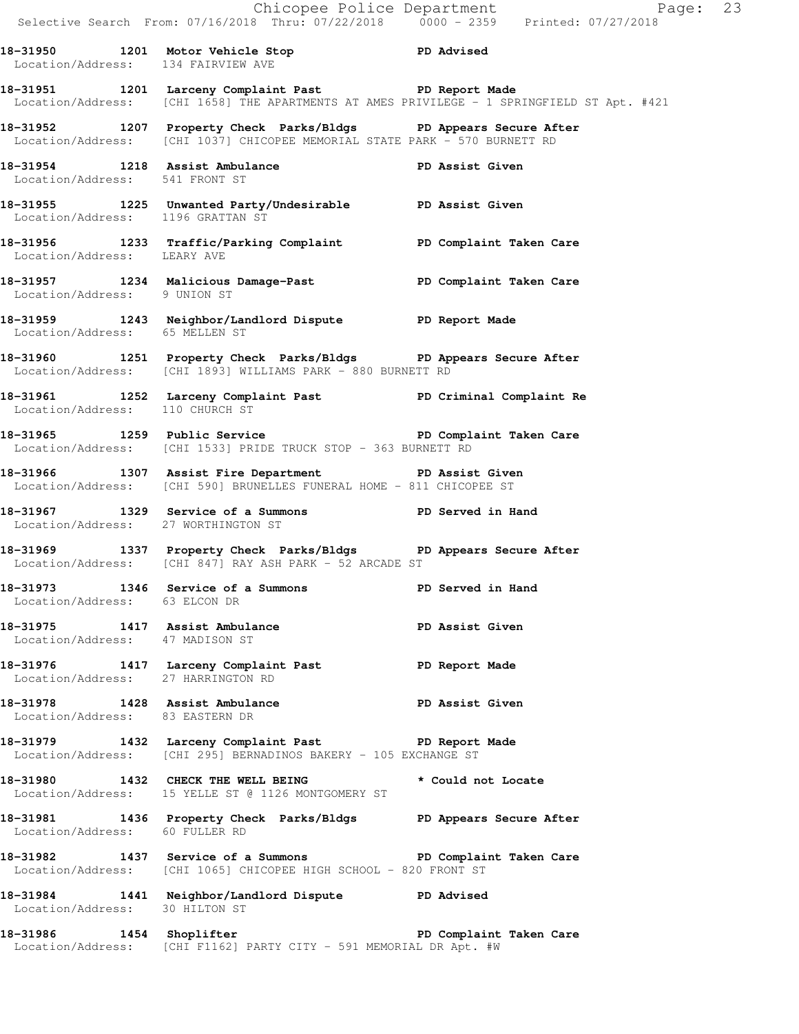**18-31950 1201 Motor Vehicle Stop PD Advised**
Location/Address: 134 FAIRVIEW AVE

**18-31951 1201 Larceny Complaint Past PD Report Made**
Location/Address: [CHI 1658] THE APARTMENTS AT AMES PRIVILEGE - 1 SPRINGFIELD ST Apt. #421

**18-31952 1207 Property Check Parks/Bldgs PD Appears Secure After**
Location/Address: [CHI 1037] CHICOPEE MEMORIAL STATE PARK - 570 BURNETT RD

**18-31954 1218 Assist Ambulance PD Assist Given**
Location/Address: 541 FRONT ST

**18-31955 1225 Unwanted Party/Undesirable PD Assist Given**
Location/Address: 1196 GRATTAN ST

**18-31956 1233 Traffic/Parking Complaint PD Complaint Taken Care**
Location/Address: LEARY AVE

**18-31957 1234 Malicious Damage-Past PD Complaint Taken Care**
Location/Address: 9 UNION ST

**18-31959 1243 Neighbor/Landlord Dispute PD Report Made**
Location/Address: 65 MELLEN ST

**18-31960 1251 Property Check Parks/Bldgs PD Appears Secure After**
Location/Address: [CHI 1893] WILLIAMS PARK - 880 BURNETT RD

**18-31961 1252 Larceny Complaint Past PD Criminal Complaint Re**
Location/Address: 110 CHURCH ST

**18-31965 1259 Public Service PD Complaint Taken Care**
Location/Address: [CHI 1533] PRIDE TRUCK STOP - 363 BURNETT RD

**18-31966 1307 Assist Fire Department PD Assist Given**
Location/Address: [CHI 590] BRUNELLES FUNERAL HOME - 811 CHICOPEE ST

**18-31967 1329 Service of a Summons PD Served in Hand**
Location/Address: 27 WORTHINGTON ST

**18-31969 1337 Property Check Parks/Bldgs PD Appears Secure After**
Location/Address: [CHI 847] RAY ASH PARK - 52 ARCADE ST

**18-31973 1346 Service of a Summons PD Served in Hand**
Location/Address: 63 ELCON DR

**18-31975 1417 Assist Ambulance PD Assist Given**
Location/Address: 47 MADISON ST

**18-31976 1417 Larceny Complaint Past PD Report Made**
Location/Address: 27 HARRINGTON RD

**18-31978 1428 Assist Ambulance PD Assist Given**
Location/Address: 83 EASTERN DR

**18-31979 1432 Larceny Complaint Past PD Report Made**
Location/Address: [CHI 295] BERNADINOS BAKERY - 105 EXCHANGE ST

**18-31980 1432 CHECK THE WELL BEING * Could not Locate**
Location/Address: 15 YELLE ST @ 1126 MONTGOMERY ST

**18-31981 1436 Property Check Parks/Bldgs PD Appears Secure After**
Location/Address: 60 FULLER RD

**18-31982 1437 Service of a Summons PD Complaint Taken Care**
Location/Address: [CHI 1065] CHICOPEE HIGH SCHOOL - 820 FRONT ST

**18-31984 1441 Neighbor/Landlord Dispute PD Advised**
Location/Address: 30 HILTON ST

**18-31986 1454 Shoplifter PD Complaint Taken Care**
Location/Address: [CHI F1162] PARTY CITY - 591 MEMORIAL DR Apt. #W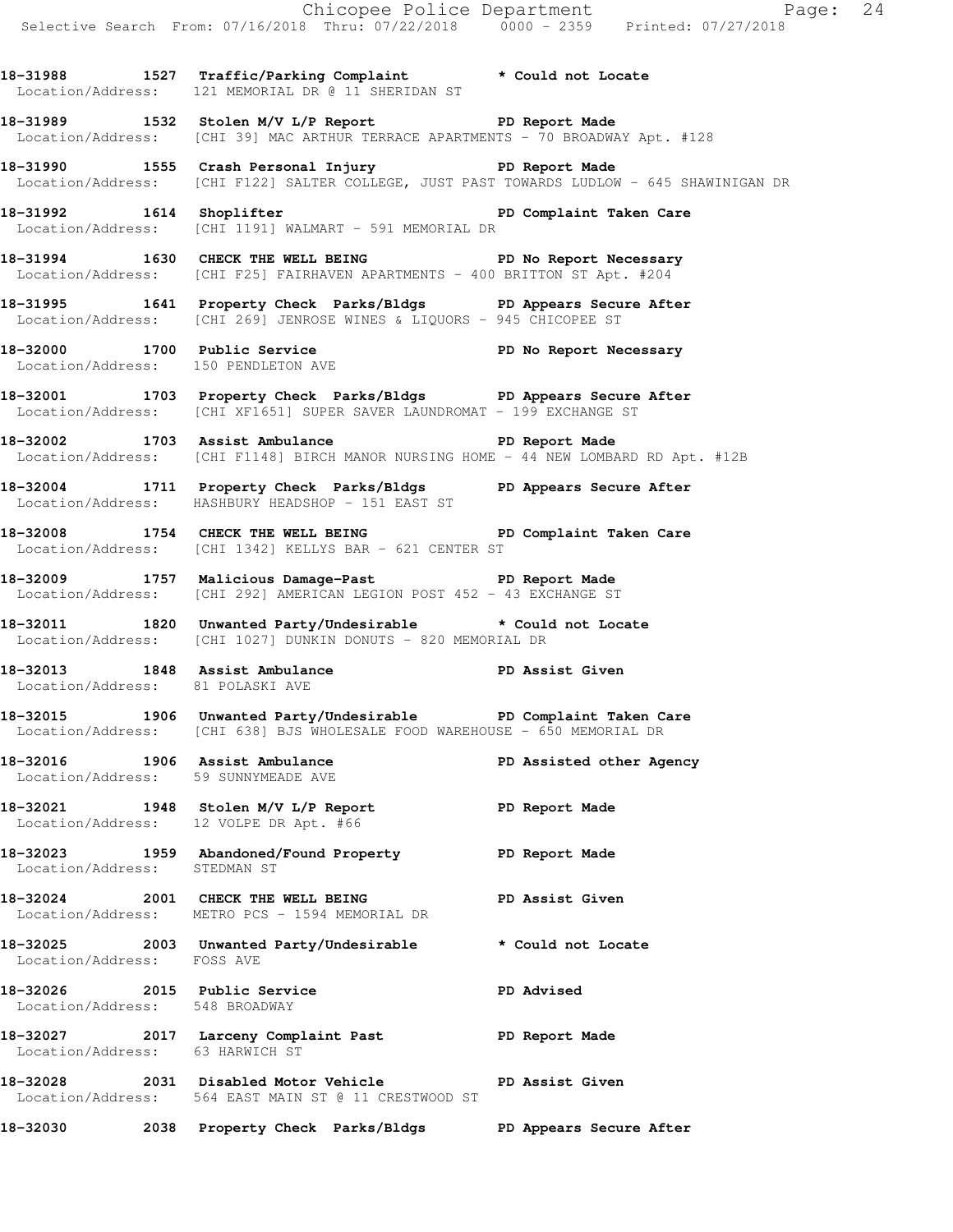**18-31988 1527 Traffic/Parking Complaint * Could not Locate**
Location/Address: 121 MEMORIAL DR @ 11 SHERIDAN ST

**18-31989 1532 Stolen M/V L/P Report PD Report Made**
Location/Address: [CHI 39] MAC ARTHUR TERRACE APARTMENTS - 70 BROADWAY Apt. #128

**18-31990 1555 Crash Personal Injury PD Report Made**
Location/Address: [CHI F122] SALTER COLLEGE, JUST PAST TOWARDS LUDLOW - 645 SHAWINIGAN DR

**18-31992 1614 Shoplifter PD Complaint Taken Care**
Location/Address: [CHI 1191] WALMART - 591 MEMORIAL DR

**18-31994 1630 CHECK THE WELL BEING PD No Report Necessary**
Location/Address: [CHI F25] FAIRHAVEN APARTMENTS - 400 BRITTON ST Apt. #204

**18-31995 1641 Property Check Parks/Bldgs PD Appears Secure After**
Location/Address: [CHI 269] JENROSE WINES & LIQUORS - 945 CHICOPEE ST

**18-32000 1700 Public Service PD No Report Necessary**
Location/Address: 150 PENDLETON AVE

**18-32001 1703 Property Check Parks/Bldgs PD Appears Secure After**
Location/Address: [CHI XF1651] SUPER SAVER LAUNDROMAT - 199 EXCHANGE ST

**18-32002 1703 Assist Ambulance PD Report Made**
Location/Address: [CHI F1148] BIRCH MANOR NURSING HOME - 44 NEW LOMBARD RD Apt. #12B

**18-32004 1711 Property Check Parks/Bldgs PD Appears Secure After**
Location/Address: HASHBURY HEADSHOP - 151 EAST ST

**18-32008 1754 CHECK THE WELL BEING PD Complaint Taken Care**
Location/Address: [CHI 1342] KELLYS BAR - 621 CENTER ST

**18-32009 1757 Malicious Damage-Past PD Report Made**
Location/Address: [CHI 292] AMERICAN LEGION POST 452 - 43 EXCHANGE ST

**18-32011 1820 Unwanted Party/Undesirable * Could not Locate**
Location/Address: [CHI 1027] DUNKIN DONUTS - 820 MEMORIAL DR

**18-32013 1848 Assist Ambulance PD Assist Given**
Location/Address: 81 POLASKI AVE

**18-32015 1906 Unwanted Party/Undesirable PD Complaint Taken Care**
Location/Address: [CHI 638] BJS WHOLESALE FOOD WAREHOUSE - 650 MEMORIAL DR

**18-32016 1906 Assist Ambulance PD Assisted other Agency**
Location/Address: 59 SUNNYMEADE AVE

**18-32021 1948 Stolen M/V L/P Report PD Report Made**
Location/Address: 12 VOLPE DR Apt. #66

**18-32023 1959 Abandoned/Found Property PD Report Made**
Location/Address: STEDMAN ST

**18-32024 2001 CHECK THE WELL BEING PD Assist Given**
Location/Address: METRO PCS - 1594 MEMORIAL DR

**18-32025 2003 Unwanted Party/Undesirable * Could not Locate**
Location/Address: FOSS AVE

**18-32026 2015 Public Service PD Advised**
Location/Address: 548 BROADWAY

**18-32027 2017 Larceny Complaint Past PD Report Made**
Location/Address: 63 HARWICH ST

**18-32028 2031 Disabled Motor Vehicle PD Assist Given**
Location/Address: 564 EAST MAIN ST @ 11 CRESTWOOD ST

**18-32030 2038 Property Check Parks/Bldgs PD Appears Secure After**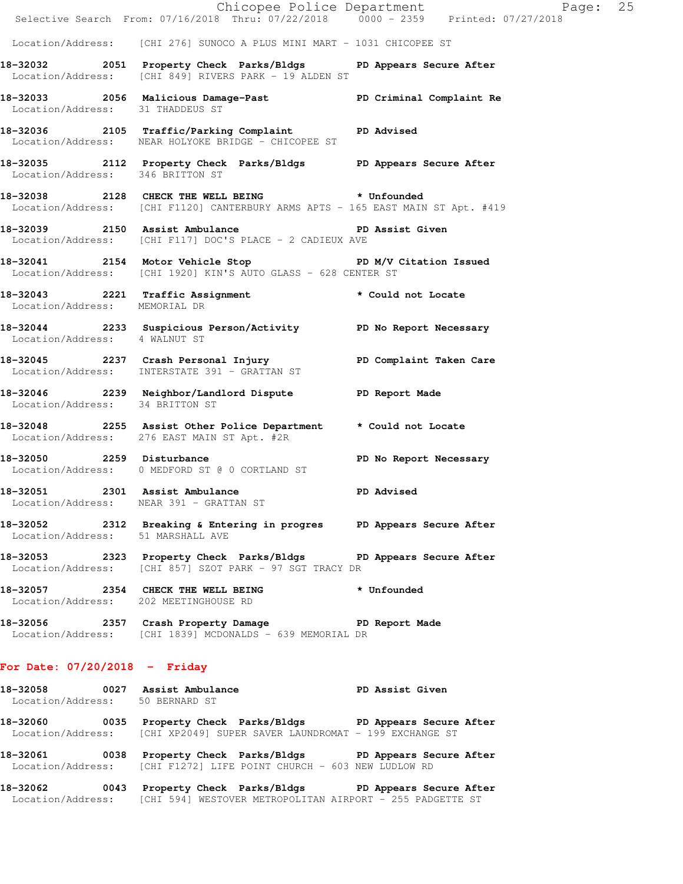Location/Address: [CHI 276] SUNOCO A PLUS MINI MART - 1031 CHICOPEE ST

**18-32032 2051 Property Check Parks/Bldgs PD Appears Secure After**
Location/Address: [CHI 849] RIVERS PARK - 19 ALDEN ST

**18-32033 2056 Malicious Damage-Past PD Criminal Complaint Re**
Location/Address: 31 THADDEUS ST

**18-32036 2105 Traffic/Parking Complaint PD Advised**
Location/Address: NEAR HOLYOKE BRIDGE - CHICOPEE ST

**18-32035 2112 Property Check Parks/Bldgs PD Appears Secure After**
Location/Address: 346 BRITTON ST

**18-32038 2128 CHECK THE WELL BEING * Unfounded**
Location/Address: [CHI F1120] CANTERBURY ARMS APTS - 165 EAST MAIN ST Apt. #419

**18-32039 2150 Assist Ambulance PD Assist Given**
Location/Address: [CHI F117] DOC'S PLACE - 2 CADIEUX AVE

**18-32041 2154 Motor Vehicle Stop PD M/V Citation Issued**
Location/Address: [CHI 1920] KIN'S AUTO GLASS - 628 CENTER ST

**18-32043 2221 Traffic Assignment * Could not Locate**
Location/Address: MEMORIAL DR

**18-32044 2233 Suspicious Person/Activity PD No Report Necessary**
Location/Address: 4 WALNUT ST

**18-32045 2237 Crash Personal Injury PD Complaint Taken Care**
Location/Address: INTERSTATE 391 - GRATTAN ST

**18-32046 2239 Neighbor/Landlord Dispute PD Report Made**
Location/Address: 34 BRITTON ST

**18-32048 2255 Assist Other Police Department * Could not Locate**
Location/Address: 276 EAST MAIN ST Apt. #2R

**18-32050 2259 Disturbance PD No Report Necessary**
Location/Address: 0 MEDFORD ST @ 0 CORTLAND ST

**18-32051 2301 Assist Ambulance PD Advised**
Location/Address: NEAR 391 - GRATTAN ST

**18-32052 2312 Breaking & Entering in progres PD Appears Secure After**
Location/Address: 51 MARSHALL AVE

**18-32053 2323 Property Check Parks/Bldgs PD Appears Secure After**
Location/Address: [CHI 857] SZOT PARK - 97 SGT TRACY DR

**18-32057 2354 CHECK THE WELL BEING * Unfounded**
Location/Address: 202 MEETINGHOUSE RD

**18-32056 2357 Crash Property Damage PD Report Made**
Location/Address: [CHI 1839] MCDONALDS - 639 MEMORIAL DR

## For Date: 07/20/2018 - Friday

**18-32058 0027 Assist Ambulance PD Assist Given**
Location/Address: 50 BERNARD ST

**18-32060 0035 Property Check Parks/Bldgs PD Appears Secure After**
Location/Address: [CHI XP2049] SUPER SAVER LAUNDROMAT - 199 EXCHANGE ST

**18-32061 0038 Property Check Parks/Bldgs PD Appears Secure After**
Location/Address: [CHI F1272] LIFE POINT CHURCH - 603 NEW LUDLOW RD

**18-32062 0043 Property Check Parks/Bldgs PD Appears Secure After**
Location/Address: [CHI 594] WESTOVER METROPOLITAN AIRPORT - 255 PADGETTE ST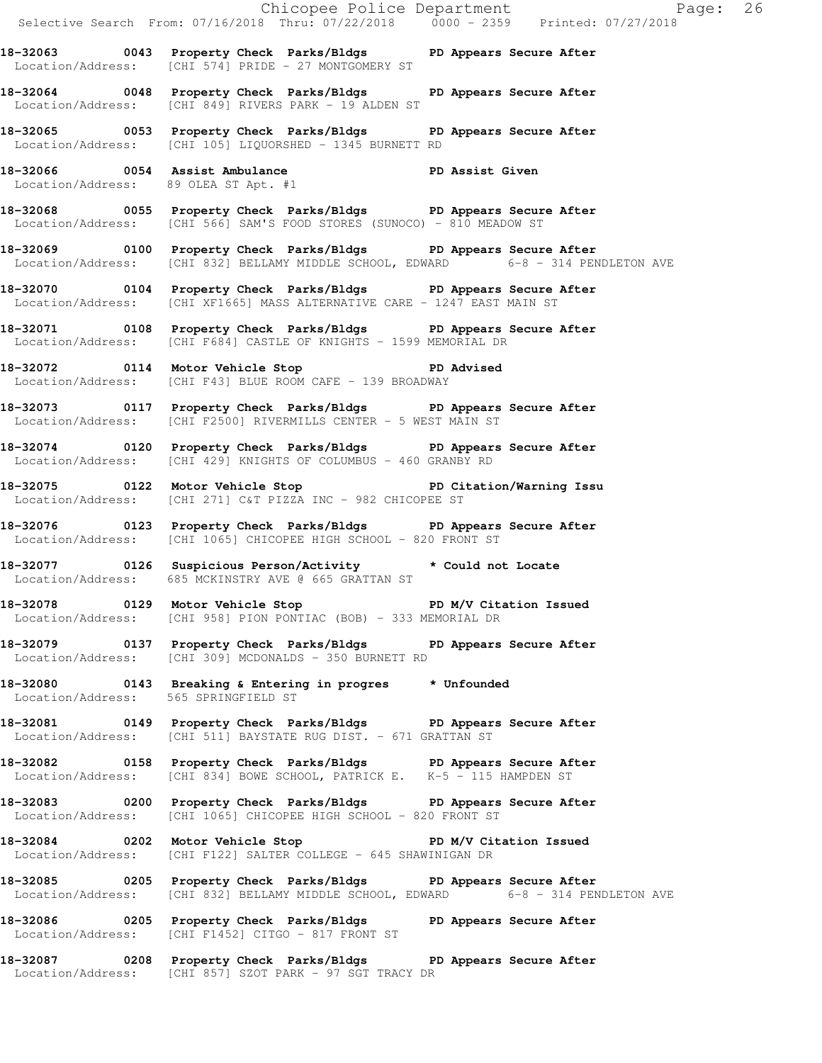18-32063 0043 Property Check Parks/Bldgs PD Appears Secure After
Location/Address: [CHI 574] PRIDE - 27 MONTGOMERY ST

18-32064 0048 Property Check Parks/Bldgs PD Appears Secure After
Location/Address: [CHI 849] RIVERS PARK - 19 ALDEN ST

18-32065 0053 Property Check Parks/Bldgs PD Appears Secure After
Location/Address: [CHI 105] LIQUORSHED - 1345 BURNETT RD

18-32066 0054 Assist Ambulance PD Assist Given
Location/Address: 89 OLEA ST Apt. #1

18-32068 0055 Property Check Parks/Bldgs PD Appears Secure After
Location/Address: [CHI 566] SAM'S FOOD STORES (SUNOCO) - 810 MEADOW ST

18-32069 0100 Property Check Parks/Bldgs PD Appears Secure After
Location/Address: [CHI 832] BELLAMY MIDDLE SCHOOL, EDWARD 6-8 - 314 PENDLETON AVE

18-32070 0104 Property Check Parks/Bldgs PD Appears Secure After
Location/Address: [CHI XF1665] MASS ALTERNATIVE CARE - 1247 EAST MAIN ST

18-32071 0108 Property Check Parks/Bldgs PD Appears Secure After
Location/Address: [CHI F684] CASTLE OF KNIGHTS - 1599 MEMORIAL DR

18-32072 0114 Motor Vehicle Stop PD Advised
Location/Address: [CHI F43] BLUE ROOM CAFE - 139 BROADWAY

18-32073 0117 Property Check Parks/Bldgs PD Appears Secure After
Location/Address: [CHI F2500] RIVERMILLS CENTER - 5 WEST MAIN ST

18-32074 0120 Property Check Parks/Bldgs PD Appears Secure After
Location/Address: [CHI 429] KNIGHTS OF COLUMBUS - 460 GRANBY RD

18-32075 0122 Motor Vehicle Stop PD Citation/Warning Issu
Location/Address: [CHI 271] C&T PIZZA INC - 982 CHICOPEE ST

18-32076 0123 Property Check Parks/Bldgs PD Appears Secure After
Location/Address: [CHI 1065] CHICOPEE HIGH SCHOOL - 820 FRONT ST

18-32077 0126 Suspicious Person/Activity * Could not Locate
Location/Address: 685 MCKINSTRY AVE @ 665 GRATTAN ST

18-32078 0129 Motor Vehicle Stop PD M/V Citation Issued
Location/Address: [CHI 958] PION PONTIAC (BOB) - 333 MEMORIAL DR

18-32079 0137 Property Check Parks/Bldgs PD Appears Secure After
Location/Address: [CHI 309] MCDONALDS - 350 BURNETT RD

18-32080 0143 Breaking & Entering in progres * Unfounded
Location/Address: 565 SPRINGFIELD ST

18-32081 0149 Property Check Parks/Bldgs PD Appears Secure After
Location/Address: [CHI 511] BAYSTATE RUG DIST. - 671 GRATTAN ST

18-32082 0158 Property Check Parks/Bldgs PD Appears Secure After
Location/Address: [CHI 834] BOWE SCHOOL, PATRICK E. K-5 - 115 HAMPDEN ST

18-32083 0200 Property Check Parks/Bldgs PD Appears Secure After
Location/Address: [CHI 1065] CHICOPEE HIGH SCHOOL - 820 FRONT ST

18-32084 0202 Motor Vehicle Stop PD M/V Citation Issued
Location/Address: [CHI F122] SALTER COLLEGE - 645 SHAWINIGAN DR

18-32085 0205 Property Check Parks/Bldgs PD Appears Secure After
Location/Address: [CHI 832] BELLAMY MIDDLE SCHOOL, EDWARD 6-8 - 314 PENDLETON AVE

18-32086 0205 Property Check Parks/Bldgs PD Appears Secure After
Location/Address: [CHI F1452] CITGO - 817 FRONT ST

18-32087 0208 Property Check Parks/Bldgs PD Appears Secure After
Location/Address: [CHI 857] SZOT PARK - 97 SGT TRACY DR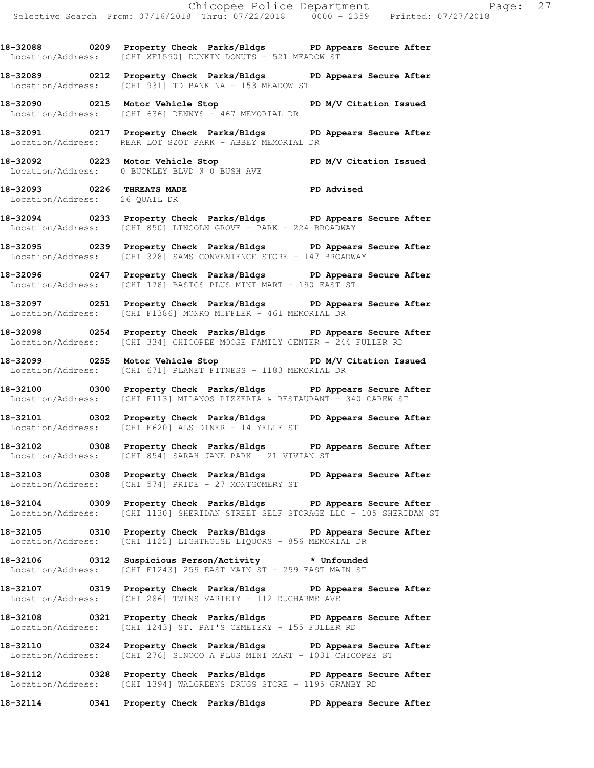**18-32088 0209 Property Check Parks/Bldgs PD Appears Secure After**
Location/Address: [CHI XF1590] DUNKIN DONUTS - 521 MEADOW ST

**18-32089 0212 Property Check Parks/Bldgs PD Appears Secure After**
Location/Address: [CHI 931] TD BANK NA - 153 MEADOW ST

**18-32090 0215 Motor Vehicle Stop PD M/V Citation Issued**
Location/Address: [CHI 636] DENNYS - 467 MEMORIAL DR

**18-32091 0217 Property Check Parks/Bldgs PD Appears Secure After**
Location/Address: REAR LOT SZOT PARK - ABBEY MEMORIAL DR

**18-32092 0223 Motor Vehicle Stop PD M/V Citation Issued**
Location/Address: 0 BUCKLEY BLVD @ 0 BUSH AVE

**18-32093 0226 THREATS MADE PD Advised**
Location/Address: 26 QUAIL DR

**18-32094 0233 Property Check Parks/Bldgs PD Appears Secure After**
Location/Address: [CHI 850] LINCOLN GROVE - PARK - 224 BROADWAY

**18-32095 0239 Property Check Parks/Bldgs PD Appears Secure After**
Location/Address: [CHI 328] SAMS CONVENIENCE STORE - 147 BROADWAY

**18-32096 0247 Property Check Parks/Bldgs PD Appears Secure After**
Location/Address: [CHI 178] BASICS PLUS MINI MART - 190 EAST ST

**18-32097 0251 Property Check Parks/Bldgs PD Appears Secure After**
Location/Address: [CHI F1386] MONRO MUFFLER - 461 MEMORIAL DR

**18-32098 0254 Property Check Parks/Bldgs PD Appears Secure After**
Location/Address: [CHI 334] CHICOPEE MOOSE FAMILY CENTER - 244 FULLER RD

**18-32099 0255 Motor Vehicle Stop PD M/V Citation Issued**
Location/Address: [CHI 671] PLANET FITNESS - 1183 MEMORIAL DR

**18-32100 0300 Property Check Parks/Bldgs PD Appears Secure After**
Location/Address: [CHI F113] MILANOS PIZZERIA & RESTAURANT - 340 CAREW ST

**18-32101 0302 Property Check Parks/Bldgs PD Appears Secure After**
Location/Address: [CHI F620] ALS DINER - 14 YELLE ST

**18-32102 0308 Property Check Parks/Bldgs PD Appears Secure After**
Location/Address: [CHI 854] SARAH JANE PARK - 21 VIVIAN ST

**18-32103 0308 Property Check Parks/Bldgs PD Appears Secure After**
Location/Address: [CHI 574] PRIDE - 27 MONTGOMERY ST

**18-32104 0309 Property Check Parks/Bldgs PD Appears Secure After**
Location/Address: [CHI 1130] SHERIDAN STREET SELF STORAGE LLC - 105 SHERIDAN ST

**18-32105 0310 Property Check Parks/Bldgs PD Appears Secure After**
Location/Address: [CHI 1122] LIGHTHOUSE LIQUORS - 856 MEMORIAL DR

**18-32106 0312 Suspicious Person/Activity * Unfounded**
Location/Address: [CHI F1243] 259 EAST MAIN ST - 259 EAST MAIN ST

**18-32107 0319 Property Check Parks/Bldgs PD Appears Secure After**
Location/Address: [CHI 286] TWINS VARIETY - 112 DUCHARME AVE

**18-32108 0321 Property Check Parks/Bldgs PD Appears Secure After**
Location/Address: [CHI 1243] ST. PAT'S CEMETERY - 155 FULLER RD

**18-32110 0324 Property Check Parks/Bldgs PD Appears Secure After**
Location/Address: [CHI 276] SUNOCO A PLUS MINI MART - 1031 CHICOPEE ST

**18-32112 0328 Property Check Parks/Bldgs PD Appears Secure After**
Location/Address: [CHI 1394] WALGREENS DRUGS STORE - 1195 GRANBY RD

**18-32114 0341 Property Check Parks/Bldgs PD Appears Secure After**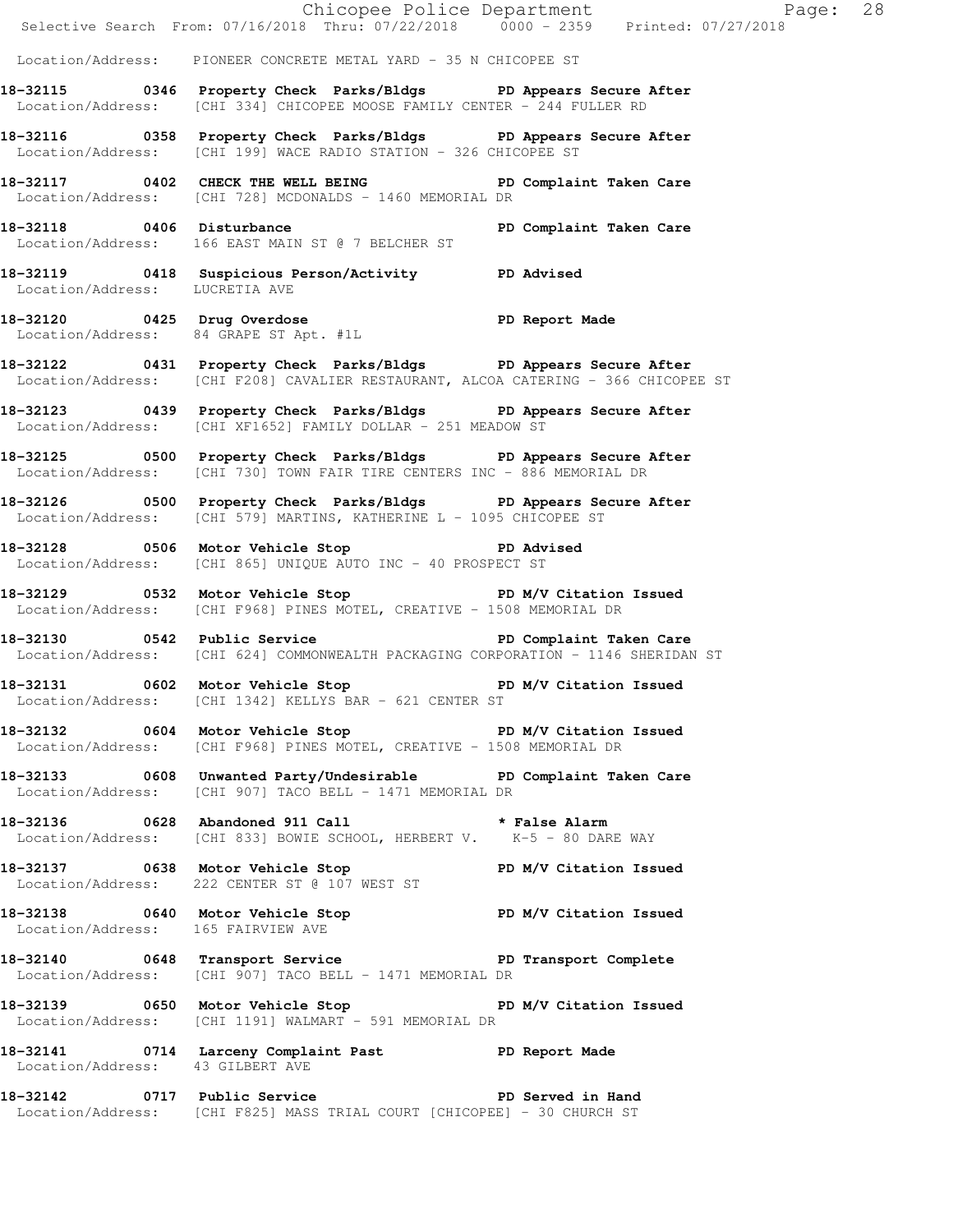Location/Address: PIONEER CONCRETE METAL YARD - 35 N CHICOPEE ST

**18-32115 0346 Property Check Parks/Bldgs PD Appears Secure After**
Location/Address: [CHI 334] CHICOPEE MOOSE FAMILY CENTER - 244 FULLER RD

**18-32116 0358 Property Check Parks/Bldgs PD Appears Secure After**
Location/Address: [CHI 199] WACE RADIO STATION - 326 CHICOPEE ST

**18-32117 0402 CHECK THE WELL BEING PD Complaint Taken Care**
Location/Address: [CHI 728] MCDONALDS - 1460 MEMORIAL DR

**18-32118 0406 Disturbance PD Complaint Taken Care**
Location/Address: 166 EAST MAIN ST @ 7 BELCHER ST

**18-32119 0418 Suspicious Person/Activity PD Advised**
Location/Address: LUCRETIA AVE

**18-32120 0425 Drug Overdose PD Report Made**
Location/Address: 84 GRAPE ST Apt. #1L

**18-32122 0431 Property Check Parks/Bldgs PD Appears Secure After**
Location/Address: [CHI F208] CAVALIER RESTAURANT, ALCOA CATERING - 366 CHICOPEE ST

**18-32123 0439 Property Check Parks/Bldgs PD Appears Secure After**
Location/Address: [CHI XF1652] FAMILY DOLLAR - 251 MEADOW ST

**18-32125 0500 Property Check Parks/Bldgs PD Appears Secure After**
Location/Address: [CHI 730] TOWN FAIR TIRE CENTERS INC - 886 MEMORIAL DR

**18-32126 0500 Property Check Parks/Bldgs PD Appears Secure After**
Location/Address: [CHI 579] MARTINS, KATHERINE L - 1095 CHICOPEE ST

**18-32128 0506 Motor Vehicle Stop PD Advised**
Location/Address: [CHI 865] UNIQUE AUTO INC - 40 PROSPECT ST

**18-32129 0532 Motor Vehicle Stop PD M/V Citation Issued**
Location/Address: [CHI F968] PINES MOTEL, CREATIVE - 1508 MEMORIAL DR

**18-32130 0542 Public Service PD Complaint Taken Care**
Location/Address: [CHI 624] COMMONWEALTH PACKAGING CORPORATION - 1146 SHERIDAN ST

**18-32131 0602 Motor Vehicle Stop PD M/V Citation Issued**
Location/Address: [CHI 1342] KELLYS BAR - 621 CENTER ST

**18-32132 0604 Motor Vehicle Stop PD M/V Citation Issued**
Location/Address: [CHI F968] PINES MOTEL, CREATIVE - 1508 MEMORIAL DR

**18-32133 0608 Unwanted Party/Undesirable PD Complaint Taken Care**
Location/Address: [CHI 907] TACO BELL - 1471 MEMORIAL DR

**18-32136 0628 Abandoned 911 Call * False Alarm**
Location/Address: [CHI 833] BOWIE SCHOOL, HERBERT V. K-5 - 80 DARE WAY

**18-32137 0638 Motor Vehicle Stop PD M/V Citation Issued**
Location/Address: 222 CENTER ST @ 107 WEST ST

**18-32138 0640 Motor Vehicle Stop PD M/V Citation Issued**
Location/Address: 165 FAIRVIEW AVE

**18-32140 0648 Transport Service PD Transport Complete**
Location/Address: [CHI 907] TACO BELL - 1471 MEMORIAL DR

**18-32139 0650 Motor Vehicle Stop PD M/V Citation Issued**
Location/Address: [CHI 1191] WALMART - 591 MEMORIAL DR

**18-32141 0714 Larceny Complaint Past PD Report Made**
Location/Address: 43 GILBERT AVE

**18-32142 0717 Public Service PD Served in Hand**
Location/Address: [CHI F825] MASS TRIAL COURT [CHICOPEE] - 30 CHURCH ST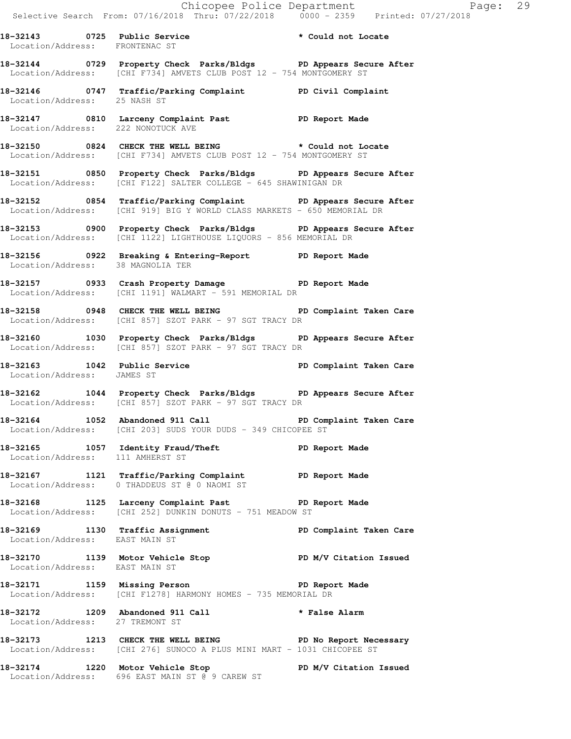18-32143 0725 Public Service * Could not Locate
Location/Address: FRONTENAC ST

18-32144 0729 Property Check Parks/Bldgs PD Appears Secure After
Location/Address: [CHI F734] AMVETS CLUB POST 12 - 754 MONTGOMERY ST

18-32146 0747 Traffic/Parking Complaint PD Civil Complaint
Location/Address: 25 NASH ST

18-32147 0810 Larceny Complaint Past PD Report Made
Location/Address: 222 NONOTUCK AVE

18-32150 0824 CHECK THE WELL BEING * Could not Locate
Location/Address: [CHI F734] AMVETS CLUB POST 12 - 754 MONTGOMERY ST

18-32151 0850 Property Check Parks/Bldgs PD Appears Secure After
Location/Address: [CHI F122] SALTER COLLEGE - 645 SHAWINIGAN DR

18-32152 0854 Traffic/Parking Complaint PD Appears Secure After
Location/Address: [CHI 919] BIG Y WORLD CLASS MARKETS - 650 MEMORIAL DR

18-32153 0900 Property Check Parks/Bldgs PD Appears Secure After
Location/Address: [CHI 1122] LIGHTHOUSE LIQUORS - 856 MEMORIAL DR

18-32156 0922 Breaking & Entering-Report PD Report Made
Location/Address: 38 MAGNOLIA TER

18-32157 0933 Crash Property Damage PD Report Made
Location/Address: [CHI 1191] WALMART - 591 MEMORIAL DR

18-32158 0948 CHECK THE WELL BEING PD Complaint Taken Care
Location/Address: [CHI 857] SZOT PARK - 97 SGT TRACY DR

18-32160 1030 Property Check Parks/Bldgs PD Appears Secure After
Location/Address: [CHI 857] SZOT PARK - 97 SGT TRACY DR

18-32163 1042 Public Service PD Complaint Taken Care
Location/Address: JAMES ST

18-32162 1044 Property Check Parks/Bldgs PD Appears Secure After
Location/Address: [CHI 857] SZOT PARK - 97 SGT TRACY DR

18-32164 1052 Abandoned 911 Call PD Complaint Taken Care
Location/Address: [CHI 203] SUDS YOUR DUDS - 349 CHICOPEE ST

18-32165 1057 Identity Fraud/Theft PD Report Made
Location/Address: 111 AMHERST ST

18-32167 1121 Traffic/Parking Complaint PD Report Made
Location/Address: 0 THADDEUS ST @ 0 NAOMI ST

18-32168 1125 Larceny Complaint Past PD Report Made
Location/Address: [CHI 252] DUNKIN DONUTS - 751 MEADOW ST

18-32169 1130 Traffic Assignment PD Complaint Taken Care
Location/Address: EAST MAIN ST

18-32170 1139 Motor Vehicle Stop PD M/V Citation Issued
Location/Address: EAST MAIN ST

18-32171 1159 Missing Person PD Report Made
Location/Address: [CHI F1278] HARMONY HOMES - 735 MEMORIAL DR

18-32172 1209 Abandoned 911 Call * False Alarm
Location/Address: 27 TREMONT ST

18-32173 1213 CHECK THE WELL BEING PD No Report Necessary
Location/Address: [CHI 276] SUNOCO A PLUS MINI MART - 1031 CHICOPEE ST

18-32174 1220 Motor Vehicle Stop PD M/V Citation Issued
Location/Address: 696 EAST MAIN ST @ 9 CAREW ST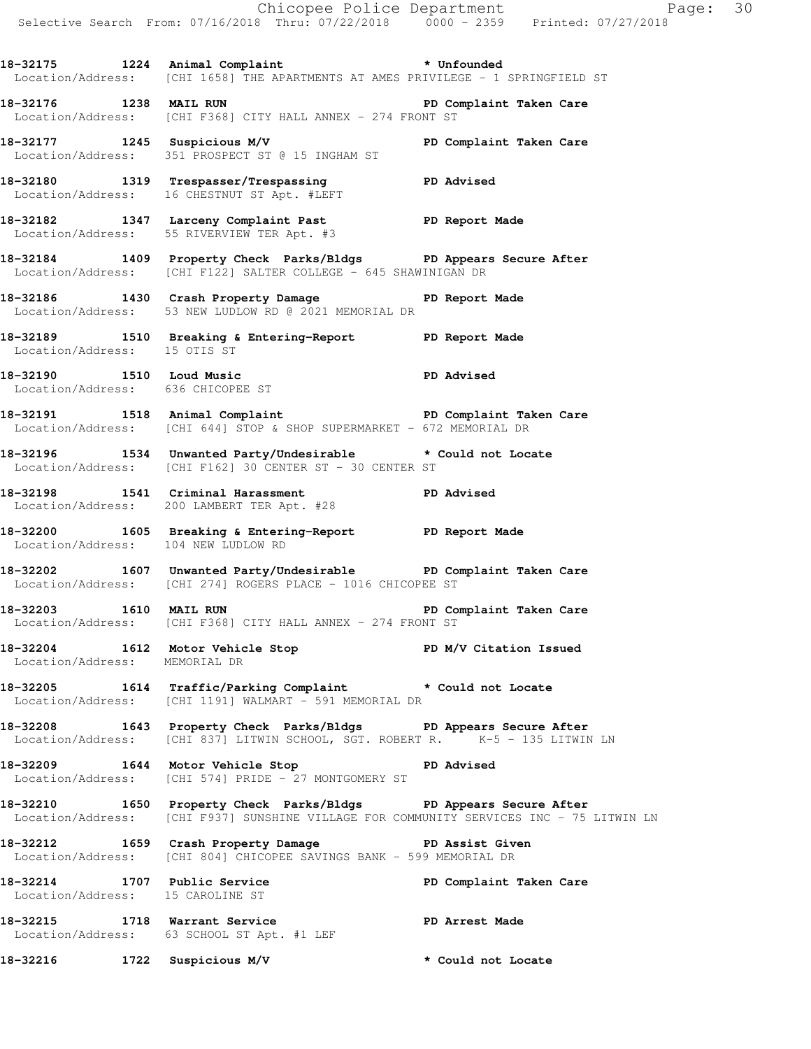**18-32175 1224 Animal Complaint \* Unfounded**
Location/Address: [CHI 1658] THE APARTMENTS AT AMES PRIVILEGE - 1 SPRINGFIELD ST

**18-32176 1238 MAIL RUN PD Complaint Taken Care**
Location/Address: [CHI F368] CITY HALL ANNEX - 274 FRONT ST

**18-32177 1245 Suspicious M/V PD Complaint Taken Care**
Location/Address: 351 PROSPECT ST @ 15 INGHAM ST

**18-32180 1319 Trespasser/Trespassing PD Advised**
Location/Address: 16 CHESTNUT ST Apt. #LEFT

**18-32182 1347 Larceny Complaint Past PD Report Made**
Location/Address: 55 RIVERVIEW TER Apt. #3

**18-32184 1409 Property Check Parks/Bldgs PD Appears Secure After**
Location/Address: [CHI F122] SALTER COLLEGE - 645 SHAWINIGAN DR

**18-32186 1430 Crash Property Damage PD Report Made**
Location/Address: 53 NEW LUDLOW RD @ 2021 MEMORIAL DR

**18-32189 1510 Breaking & Entering-Report PD Report Made**
Location/Address: 15 OTIS ST

**18-32190 1510 Loud Music PD Advised**
Location/Address: 636 CHICOPEE ST

**18-32191 1518 Animal Complaint PD Complaint Taken Care**
Location/Address: [CHI 644] STOP & SHOP SUPERMARKET - 672 MEMORIAL DR

**18-32196 1534 Unwanted Party/Undesirable \* Could not Locate**
Location/Address: [CHI F162] 30 CENTER ST - 30 CENTER ST

**18-32198 1541 Criminal Harassment PD Advised**
Location/Address: 200 LAMBERT TER Apt. #28

**18-32200 1605 Breaking & Entering-Report PD Report Made**
Location/Address: 104 NEW LUDLOW RD

**18-32202 1607 Unwanted Party/Undesirable PD Complaint Taken Care**
Location/Address: [CHI 274] ROGERS PLACE - 1016 CHICOPEE ST

**18-32203 1610 MAIL RUN PD Complaint Taken Care**
Location/Address: [CHI F368] CITY HALL ANNEX - 274 FRONT ST

**18-32204 1612 Motor Vehicle Stop PD M/V Citation Issued**
Location/Address: MEMORIAL DR

**18-32205 1614 Traffic/Parking Complaint \* Could not Locate**
Location/Address: [CHI 1191] WALMART - 591 MEMORIAL DR

**18-32208 1643 Property Check Parks/Bldgs PD Appears Secure After**
Location/Address: [CHI 837] LITWIN SCHOOL, SGT. ROBERT R. K-5 - 135 LITWIN LN

**18-32209 1644 Motor Vehicle Stop PD Advised**
Location/Address: [CHI 574] PRIDE - 27 MONTGOMERY ST

**18-32210 1650 Property Check Parks/Bldgs PD Appears Secure After**
Location/Address: [CHI F937] SUNSHINE VILLAGE FOR COMMUNITY SERVICES INC - 75 LITWIN LN

**18-32212 1659 Crash Property Damage PD Assist Given**
Location/Address: [CHI 804] CHICOPEE SAVINGS BANK - 599 MEMORIAL DR

**18-32214 1707 Public Service PD Complaint Taken Care**
Location/Address: 15 CAROLINE ST

**18-32215 1718 Warrant Service PD Arrest Made**
Location/Address: 63 SCHOOL ST Apt. #1 LEF

**18-32216 1722 Suspicious M/V \* Could not Locate**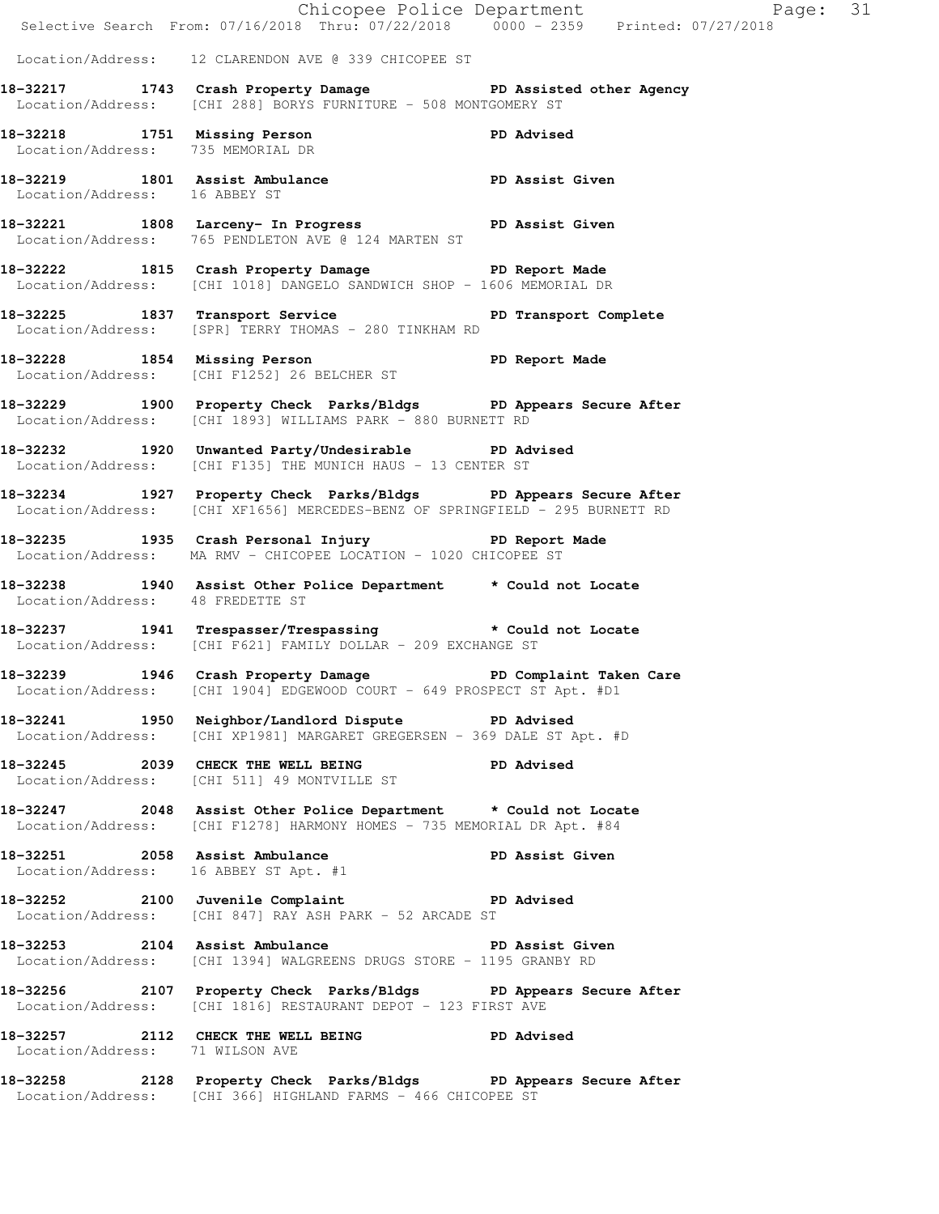Location/Address: 12 CLARENDON AVE @ 339 CHICOPEE ST

**18-32217 1743 Crash Property Damage PD Assisted other Agency**
Location/Address: [CHI 288] BORYS FURNITURE - 508 MONTGOMERY ST

**18-32218 1751 Missing Person PD Advised**
Location/Address: 735 MEMORIAL DR

**18-32219 1801 Assist Ambulance PD Assist Given**
Location/Address: 16 ABBEY ST

**18-32221 1808 Larceny- In Progress PD Assist Given**
Location/Address: 765 PENDLETON AVE @ 124 MARTEN ST

**18-32222 1815 Crash Property Damage PD Report Made**
Location/Address: [CHI 1018] DANGELO SANDWICH SHOP - 1606 MEMORIAL DR

**18-32225 1837 Transport Service PD Transport Complete**
Location/Address: [SPR] TERRY THOMAS - 280 TINKHAM RD

**18-32228 1854 Missing Person PD Report Made**
Location/Address: [CHI F1252] 26 BELCHER ST

**18-32229 1900 Property Check Parks/Bldgs PD Appears Secure After**
Location/Address: [CHI 1893] WILLIAMS PARK - 880 BURNETT RD

**18-32232 1920 Unwanted Party/Undesirable PD Advised**
Location/Address: [CHI F135] THE MUNICH HAUS - 13 CENTER ST

**18-32234 1927 Property Check Parks/Bldgs PD Appears Secure After**
Location/Address: [CHI XF1656] MERCEDES-BENZ OF SPRINGFIELD - 295 BURNETT RD

**18-32235 1935 Crash Personal Injury PD Report Made**
Location/Address: MA RMV - CHICOPEE LOCATION - 1020 CHICOPEE ST

**18-32238 1940 Assist Other Police Department * Could not Locate**
Location/Address: 48 FREDETTE ST

**18-32237 1941 Trespasser/Trespassing * Could not Locate**
Location/Address: [CHI F621] FAMILY DOLLAR - 209 EXCHANGE ST

**18-32239 1946 Crash Property Damage PD Complaint Taken Care**
Location/Address: [CHI 1904] EDGEWOOD COURT - 649 PROSPECT ST Apt. #D1

**18-32241 1950 Neighbor/Landlord Dispute PD Advised**
Location/Address: [CHI XP1981] MARGARET GREGERSEN - 369 DALE ST Apt. #D

**18-32245 2039 CHECK THE WELL BEING PD Advised**
Location/Address: [CHI 511] 49 MONTVILLE ST

**18-32247 2048 Assist Other Police Department * Could not Locate**
Location/Address: [CHI F1278] HARMONY HOMES - 735 MEMORIAL DR Apt. #84

**18-32251 2058 Assist Ambulance PD Assist Given**
Location/Address: 16 ABBEY ST Apt. #1

**18-32252 2100 Juvenile Complaint PD Advised**
Location/Address: [CHI 847] RAY ASH PARK - 52 ARCADE ST

**18-32253 2104 Assist Ambulance PD Assist Given**
Location/Address: [CHI 1394] WALGREENS DRUGS STORE - 1195 GRANBY RD

**18-32256 2107 Property Check Parks/Bldgs PD Appears Secure After**
Location/Address: [CHI 1816] RESTAURANT DEPOT - 123 FIRST AVE

**18-32257 2112 CHECK THE WELL BEING PD Advised**
Location/Address: 71 WILSON AVE

**18-32258 2128 Property Check Parks/Bldgs PD Appears Secure After**
Location/Address: [CHI 366] HIGHLAND FARMS - 466 CHICOPEE ST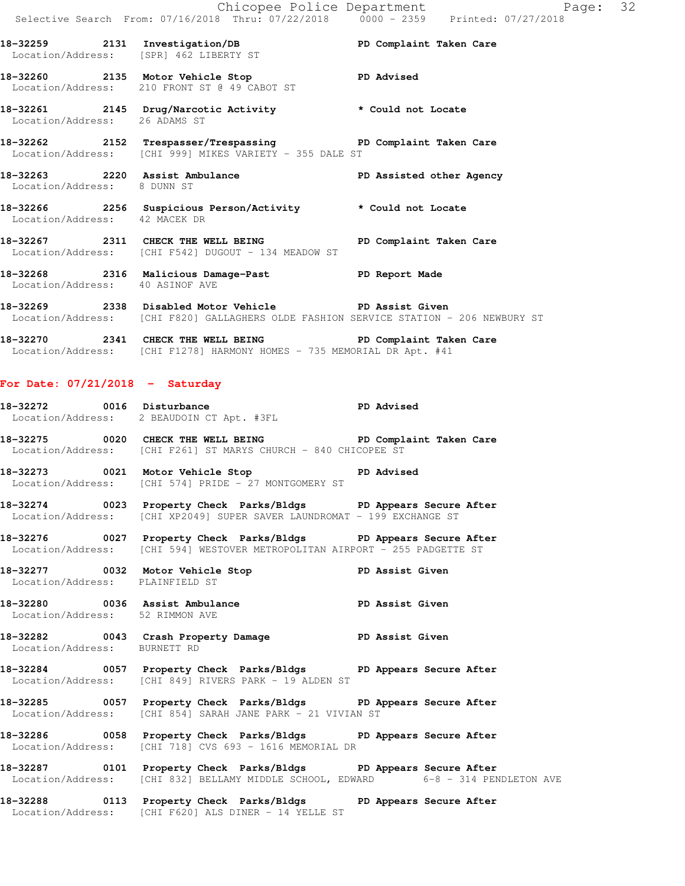18-32259 2131 Investigation/DB PD Complaint Taken Care
Location/Address: [SPR] 462 LIBERTY ST

18-32260 2135 Motor Vehicle Stop PD Advised
Location/Address: 210 FRONT ST @ 49 CABOT ST

18-32261 2145 Drug/Narcotic Activity * Could not Locate
Location/Address: 26 ADAMS ST

18-32262 2152 Trespasser/Trespassing PD Complaint Taken Care
Location/Address: [CHI 999] MIKES VARIETY - 355 DALE ST

18-32263 2220 Assist Ambulance PD Assisted other Agency
Location/Address: 8 DUNN ST

18-32266 2256 Suspicious Person/Activity * Could not Locate
Location/Address: 42 MACEK DR

18-32267 2311 CHECK THE WELL BEING PD Complaint Taken Care
Location/Address: [CHI F542] DUGOUT - 134 MEADOW ST

18-32268 2316 Malicious Damage-Past PD Report Made
Location/Address: 40 ASINOF AVE

18-32269 2338 Disabled Motor Vehicle PD Assist Given
Location/Address: [CHI F820] GALLAGHERS OLDE FASHION SERVICE STATION - 206 NEWBURY ST

18-32270 2341 CHECK THE WELL BEING PD Complaint Taken Care
Location/Address: [CHI F1278] HARMONY HOMES - 735 MEMORIAL DR Apt. #41

## For Date: 07/21/2018 - Saturday

18-32272 0016 Disturbance PD Advised
Location/Address: 2 BEAUDOIN CT Apt. #3FL

18-32275 0020 CHECK THE WELL BEING PD Complaint Taken Care
Location/Address: [CHI F261] ST MARYS CHURCH - 840 CHICOPEE ST

18-32273 0021 Motor Vehicle Stop PD Advised
Location/Address: [CHI 574] PRIDE - 27 MONTGOMERY ST

18-32274 0023 Property Check Parks/Bldgs PD Appears Secure After
Location/Address: [CHI XP2049] SUPER SAVER LAUNDROMAT - 199 EXCHANGE ST

18-32276 0027 Property Check Parks/Bldgs PD Appears Secure After
Location/Address: [CHI 594] WESTOVER METROPOLITAN AIRPORT - 255 PADGETTE ST

18-32277 0032 Motor Vehicle Stop PD Assist Given
Location/Address: PLAINFIELD ST

18-32280 0036 Assist Ambulance PD Assist Given
Location/Address: 52 RIMMON AVE

18-32282 0043 Crash Property Damage PD Assist Given
Location/Address: BURNETT RD

18-32284 0057 Property Check Parks/Bldgs PD Appears Secure After
Location/Address: [CHI 849] RIVERS PARK - 19 ALDEN ST

18-32285 0057 Property Check Parks/Bldgs PD Appears Secure After
Location/Address: [CHI 854] SARAH JANE PARK - 21 VIVIAN ST

18-32286 0058 Property Check Parks/Bldgs PD Appears Secure After
Location/Address: [CHI 718] CVS 693 - 1616 MEMORIAL DR

18-32287 0101 Property Check Parks/Bldgs PD Appears Secure After
Location/Address: [CHI 832] BELLAMY MIDDLE SCHOOL, EDWARD 6-8 - 314 PENDLETON AVE

18-32288 0113 Property Check Parks/Bldgs PD Appears Secure After
Location/Address: [CHI F620] ALS DINER - 14 YELLE ST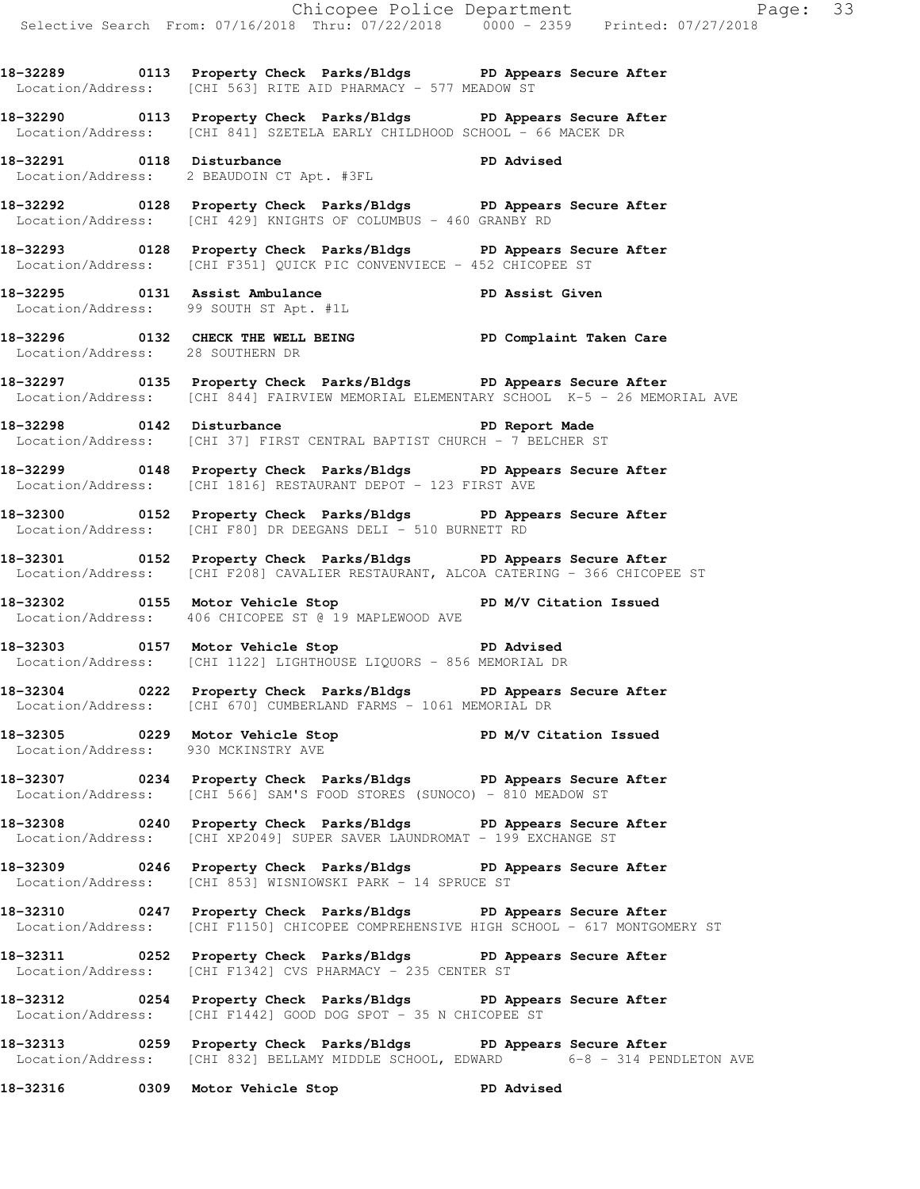**18-32289 0113 Property Check Parks/Bldgs PD Appears Secure After**
Location/Address: [CHI 563] RITE AID PHARMACY - 577 MEADOW ST

**18-32290 0113 Property Check Parks/Bldgs PD Appears Secure After**
Location/Address: [CHI 841] SZETELA EARLY CHILDHOOD SCHOOL - 66 MACEK DR

**18-32291 0118 Disturbance PD Advised**
Location/Address: 2 BEAUDOIN CT Apt. #3FL

**18-32292 0128 Property Check Parks/Bldgs PD Appears Secure After**
Location/Address: [CHI 429] KNIGHTS OF COLUMBUS - 460 GRANBY RD

**18-32293 0128 Property Check Parks/Bldgs PD Appears Secure After**
Location/Address: [CHI F351] QUICK PIC CONVENVIECE - 452 CHICOPEE ST

**18-32295 0131 Assist Ambulance PD Assist Given**
Location/Address: 99 SOUTH ST Apt. #1L

**18-32296 0132 CHECK THE WELL BEING PD Complaint Taken Care**
Location/Address: 28 SOUTHERN DR

**18-32297 0135 Property Check Parks/Bldgs PD Appears Secure After**
Location/Address: [CHI 844] FAIRVIEW MEMORIAL ELEMENTARY SCHOOL K-5 - 26 MEMORIAL AVE

**18-32298 0142 Disturbance PD Report Made**
Location/Address: [CHI 37] FIRST CENTRAL BAPTIST CHURCH - 7 BELCHER ST

**18-32299 0148 Property Check Parks/Bldgs PD Appears Secure After**
Location/Address: [CHI 1816] RESTAURANT DEPOT - 123 FIRST AVE

**18-32300 0152 Property Check Parks/Bldgs PD Appears Secure After**
Location/Address: [CHI F80] DR DEEGANS DELI - 510 BURNETT RD

**18-32301 0152 Property Check Parks/Bldgs PD Appears Secure After**
Location/Address: [CHI F208] CAVALIER RESTAURANT, ALCOA CATERING - 366 CHICOPEE ST

**18-32302 0155 Motor Vehicle Stop PD M/V Citation Issued**
Location/Address: 406 CHICOPEE ST @ 19 MAPLEWOOD AVE

**18-32303 0157 Motor Vehicle Stop PD Advised**
Location/Address: [CHI 1122] LIGHTHOUSE LIQUORS - 856 MEMORIAL DR

**18-32304 0222 Property Check Parks/Bldgs PD Appears Secure After**
Location/Address: [CHI 670] CUMBERLAND FARMS - 1061 MEMORIAL DR

**18-32305 0229 Motor Vehicle Stop PD M/V Citation Issued**
Location/Address: 930 MCKINSTRY AVE

**18-32307 0234 Property Check Parks/Bldgs PD Appears Secure After**
Location/Address: [CHI 566] SAM'S FOOD STORES (SUNOCO) - 810 MEADOW ST

**18-32308 0240 Property Check Parks/Bldgs PD Appears Secure After**
Location/Address: [CHI XP2049] SUPER SAVER LAUNDROMAT - 199 EXCHANGE ST

**18-32309 0246 Property Check Parks/Bldgs PD Appears Secure After**
Location/Address: [CHI 853] WISNIOWSKI PARK - 14 SPRUCE ST

**18-32310 0247 Property Check Parks/Bldgs PD Appears Secure After**
Location/Address: [CHI F1150] CHICOPEE COMPREHENSIVE HIGH SCHOOL - 617 MONTGOMERY ST

**18-32311 0252 Property Check Parks/Bldgs PD Appears Secure After**
Location/Address: [CHI F1342] CVS PHARMACY - 235 CENTER ST

**18-32312 0254 Property Check Parks/Bldgs PD Appears Secure After**
Location/Address: [CHI F1442] GOOD DOG SPOT - 35 N CHICOPEE ST

**18-32313 0259 Property Check Parks/Bldgs PD Appears Secure After**
Location/Address: [CHI 832] BELLAMY MIDDLE SCHOOL, EDWARD 6-8 - 314 PENDLETON AVE

**18-32316 0309 Motor Vehicle Stop PD Advised**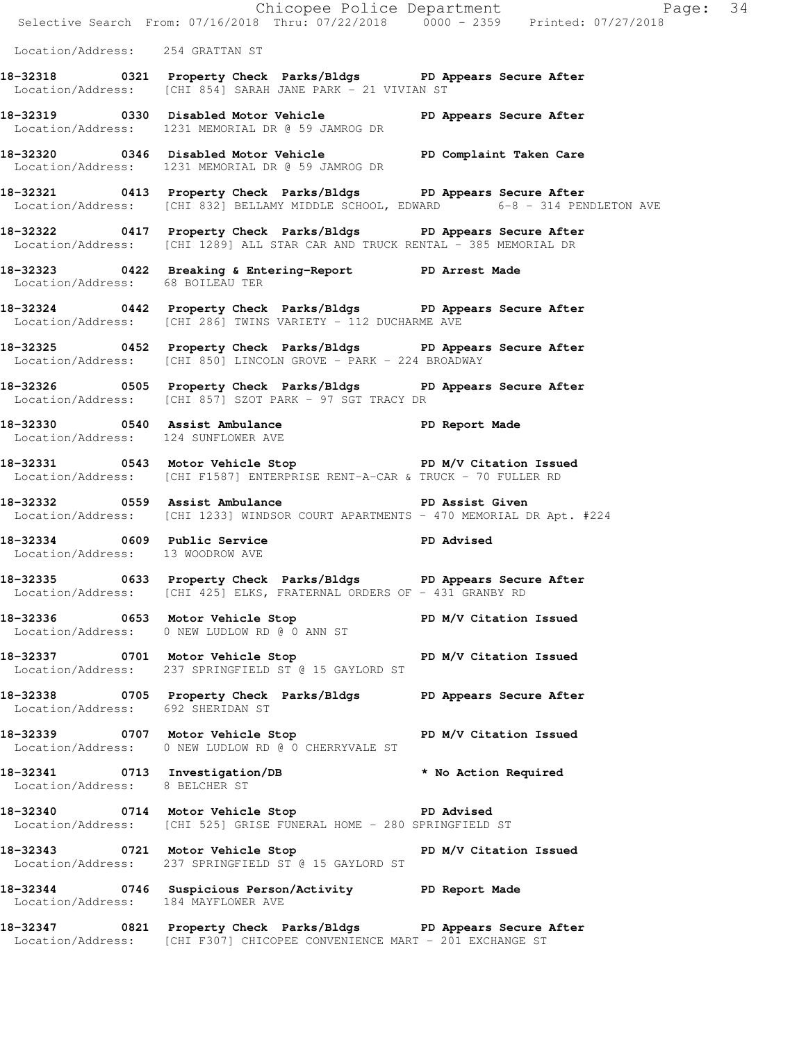Location/Address: 254 GRATTAN ST

**18-32318 0321 Property Check Parks/Bldgs PD Appears Secure After**
Location/Address: [CHI 854] SARAH JANE PARK - 21 VIVIAN ST

**18-32319 0330 Disabled Motor Vehicle PD Appears Secure After**
Location/Address: 1231 MEMORIAL DR @ 59 JAMROG DR

**18-32320 0346 Disabled Motor Vehicle PD Complaint Taken Care**
Location/Address: 1231 MEMORIAL DR @ 59 JAMROG DR

**18-32321 0413 Property Check Parks/Bldgs PD Appears Secure After**
Location/Address: [CHI 832] BELLAMY MIDDLE SCHOOL, EDWARD 6-8 - 314 PENDLETON AVE

**18-32322 0417 Property Check Parks/Bldgs PD Appears Secure After**
Location/Address: [CHI 1289] ALL STAR CAR AND TRUCK RENTAL - 385 MEMORIAL DR

**18-32323 0422 Breaking & Entering-Report PD Arrest Made**
Location/Address: 68 BOILEAU TER

**18-32324 0442 Property Check Parks/Bldgs PD Appears Secure After**
Location/Address: [CHI 286] TWINS VARIETY - 112 DUCHARME AVE

**18-32325 0452 Property Check Parks/Bldgs PD Appears Secure After**
Location/Address: [CHI 850] LINCOLN GROVE - PARK - 224 BROADWAY

**18-32326 0505 Property Check Parks/Bldgs PD Appears Secure After**
Location/Address: [CHI 857] SZOT PARK - 97 SGT TRACY DR

**18-32330 0540 Assist Ambulance PD Report Made**
Location/Address: 124 SUNFLOWER AVE

**18-32331 0543 Motor Vehicle Stop PD M/V Citation Issued**
Location/Address: [CHI F1587] ENTERPRISE RENT-A-CAR & TRUCK - 70 FULLER RD

**18-32332 0559 Assist Ambulance PD Assist Given**
Location/Address: [CHI 1233] WINDSOR COURT APARTMENTS - 470 MEMORIAL DR Apt. #224

**18-32334 0609 Public Service PD Advised**
Location/Address: 13 WOODROW AVE

**18-32335 0633 Property Check Parks/Bldgs PD Appears Secure After**
Location/Address: [CHI 425] ELKS, FRATERNAL ORDERS OF - 431 GRANBY RD

**18-32336 0653 Motor Vehicle Stop PD M/V Citation Issued**
Location/Address: 0 NEW LUDLOW RD @ 0 ANN ST

**18-32337 0701 Motor Vehicle Stop PD M/V Citation Issued**
Location/Address: 237 SPRINGFIELD ST @ 15 GAYLORD ST

**18-32338 0705 Property Check Parks/Bldgs PD Appears Secure After**
Location/Address: 692 SHERIDAN ST

**18-32339 0707 Motor Vehicle Stop PD M/V Citation Issued**
Location/Address: 0 NEW LUDLOW RD @ 0 CHERRYVALE ST

**18-32341 0713 Investigation/DB * No Action Required**
Location/Address: 8 BELCHER ST

**18-32340 0714 Motor Vehicle Stop PD Advised**
Location/Address: [CHI 525] GRISE FUNERAL HOME - 280 SPRINGFIELD ST

**18-32343 0721 Motor Vehicle Stop PD M/V Citation Issued**
Location/Address: 237 SPRINGFIELD ST @ 15 GAYLORD ST

**18-32344 0746 Suspicious Person/Activity PD Report Made**
Location/Address: 184 MAYFLOWER AVE

**18-32347 0821 Property Check Parks/Bldgs PD Appears Secure After**
Location/Address: [CHI F307] CHICOPEE CONVENIENCE MART - 201 EXCHANGE ST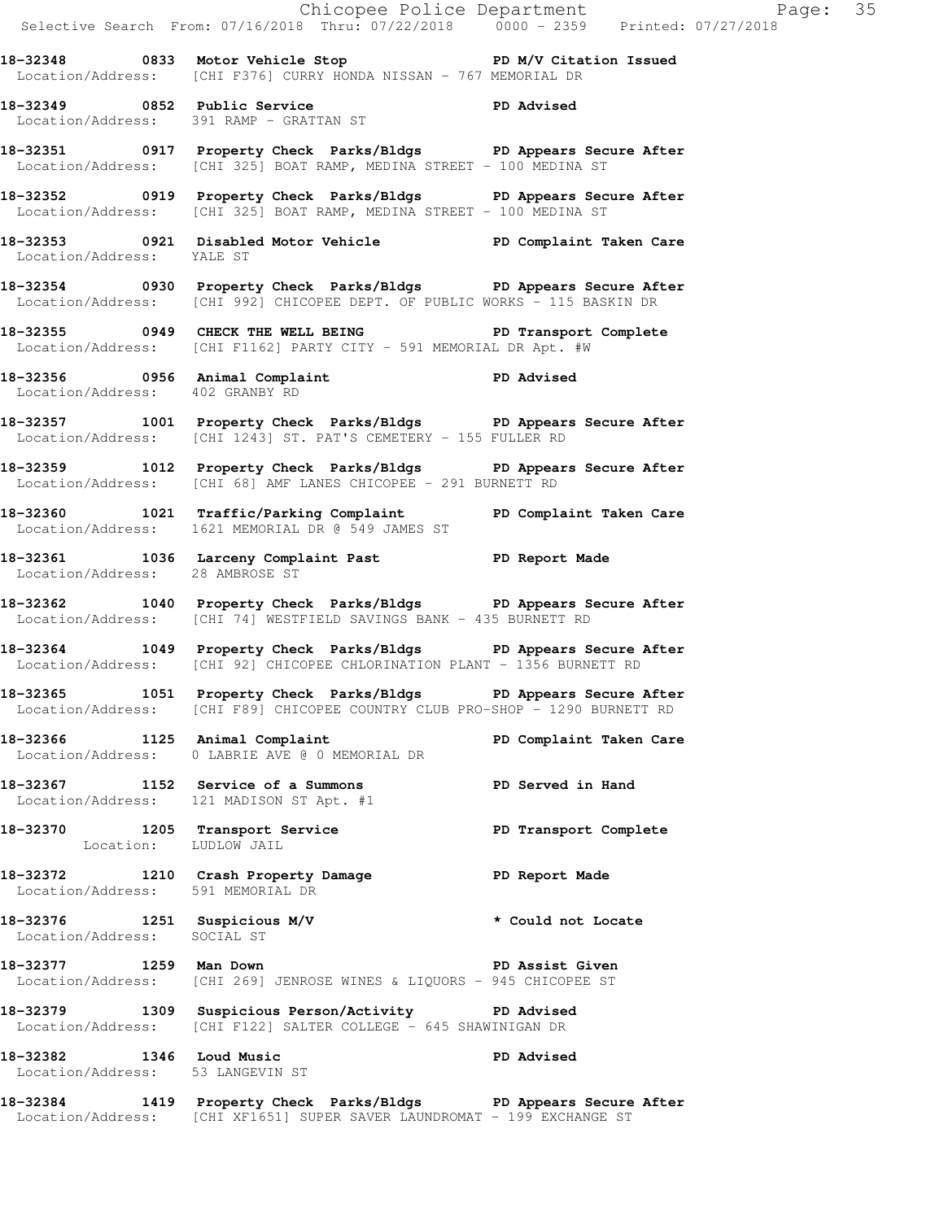**18-32348 0833 Motor Vehicle Stop PD M/V Citation Issued**
Location/Address: [CHI F376] CURRY HONDA NISSAN - 767 MEMORIAL DR

**18-32349 0852 Public Service PD Advised**
Location/Address: 391 RAMP - GRATTAN ST

**18-32351 0917 Property Check Parks/Bldgs PD Appears Secure After**
Location/Address: [CHI 325] BOAT RAMP, MEDINA STREET - 100 MEDINA ST

**18-32352 0919 Property Check Parks/Bldgs PD Appears Secure After**
Location/Address: [CHI 325] BOAT RAMP, MEDINA STREET - 100 MEDINA ST

**18-32353 0921 Disabled Motor Vehicle PD Complaint Taken Care**
Location/Address: YALE ST

**18-32354 0930 Property Check Parks/Bldgs PD Appears Secure After**
Location/Address: [CHI 992] CHICOPEE DEPT. OF PUBLIC WORKS - 115 BASKIN DR

**18-32355 0949 CHECK THE WELL BEING PD Transport Complete**
Location/Address: [CHI F1162] PARTY CITY - 591 MEMORIAL DR Apt. #W

**18-32356 0956 Animal Complaint PD Advised**
Location/Address: 402 GRANBY RD

**18-32357 1001 Property Check Parks/Bldgs PD Appears Secure After**
Location/Address: [CHI 1243] ST. PAT'S CEMETERY - 155 FULLER RD

**18-32359 1012 Property Check Parks/Bldgs PD Appears Secure After**
Location/Address: [CHI 68] AMF LANES CHICOPEE - 291 BURNETT RD

**18-32360 1021 Traffic/Parking Complaint PD Complaint Taken Care**
Location/Address: 1621 MEMORIAL DR @ 549 JAMES ST

**18-32361 1036 Larceny Complaint Past PD Report Made**
Location/Address: 28 AMBROSE ST

**18-32362 1040 Property Check Parks/Bldgs PD Appears Secure After**
Location/Address: [CHI 74] WESTFIELD SAVINGS BANK - 435 BURNETT RD

**18-32364 1049 Property Check Parks/Bldgs PD Appears Secure After**
Location/Address: [CHI 92] CHICOPEE CHLORINATION PLANT - 1356 BURNETT RD

**18-32365 1051 Property Check Parks/Bldgs PD Appears Secure After**
Location/Address: [CHI F89] CHICOPEE COUNTRY CLUB PRO-SHOP - 1290 BURNETT RD

**18-32366 1125 Animal Complaint PD Complaint Taken Care**
Location/Address: 0 LABRIE AVE @ 0 MEMORIAL DR

**18-32367 1152 Service of a Summons PD Served in Hand**
Location/Address: 121 MADISON ST Apt. #1

**18-32370 1205 Transport Service PD Transport Complete**
Location: LUDLOW JAIL

**18-32372 1210 Crash Property Damage PD Report Made**
Location/Address: 591 MEMORIAL DR

**18-32376 1251 Suspicious M/V * Could not Locate**
Location/Address: SOCIAL ST

**18-32377 1259 Man Down PD Assist Given**
Location/Address: [CHI 269] JENROSE WINES & LIQUORS - 945 CHICOPEE ST

**18-32379 1309 Suspicious Person/Activity PD Advised**
Location/Address: [CHI F122] SALTER COLLEGE - 645 SHAWINIGAN DR

**18-32382 1346 Loud Music PD Advised**
Location/Address: 53 LANGEVIN ST

**18-32384 1419 Property Check Parks/Bldgs PD Appears Secure After**
Location/Address: [CHI XF1651] SUPER SAVER LAUNDROMAT - 199 EXCHANGE ST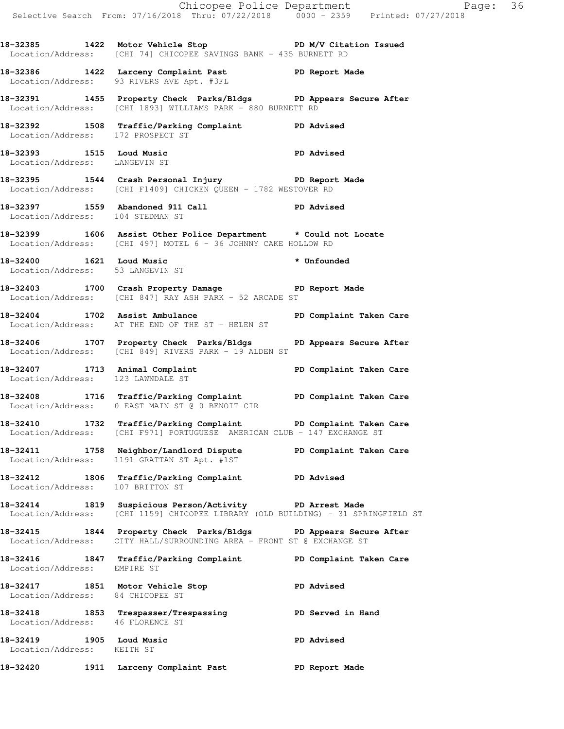18-32385 1422 Motor Vehicle Stop PD M/V Citation Issued
Location/Address: [CHI 74] CHICOPEE SAVINGS BANK - 435 BURNETT RD

18-32386 1422 Larceny Complaint Past PD Report Made
Location/Address: 93 RIVERS AVE Apt. #3FL

18-32391 1455 Property Check Parks/Bldgs PD Appears Secure After
Location/Address: [CHI 1893] WILLIAMS PARK - 880 BURNETT RD

18-32392 1508 Traffic/Parking Complaint PD Advised
Location/Address: 172 PROSPECT ST

18-32393 1515 Loud Music PD Advised
Location/Address: LANGEVIN ST

18-32395 1544 Crash Personal Injury PD Report Made
Location/Address: [CHI F1409] CHICKEN QUEEN - 1782 WESTOVER RD

18-32397 1559 Abandoned 911 Call PD Advised
Location/Address: 104 STEDMAN ST

18-32399 1606 Assist Other Police Department * Could not Locate
Location/Address: [CHI 497] MOTEL 6 - 36 JOHNNY CAKE HOLLOW RD

18-32400 1621 Loud Music * Unfounded
Location/Address: 53 LANGEVIN ST

18-32403 1700 Crash Property Damage PD Report Made
Location/Address: [CHI 847] RAY ASH PARK - 52 ARCADE ST

18-32404 1702 Assist Ambulance PD Complaint Taken Care
Location/Address: AT THE END OF THE ST - HELEN ST

18-32406 1707 Property Check Parks/Bldgs PD Appears Secure After
Location/Address: [CHI 849] RIVERS PARK - 19 ALDEN ST

18-32407 1713 Animal Complaint PD Complaint Taken Care
Location/Address: 123 LAWNDALE ST

18-32408 1716 Traffic/Parking Complaint PD Complaint Taken Care
Location/Address: 0 EAST MAIN ST @ 0 BENOIT CIR

18-32410 1732 Traffic/Parking Complaint PD Complaint Taken Care
Location/Address: [CHI F971] PORTUGUESE AMERICAN CLUB - 147 EXCHANGE ST

18-32411 1758 Neighbor/Landlord Dispute PD Complaint Taken Care
Location/Address: 1191 GRATTAN ST Apt. #1ST

18-32412 1806 Traffic/Parking Complaint PD Advised
Location/Address: 107 BRITTON ST

18-32414 1819 Suspicious Person/Activity PD Arrest Made
Location/Address: [CHI 1159] CHICOPEE LIBRARY (OLD BUILDING) - 31 SPRINGFIELD ST

18-32415 1844 Property Check Parks/Bldgs PD Appears Secure After
Location/Address: CITY HALL/SURROUNDING AREA - FRONT ST @ EXCHANGE ST

18-32416 1847 Traffic/Parking Complaint PD Complaint Taken Care
Location/Address: EMPIRE ST

18-32417 1851 Motor Vehicle Stop PD Advised
Location/Address: 84 CHICOPEE ST

18-32418 1853 Trespasser/Trespassing PD Served in Hand
Location/Address: 46 FLORENCE ST

18-32419 1905 Loud Music PD Advised
Location/Address: KEITH ST

18-32420 1911 Larceny Complaint Past PD Report Made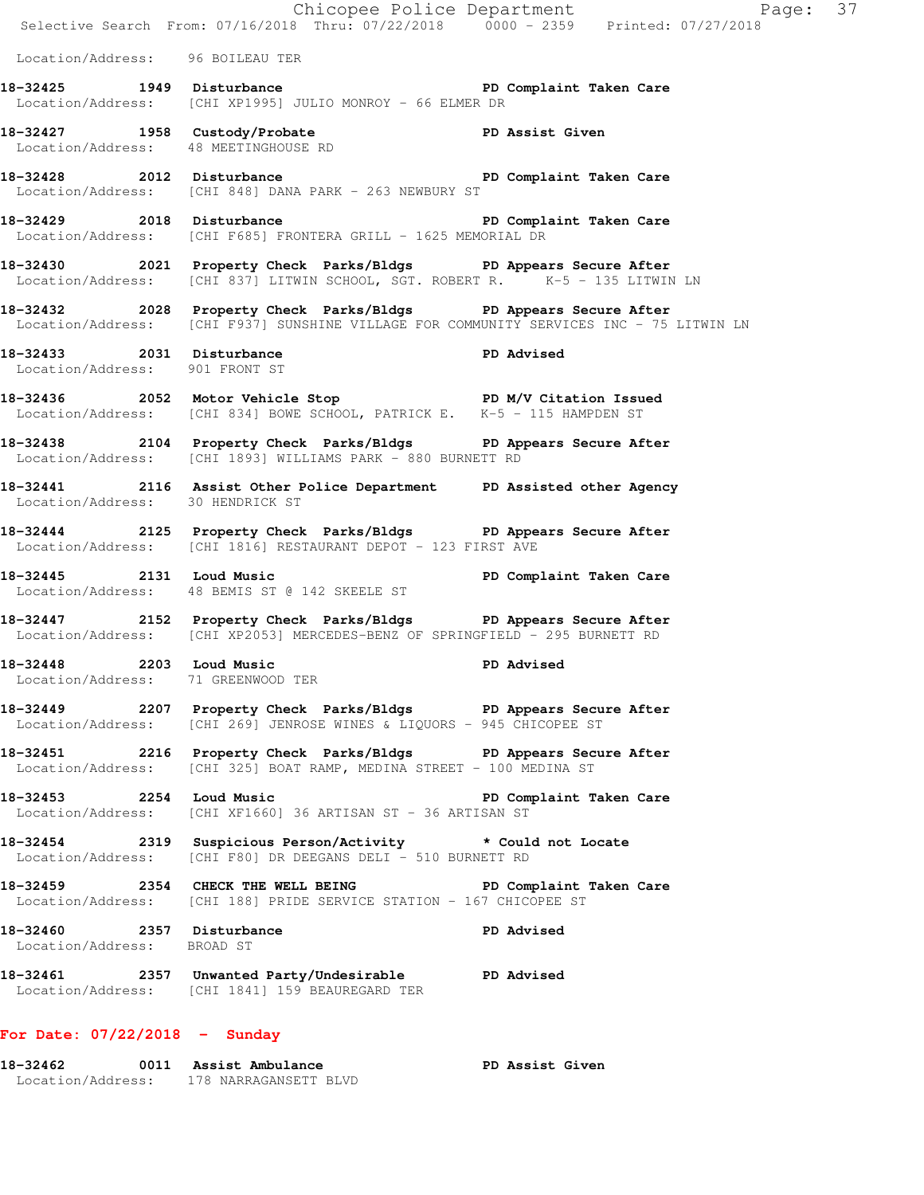Location/Address: 96 BOILEAU TER

**18-32425 1949 Disturbance PD Complaint Taken Care**
Location/Address: [CHI XP1995] JULIO MONROY - 66 ELMER DR

**18-32427 1958 Custody/Probate PD Assist Given**
Location/Address: 48 MEETINGHOUSE RD

**18-32428 2012 Disturbance PD Complaint Taken Care**
Location/Address: [CHI 848] DANA PARK - 263 NEWBURY ST

**18-32429 2018 Disturbance PD Complaint Taken Care**
Location/Address: [CHI F685] FRONTERA GRILL - 1625 MEMORIAL DR

**18-32430 2021 Property Check Parks/Bldgs PD Appears Secure After**
Location/Address: [CHI 837] LITWIN SCHOOL, SGT. ROBERT R. K-5 - 135 LITWIN LN

**18-32432 2028 Property Check Parks/Bldgs PD Appears Secure After**
Location/Address: [CHI F937] SUNSHINE VILLAGE FOR COMMUNITY SERVICES INC - 75 LITWIN LN

**18-32433 2031 Disturbance PD Advised**
Location/Address: 901 FRONT ST

**18-32436 2052 Motor Vehicle Stop PD M/V Citation Issued**
Location/Address: [CHI 834] BOWE SCHOOL, PATRICK E. K-5 - 115 HAMPDEN ST

**18-32438 2104 Property Check Parks/Bldgs PD Appears Secure After**
Location/Address: [CHI 1893] WILLIAMS PARK - 880 BURNETT RD

**18-32441 2116 Assist Other Police Department PD Assisted other Agency**
Location/Address: 30 HENDRICK ST

**18-32444 2125 Property Check Parks/Bldgs PD Appears Secure After**
Location/Address: [CHI 1816] RESTAURANT DEPOT - 123 FIRST AVE

**18-32445 2131 Loud Music PD Complaint Taken Care**
Location/Address: 48 BEMIS ST @ 142 SKEELE ST

**18-32447 2152 Property Check Parks/Bldgs PD Appears Secure After**
Location/Address: [CHI XP2053] MERCEDES-BENZ OF SPRINGFIELD - 295 BURNETT RD

**18-32448 2203 Loud Music PD Advised**
Location/Address: 71 GREENWOOD TER

**18-32449 2207 Property Check Parks/Bldgs PD Appears Secure After**
Location/Address: [CHI 269] JENROSE WINES & LIQUORS - 945 CHICOPEE ST

**18-32451 2216 Property Check Parks/Bldgs PD Appears Secure After**
Location/Address: [CHI 325] BOAT RAMP, MEDINA STREET - 100 MEDINA ST

**18-32453 2254 Loud Music PD Complaint Taken Care**
Location/Address: [CHI XF1660] 36 ARTISAN ST - 36 ARTISAN ST

**18-32454 2319 Suspicious Person/Activity * Could not Locate**
Location/Address: [CHI F80] DR DEEGANS DELI - 510 BURNETT RD

**18-32459 2354 CHECK THE WELL BEING PD Complaint Taken Care**
Location/Address: [CHI 188] PRIDE SERVICE STATION - 167 CHICOPEE ST

**18-32460 2357 Disturbance PD Advised**
Location/Address: BROAD ST

**18-32461 2357 Unwanted Party/Undesirable PD Advised**
Location/Address: [CHI 1841] 159 BEAUREGARD TER

## For Date: 07/22/2018 - Sunday

**18-32462 0011 Assist Ambulance PD Assist Given**
Location/Address: 178 NARRAGANSETT BLVD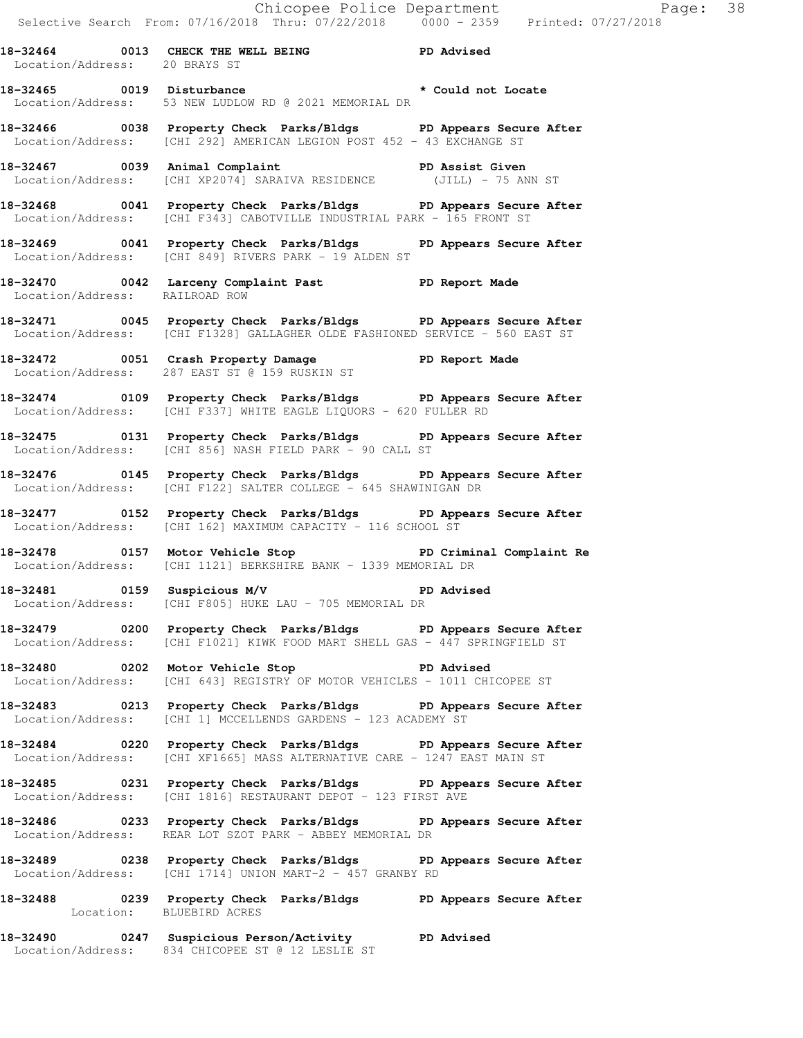**18-32464 0013 CHECK THE WELL BEING PD Advised**
Location/Address: 20 BRAYS ST

**18-32465 0019 Disturbance * Could not Locate**
Location/Address: 53 NEW LUDLOW RD @ 2021 MEMORIAL DR

**18-32466 0038 Property Check Parks/Bldgs PD Appears Secure After**
Location/Address: [CHI 292] AMERICAN LEGION POST 452 - 43 EXCHANGE ST

**18-32467 0039 Animal Complaint PD Assist Given**
Location/Address: [CHI XP2074] SARAIVA RESIDENCE (JILL) - 75 ANN ST

**18-32468 0041 Property Check Parks/Bldgs PD Appears Secure After**
Location/Address: [CHI F343] CABOTVILLE INDUSTRIAL PARK - 165 FRONT ST

**18-32469 0041 Property Check Parks/Bldgs PD Appears Secure After**
Location/Address: [CHI 849] RIVERS PARK - 19 ALDEN ST

**18-32470 0042 Larceny Complaint Past PD Report Made**
Location/Address: RAILROAD ROW

**18-32471 0045 Property Check Parks/Bldgs PD Appears Secure After**
Location/Address: [CHI F1328] GALLAGHER OLDE FASHIONED SERVICE - 560 EAST ST

**18-32472 0051 Crash Property Damage PD Report Made**
Location/Address: 287 EAST ST @ 159 RUSKIN ST

**18-32474 0109 Property Check Parks/Bldgs PD Appears Secure After**
Location/Address: [CHI F337] WHITE EAGLE LIQUORS - 620 FULLER RD

**18-32475 0131 Property Check Parks/Bldgs PD Appears Secure After**
Location/Address: [CHI 856] NASH FIELD PARK - 90 CALL ST

**18-32476 0145 Property Check Parks/Bldgs PD Appears Secure After**
Location/Address: [CHI F122] SALTER COLLEGE - 645 SHAWINIGAN DR

**18-32477 0152 Property Check Parks/Bldgs PD Appears Secure After**
Location/Address: [CHI 162] MAXIMUM CAPACITY - 116 SCHOOL ST

**18-32478 0157 Motor Vehicle Stop PD Criminal Complaint Re**
Location/Address: [CHI 1121] BERKSHIRE BANK - 1339 MEMORIAL DR

**18-32481 0159 Suspicious M/V PD Advised**
Location/Address: [CHI F805] HUKE LAU - 705 MEMORIAL DR

**18-32479 0200 Property Check Parks/Bldgs PD Appears Secure After**
Location/Address: [CHI F1021] KIWK FOOD MART SHELL GAS - 447 SPRINGFIELD ST

**18-32480 0202 Motor Vehicle Stop PD Advised**
Location/Address: [CHI 643] REGISTRY OF MOTOR VEHICLES - 1011 CHICOPEE ST

**18-32483 0213 Property Check Parks/Bldgs PD Appears Secure After**
Location/Address: [CHI 1] MCCELLENDS GARDENS - 123 ACADEMY ST

**18-32484 0220 Property Check Parks/Bldgs PD Appears Secure After**
Location/Address: [CHI XF1665] MASS ALTERNATIVE CARE - 1247 EAST MAIN ST

**18-32485 0231 Property Check Parks/Bldgs PD Appears Secure After**
Location/Address: [CHI 1816] RESTAURANT DEPOT - 123 FIRST AVE

**18-32486 0233 Property Check Parks/Bldgs PD Appears Secure After**
Location/Address: REAR LOT SZOT PARK - ABBEY MEMORIAL DR

**18-32489 0238 Property Check Parks/Bldgs PD Appears Secure After**
Location/Address: [CHI 1714] UNION MART-2 - 457 GRANBY RD

**18-32488 0239 Property Check Parks/Bldgs PD Appears Secure After**
Location: BLUEBIRD ACRES

**18-32490 0247 Suspicious Person/Activity PD Advised**
Location/Address: 834 CHICOPEE ST @ 12 LESLIE ST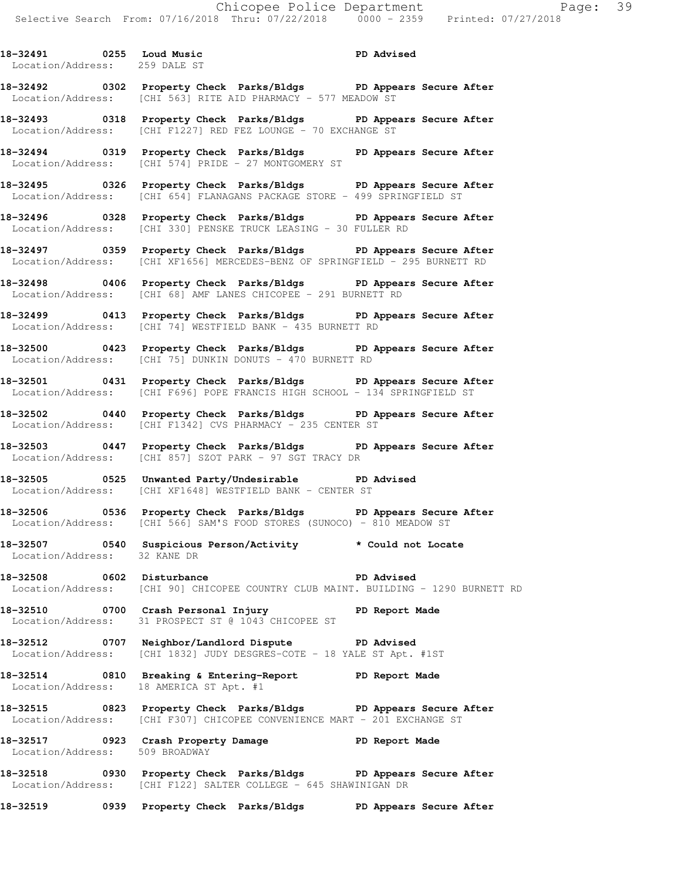**18-32491 0255 Loud Music PD Advised**
Location/Address: 259 DALE ST

**18-32492 0302 Property Check Parks/Bldgs PD Appears Secure After**
Location/Address: [CHI 563] RITE AID PHARMACY - 577 MEADOW ST

**18-32493 0318 Property Check Parks/Bldgs PD Appears Secure After**
Location/Address: [CHI F1227] RED FEZ LOUNGE - 70 EXCHANGE ST

**18-32494 0319 Property Check Parks/Bldgs PD Appears Secure After**
Location/Address: [CHI 574] PRIDE - 27 MONTGOMERY ST

**18-32495 0326 Property Check Parks/Bldgs PD Appears Secure After**
Location/Address: [CHI 654] FLANAGANS PACKAGE STORE - 499 SPRINGFIELD ST

**18-32496 0328 Property Check Parks/Bldgs PD Appears Secure After**
Location/Address: [CHI 330] PENSKE TRUCK LEASING - 30 FULLER RD

**18-32497 0359 Property Check Parks/Bldgs PD Appears Secure After**
Location/Address: [CHI XF1656] MERCEDES-BENZ OF SPRINGFIELD - 295 BURNETT RD

**18-32498 0406 Property Check Parks/Bldgs PD Appears Secure After**
Location/Address: [CHI 68] AMF LANES CHICOPEE - 291 BURNETT RD

**18-32499 0413 Property Check Parks/Bldgs PD Appears Secure After**
Location/Address: [CHI 74] WESTFIELD BANK - 435 BURNETT RD

**18-32500 0423 Property Check Parks/Bldgs PD Appears Secure After**
Location/Address: [CHI 75] DUNKIN DONUTS - 470 BURNETT RD

**18-32501 0431 Property Check Parks/Bldgs PD Appears Secure After**
Location/Address: [CHI F696] POPE FRANCIS HIGH SCHOOL - 134 SPRINGFIELD ST

**18-32502 0440 Property Check Parks/Bldgs PD Appears Secure After**
Location/Address: [CHI F1342] CVS PHARMACY - 235 CENTER ST

**18-32503 0447 Property Check Parks/Bldgs PD Appears Secure After**
Location/Address: [CHI 857] SZOT PARK - 97 SGT TRACY DR

**18-32505 0525 Unwanted Party/Undesirable PD Advised**
Location/Address: [CHI XF1648] WESTFIELD BANK - CENTER ST

**18-32506 0536 Property Check Parks/Bldgs PD Appears Secure After**
Location/Address: [CHI 566] SAM'S FOOD STORES (SUNOCO) - 810 MEADOW ST

**18-32507 0540 Suspicious Person/Activity * Could not Locate**
Location/Address: 32 KANE DR

**18-32508 0602 Disturbance PD Advised**
Location/Address: [CHI 90] CHICOPEE COUNTRY CLUB MAINT. BUILDING - 1290 BURNETT RD

**18-32510 0700 Crash Personal Injury PD Report Made**
Location/Address: 31 PROSPECT ST @ 1043 CHICOPEE ST

**18-32512 0707 Neighbor/Landlord Dispute PD Advised**
Location/Address: [CHI 1832] JUDY DESGRES-COTE - 18 YALE ST Apt. #1ST

**18-32514 0810 Breaking & Entering-Report PD Report Made**
Location/Address: 18 AMERICA ST Apt. #1

**18-32515 0823 Property Check Parks/Bldgs PD Appears Secure After**
Location/Address: [CHI F307] CHICOPEE CONVENIENCE MART - 201 EXCHANGE ST

**18-32517 0923 Crash Property Damage PD Report Made**
Location/Address: 509 BROADWAY

**18-32518 0930 Property Check Parks/Bldgs PD Appears Secure After**
Location/Address: [CHI F122] SALTER COLLEGE - 645 SHAWINIGAN DR

**18-32519 0939 Property Check Parks/Bldgs PD Appears Secure After**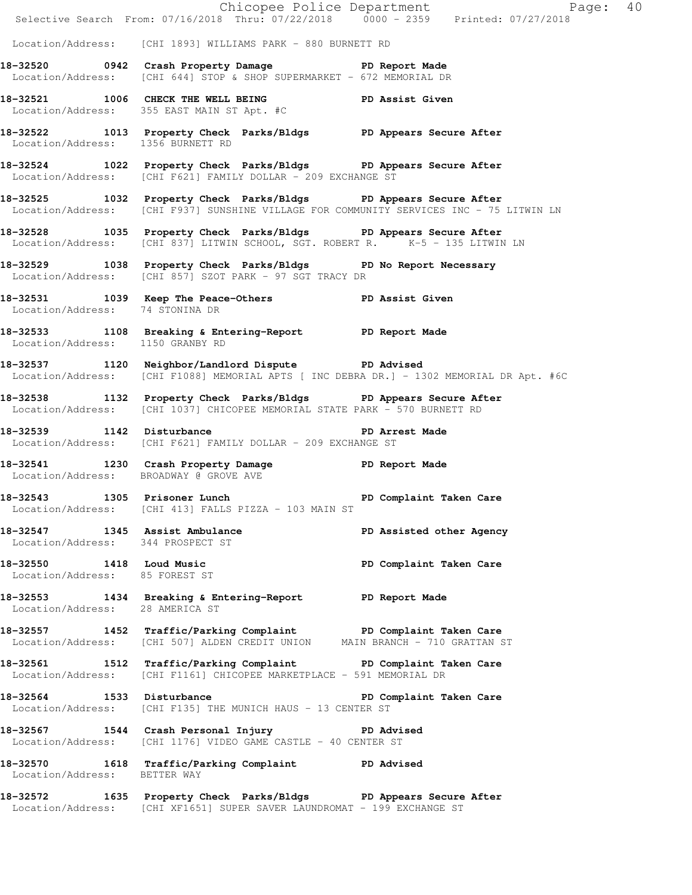Location/Address: [CHI 1893] WILLIAMS PARK - 880 BURNETT RD

**18-32520 0942 Crash Property Damage PD Report Made**
Location/Address: [CHI 644] STOP & SHOP SUPERMARKET - 672 MEMORIAL DR

**18-32521 1006 CHECK THE WELL BEING PD Assist Given**
Location/Address: 355 EAST MAIN ST Apt. #C

**18-32522 1013 Property Check Parks/Bldgs PD Appears Secure After**
Location/Address: 1356 BURNETT RD

**18-32524 1022 Property Check Parks/Bldgs PD Appears Secure After**
Location/Address: [CHI F621] FAMILY DOLLAR - 209 EXCHANGE ST

**18-32525 1032 Property Check Parks/Bldgs PD Appears Secure After**
Location/Address: [CHI F937] SUNSHINE VILLAGE FOR COMMUNITY SERVICES INC - 75 LITWIN LN

**18-32528 1035 Property Check Parks/Bldgs PD Appears Secure After**
Location/Address: [CHI 837] LITWIN SCHOOL, SGT. ROBERT R. K-5 - 135 LITWIN LN

**18-32529 1038 Property Check Parks/Bldgs PD No Report Necessary**
Location/Address: [CHI 857] SZOT PARK - 97 SGT TRACY DR

**18-32531 1039 Keep The Peace-Others PD Assist Given**
Location/Address: 74 STONINA DR

**18-32533 1108 Breaking & Entering-Report PD Report Made**
Location/Address: 1150 GRANBY RD

**18-32537 1120 Neighbor/Landlord Dispute PD Advised**
Location/Address: [CHI F1088] MEMORIAL APTS [ INC DEBRA DR.] - 1302 MEMORIAL DR Apt. #6C

**18-32538 1132 Property Check Parks/Bldgs PD Appears Secure After**
Location/Address: [CHI 1037] CHICOPEE MEMORIAL STATE PARK - 570 BURNETT RD

**18-32539 1142 Disturbance PD Arrest Made**
Location/Address: [CHI F621] FAMILY DOLLAR - 209 EXCHANGE ST

**18-32541 1230 Crash Property Damage PD Report Made**
Location/Address: BROADWAY @ GROVE AVE

**18-32543 1305 Prisoner Lunch PD Complaint Taken Care**
Location/Address: [CHI 413] FALLS PIZZA - 103 MAIN ST

**18-32547 1345 Assist Ambulance PD Assisted other Agency**
Location/Address: 344 PROSPECT ST

**18-32550 1418 Loud Music PD Complaint Taken Care**
Location/Address: 85 FOREST ST

**18-32553 1434 Breaking & Entering-Report PD Report Made**
Location/Address: 28 AMERICA ST

**18-32557 1452 Traffic/Parking Complaint PD Complaint Taken Care**
Location/Address: [CHI 507] ALDEN CREDIT UNION MAIN BRANCH - 710 GRATTAN ST

**18-32561 1512 Traffic/Parking Complaint PD Complaint Taken Care**
Location/Address: [CHI F1161] CHICOPEE MARKETPLACE - 591 MEMORIAL DR

**18-32564 1533 Disturbance PD Complaint Taken Care**
Location/Address: [CHI F135] THE MUNICH HAUS - 13 CENTER ST

**18-32567 1544 Crash Personal Injury PD Advised**
Location/Address: [CHI 1176] VIDEO GAME CASTLE - 40 CENTER ST

**18-32570 1618 Traffic/Parking Complaint PD Advised**
Location/Address: BETTER WAY

**18-32572 1635 Property Check Parks/Bldgs PD Appears Secure After**
Location/Address: [CHI XF1651] SUPER SAVER LAUNDROMAT - 199 EXCHANGE ST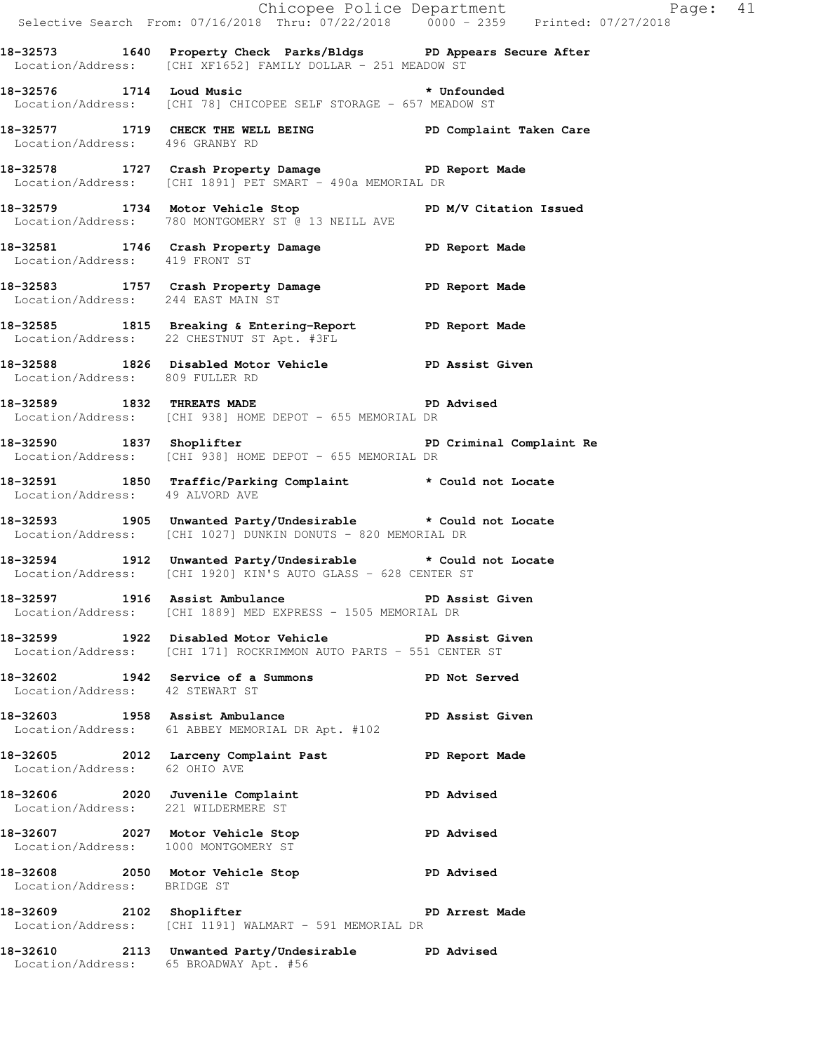18-32573 1640 Property Check Parks/Bldgs PD Appears Secure After
Location/Address: [CHI XF1652] FAMILY DOLLAR - 251 MEADOW ST

18-32576 1714 Loud Music * Unfounded
Location/Address: [CHI 78] CHICOPEE SELF STORAGE - 657 MEADOW ST

18-32577 1719 CHECK THE WELL BEING PD Complaint Taken Care
Location/Address: 496 GRANBY RD

18-32578 1727 Crash Property Damage PD Report Made
Location/Address: [CHI 1891] PET SMART - 490a MEMORIAL DR

18-32579 1734 Motor Vehicle Stop PD M/V Citation Issued
Location/Address: 780 MONTGOMERY ST @ 13 NEILL AVE

18-32581 1746 Crash Property Damage PD Report Made
Location/Address: 419 FRONT ST

18-32583 1757 Crash Property Damage PD Report Made
Location/Address: 244 EAST MAIN ST

18-32585 1815 Breaking & Entering-Report PD Report Made
Location/Address: 22 CHESTNUT ST Apt. #3FL

18-32588 1826 Disabled Motor Vehicle PD Assist Given
Location/Address: 809 FULLER RD

18-32589 1832 THREATS MADE PD Advised
Location/Address: [CHI 938] HOME DEPOT - 655 MEMORIAL DR

18-32590 1837 Shoplifter PD Criminal Complaint Re
Location/Address: [CHI 938] HOME DEPOT - 655 MEMORIAL DR

18-32591 1850 Traffic/Parking Complaint * Could not Locate
Location/Address: 49 ALVORD AVE

18-32593 1905 Unwanted Party/Undesirable * Could not Locate
Location/Address: [CHI 1027] DUNKIN DONUTS - 820 MEMORIAL DR

18-32594 1912 Unwanted Party/Undesirable * Could not Locate
Location/Address: [CHI 1920] KIN'S AUTO GLASS - 628 CENTER ST

18-32597 1916 Assist Ambulance PD Assist Given
Location/Address: [CHI 1889] MED EXPRESS - 1505 MEMORIAL DR

18-32599 1922 Disabled Motor Vehicle PD Assist Given
Location/Address: [CHI 171] ROCKRIMMON AUTO PARTS - 551 CENTER ST

18-32602 1942 Service of a Summons PD Not Served
Location/Address: 42 STEWART ST

18-32603 1958 Assist Ambulance PD Assist Given
Location/Address: 61 ABBEY MEMORIAL DR Apt. #102

18-32605 2012 Larceny Complaint Past PD Report Made
Location/Address: 62 OHIO AVE

18-32606 2020 Juvenile Complaint PD Advised
Location/Address: 221 WILDERMERE ST

18-32607 2027 Motor Vehicle Stop PD Advised
Location/Address: 1000 MONTGOMERY ST

18-32608 2050 Motor Vehicle Stop PD Advised
Location/Address: BRIDGE ST

18-32609 2102 Shoplifter PD Arrest Made
Location/Address: [CHI 1191] WALMART - 591 MEMORIAL DR

18-32610 2113 Unwanted Party/Undesirable PD Advised
Location/Address: 65 BROADWAY Apt. #56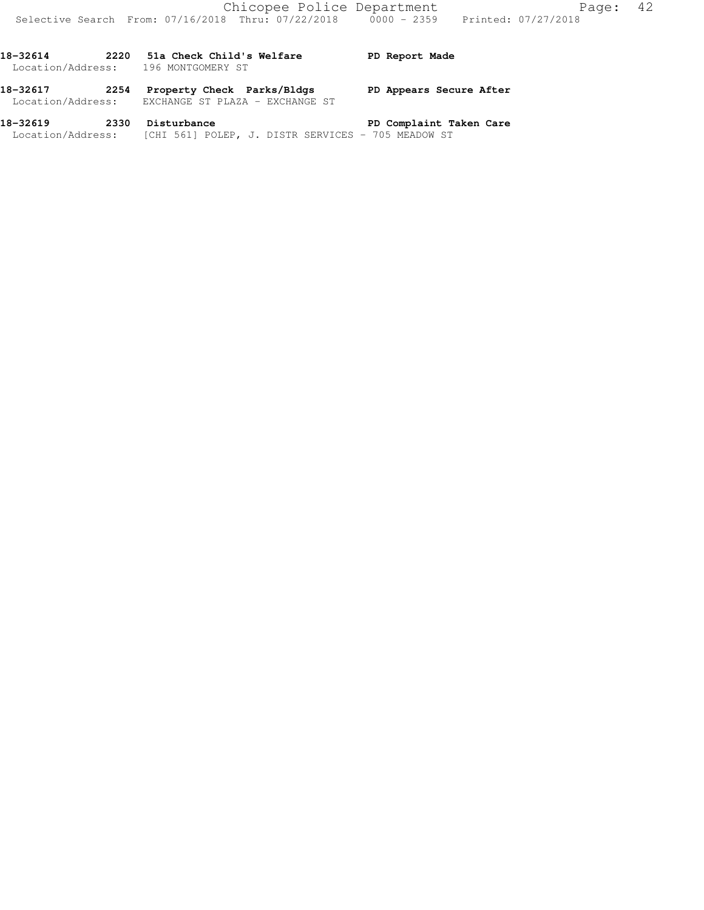**18-32614 2220 51a Check Child's Welfare PD Report Made**
Location/Address: 196 MONTGOMERY ST

**18-32617 2254 Property Check Parks/Bldgs PD Appears Secure After**
Location/Address: EXCHANGE ST PLAZA - EXCHANGE ST

**18-32619 2330 Disturbance PD Complaint Taken Care**
Location/Address: [CHI 561] POLEP, J. DISTR SERVICES - 705 MEADOW ST